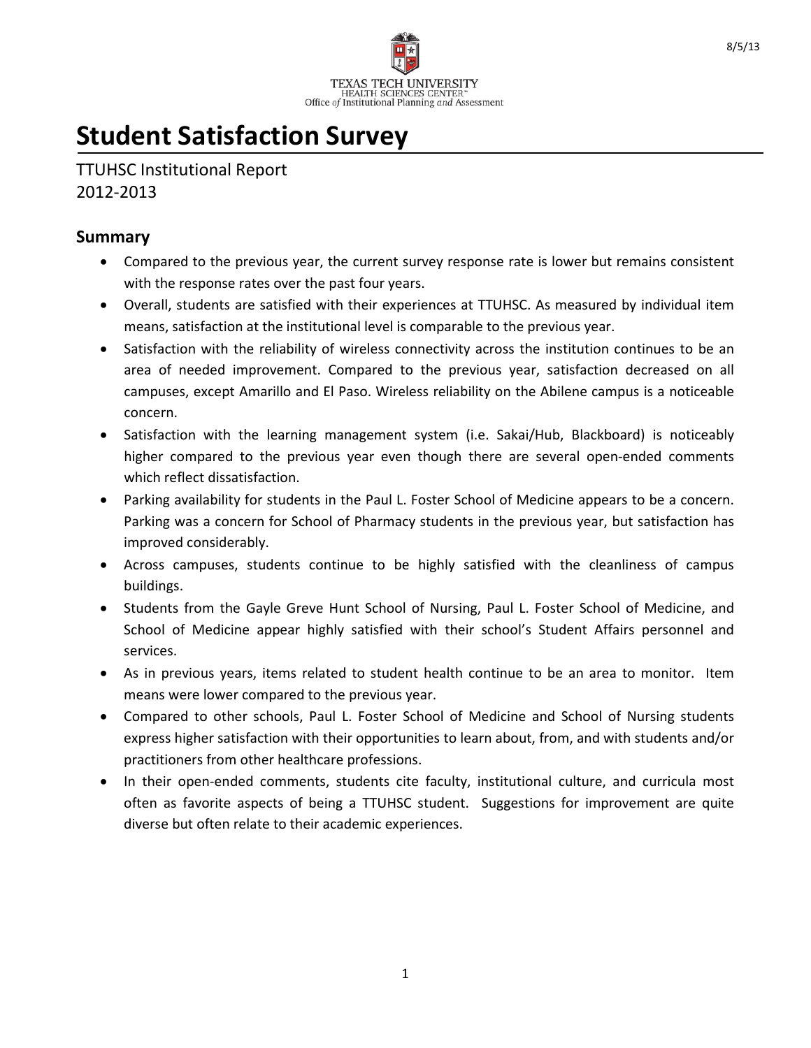TEXAS TECH UNIVERSITY
HEALTH SCIENCES CENTER
Office *of* Institutional Planning *and* Assessment

8/5/13

# Student Satisfaction Survey

TTUHSC Institutional Report
2012-2013

## Summary

- Compared to the previous year, the current survey response rate is lower but remains consistent with the response rates over the past four years.
- Overall, students are satisfied with their experiences at TTUHSC. As measured by individual item means, satisfaction at the institutional level is comparable to the previous year.
- Satisfaction with the reliability of wireless connectivity across the institution continues to be an area of needed improvement. Compared to the previous year, satisfaction decreased on all campuses, except Amarillo and El Paso. Wireless reliability on the Abilene campus is a noticeable concern.
- Satisfaction with the learning management system (i.e. Sakai/Hub, Blackboard) is noticeably higher compared to the previous year even though there are several open-ended comments which reflect dissatisfaction.
- Parking availability for students in the Paul L. Foster School of Medicine appears to be a concern. Parking was a concern for School of Pharmacy students in the previous year, but satisfaction has improved considerably.
- Across campuses, students continue to be highly satisfied with the cleanliness of campus buildings.
- Students from the Gayle Greve Hunt School of Nursing, Paul L. Foster School of Medicine, and School of Medicine appear highly satisfied with their school's Student Affairs personnel and services.
- As in previous years, items related to student health continue to be an area to monitor. Item means were lower compared to the previous year.
- Compared to other schools, Paul L. Foster School of Medicine and School of Nursing students express higher satisfaction with their opportunities to learn about, from, and with students and/or practitioners from other healthcare professions.
- In their open-ended comments, students cite faculty, institutional culture, and curricula most often as favorite aspects of being a TTUHSC student. Suggestions for improvement are quite diverse but often relate to their academic experiences.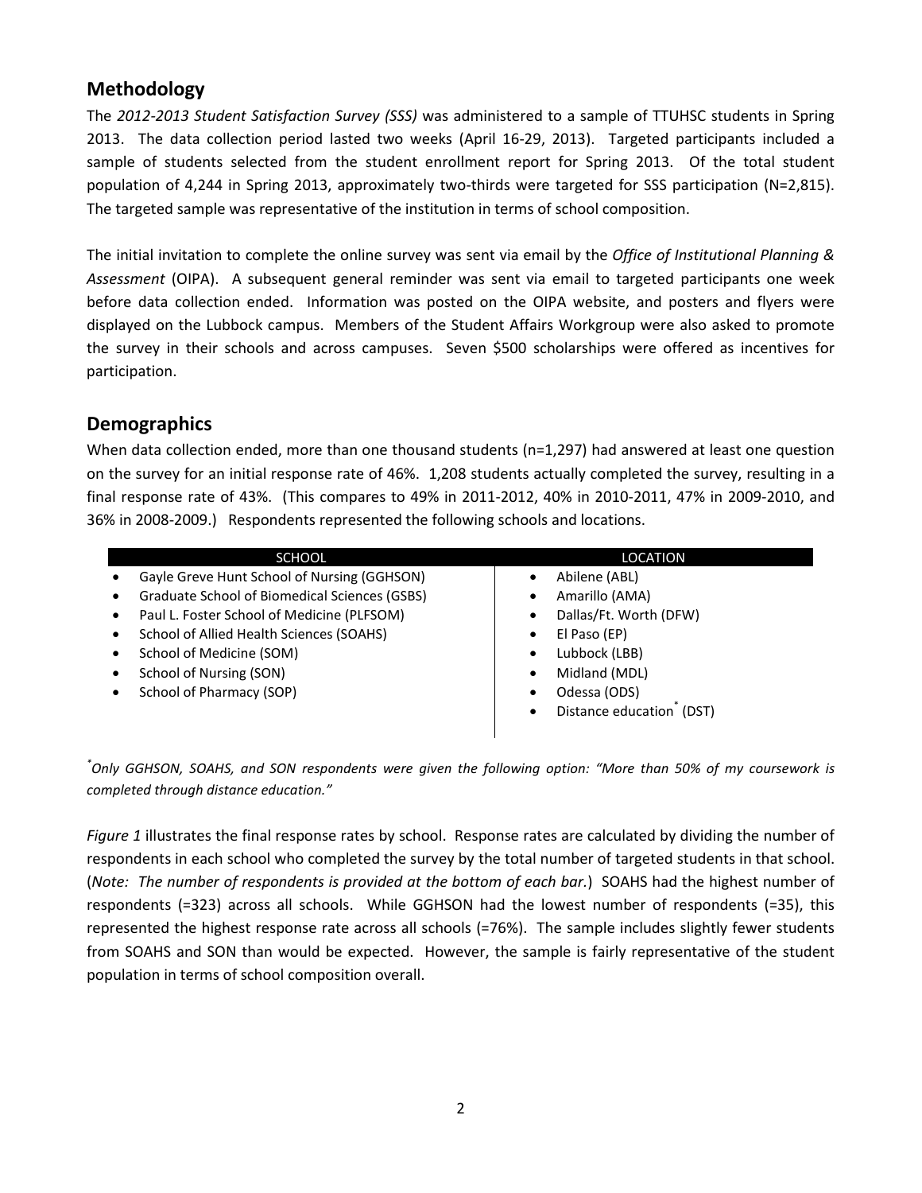## Methodology

The *2012-2013 Student Satisfaction Survey (SSS)* was administered to a sample of TTUHSC students in Spring 2013. The data collection period lasted two weeks (April 16-29, 2013). Targeted participants included a sample of students selected from the student enrollment report for Spring 2013. Of the total student population of 4,244 in Spring 2013, approximately two-thirds were targeted for SSS participation (N=2,815). The targeted sample was representative of the institution in terms of school composition.

The initial invitation to complete the online survey was sent via email by the *Office of Institutional Planning & Assessment* (OIPA). A subsequent general reminder was sent via email to targeted participants one week before data collection ended. Information was posted on the OIPA website, and posters and flyers were displayed on the Lubbock campus. Members of the Student Affairs Workgroup were also asked to promote the survey in their schools and across campuses. Seven $500 scholarships were offered as incentives for participation.

## Demographics

When data collection ended, more than one thousand students (n=1,297) had answered at least one question on the survey for an initial response rate of 46%. 1,208 students actually completed the survey, resulting in a final response rate of 43%. (This compares to 49% in 2011-2012, 40% in 2010-2011, 47% in 2009-2010, and 36% in 2008-2009.) Respondents represented the following schools and locations.

| SCHOOL | LOCATION |
|---|---|
| • Gayle Greve Hunt School of Nursing (GGHSON) | • Abilene (ABL) |
| • Graduate School of Biomedical Sciences (GSBS) | • Amarillo (AMA) |
| • Paul L. Foster School of Medicine (PLFSOM) | • Dallas/Ft. Worth (DFW) |
| • School of Allied Health Sciences (SOAHS) | • El Paso (EP) |
| • School of Medicine (SOM) | • Lubbock (LBB) |
| • School of Nursing (SON) | • Midland (MDL) |
| • School of Pharmacy (SOP) | • Odessa (ODS) |
| | • Distance education* (DST) |

*\*Only GGHSON, SOAHS, and SON respondents were given the following option: "More than 50% of my coursework is completed through distance education."*

*Figure 1* illustrates the final response rates by school. Response rates are calculated by dividing the number of respondents in each school who completed the survey by the total number of targeted students in that school. (*Note: The number of respondents is provided at the bottom of each bar.*) SOAHS had the highest number of respondents (=323) across all schools. While GGHSON had the lowest number of respondents (=35), this represented the highest response rate across all schools (=76%). The sample includes slightly fewer students from SOAHS and SON than would be expected. However, the sample is fairly representative of the student population in terms of school composition overall.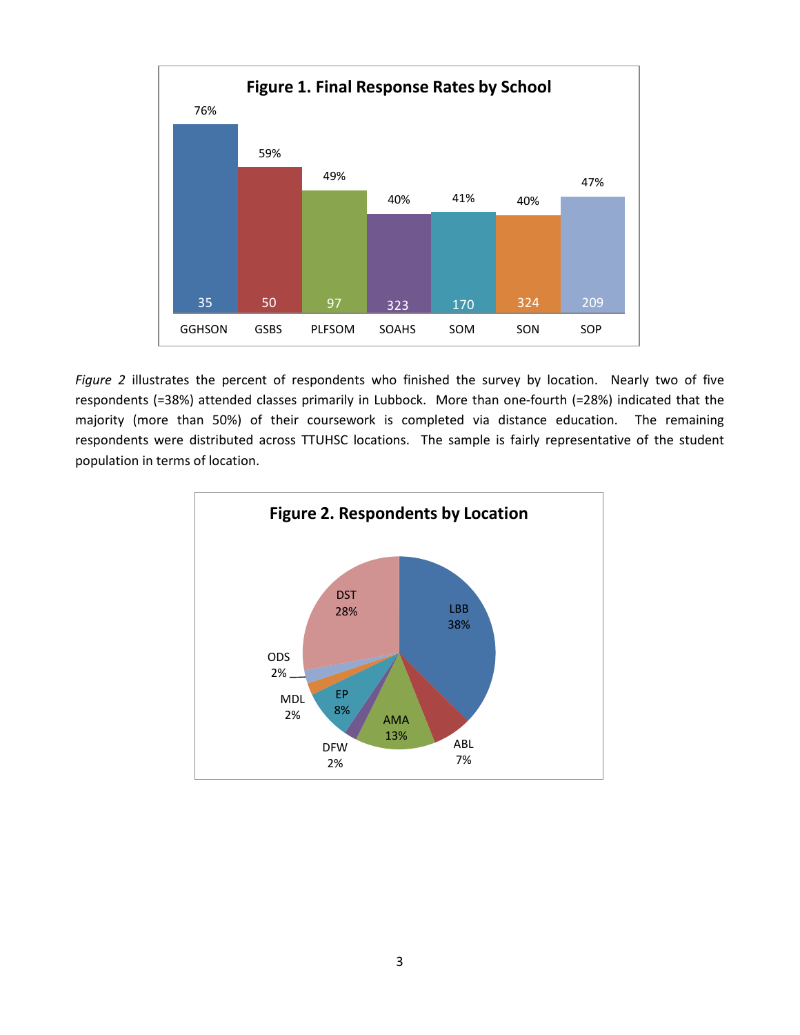**Figure 1. Final Response Rates by School**

| School | Response Rate | N |
|---|---|---|
| GGHSON | 76% | 35 |
| GSBS | 59% | 50 |
| PLFSOM | 49% | 97 |
| SOAHS | 40% | 323 |
| SOM | 41% | 170 |
| SON | 40% | 324 |
| SOP | 47% | 209 |

*Figure 2* illustrates the percent of respondents who finished the survey by location. Nearly two of five respondents (=38%) attended classes primarily in Lubbock. More than one-fourth (=28%) indicated that the majority (more than 50%) of their coursework is completed via distance education. The remaining respondents were distributed across TTUHSC locations. The sample is fairly representative of the student population in terms of location.

**Figure 2. Respondents by Location**

| Location | Percent |
|---|---|
| LBB | 38% |
| ABL | 7% |
| AMA | 13% |
| DFW | 2% |
| EP | 8% |
| MDL | 2% |
| ODS | 2% |
| DST | 28% |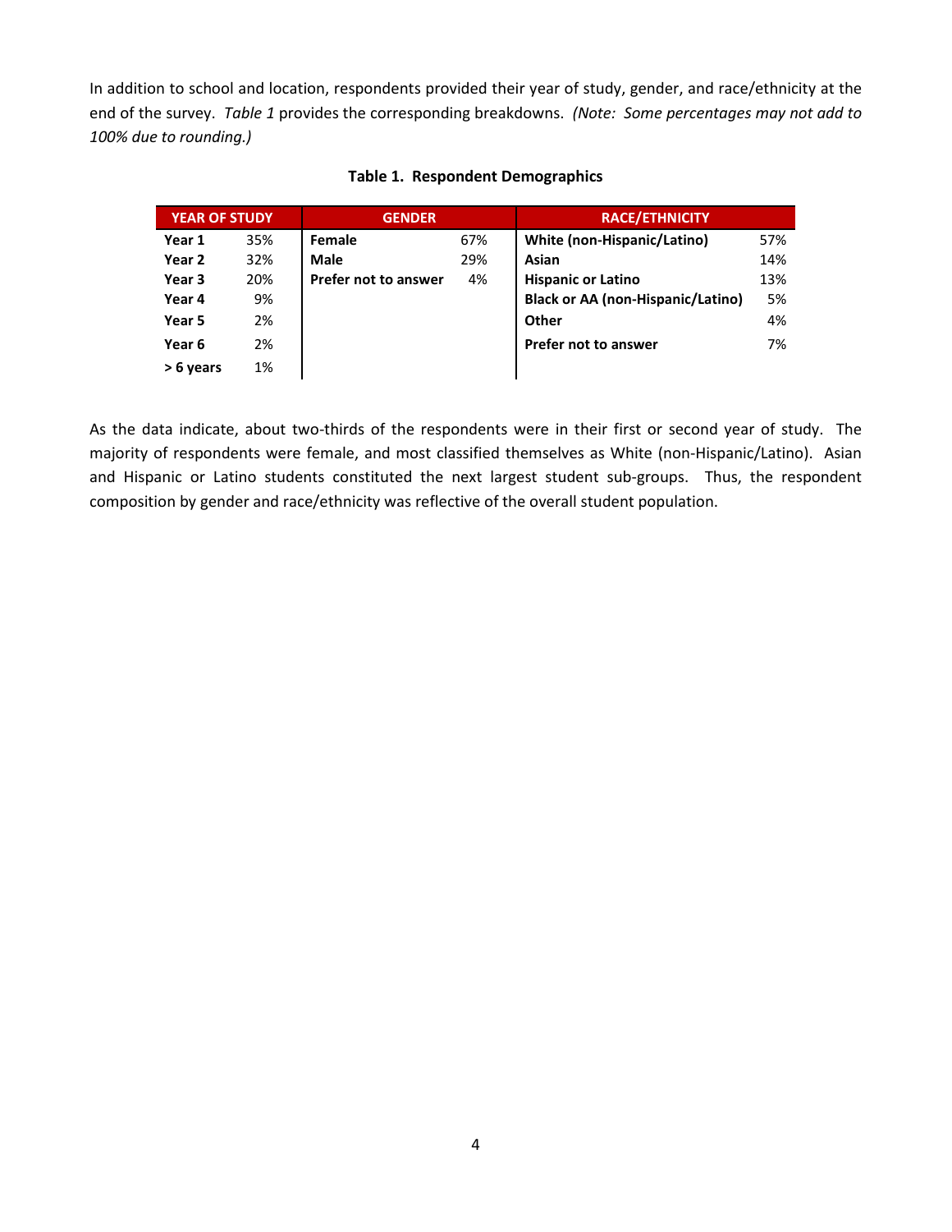In addition to school and location, respondents provided their year of study, gender, and race/ethnicity at the end of the survey. *Table 1* provides the corresponding breakdowns. *(Note: Some percentages may not add to 100% due to rounding.)*

**Table 1. Respondent Demographics**

| YEAR OF STUDY | | GENDER | | RACE/ETHNICITY | |
|---|---|---|---|---|---|
| **Year 1** | 35% | **Female** | 67% | **White (non-Hispanic/Latino)** | 57% |
| **Year 2** | 32% | **Male** | 29% | **Asian** | 14% |
| **Year 3** | 20% | **Prefer not to answer** | 4% | **Hispanic or Latino** | 13% |
| **Year 4** | 9% | | | **Black or AA (non-Hispanic/Latino)** | 5% |
| **Year 5** | 2% | | | **Other** | 4% |
| **Year 6** | 2% | | | **Prefer not to answer** | 7% |
| **> 6 years** | 1% | | | | |

As the data indicate, about two-thirds of the respondents were in their first or second year of study. The majority of respondents were female, and most classified themselves as White (non-Hispanic/Latino). Asian and Hispanic or Latino students constituted the next largest student sub-groups. Thus, the respondent composition by gender and race/ethnicity was reflective of the overall student population.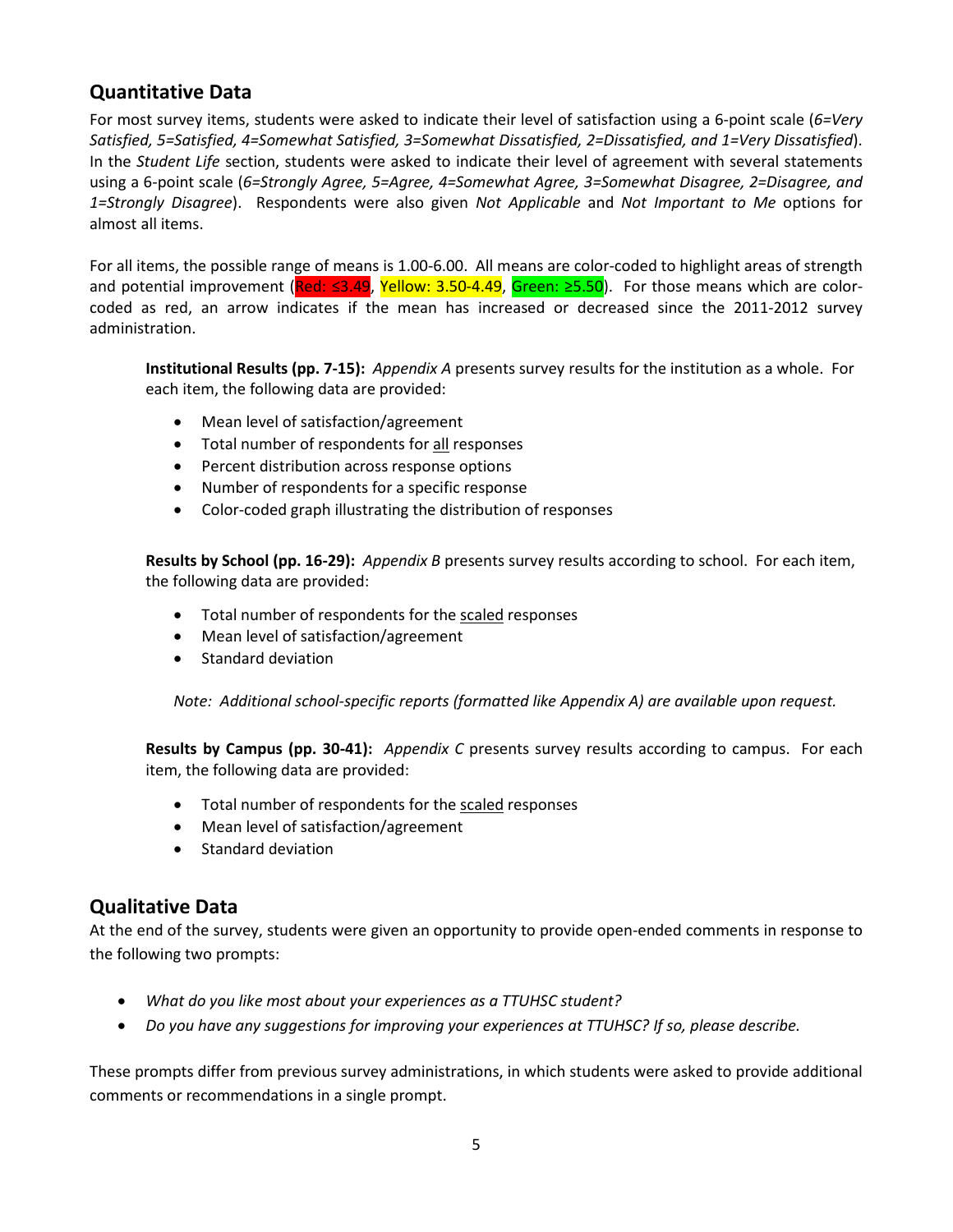## Quantitative Data

For most survey items, students were asked to indicate their level of satisfaction using a 6-point scale (*6=Very Satisfied, 5=Satisfied, 4=Somewhat Satisfied, 3=Somewhat Dissatisfied, 2=Dissatisfied, and 1=Very Dissatisfied*). In the *Student Life* section, students were asked to indicate their level of agreement with several statements using a 6-point scale (*6=Strongly Agree, 5=Agree, 4=Somewhat Agree, 3=Somewhat Disagree, 2=Disagree, and 1=Strongly Disagree*). Respondents were also given *Not Applicable* and *Not Important to Me* options for almost all items.

For all items, the possible range of means is 1.00-6.00. All means are color-coded to highlight areas of strength and potential improvement (Red: ≤3.49, Yellow: 3.50-4.49, Green: ≥5.50). For those means which are color-coded as red, an arrow indicates if the mean has increased or decreased since the 2011-2012 survey administration.

**Institutional Results (pp. 7-15):** *Appendix A* presents survey results for the institution as a whole. For each item, the following data are provided:

- Mean level of satisfaction/agreement
- Total number of respondents for all responses
- Percent distribution across response options
- Number of respondents for a specific response
- Color-coded graph illustrating the distribution of responses

**Results by School (pp. 16-29):** *Appendix B* presents survey results according to school. For each item, the following data are provided:

- Total number of respondents for the scaled responses
- Mean level of satisfaction/agreement
- Standard deviation

*Note: Additional school-specific reports (formatted like Appendix A) are available upon request.*

**Results by Campus (pp. 30-41):** *Appendix C* presents survey results according to campus. For each item, the following data are provided:

- Total number of respondents for the scaled responses
- Mean level of satisfaction/agreement
- Standard deviation

## Qualitative Data

At the end of the survey, students were given an opportunity to provide open-ended comments in response to the following two prompts:

- *What do you like most about your experiences as a TTUHSC student?*
- *Do you have any suggestions for improving your experiences at TTUHSC? If so, please describe.*

These prompts differ from previous survey administrations, in which students were asked to provide additional comments or recommendations in a single prompt.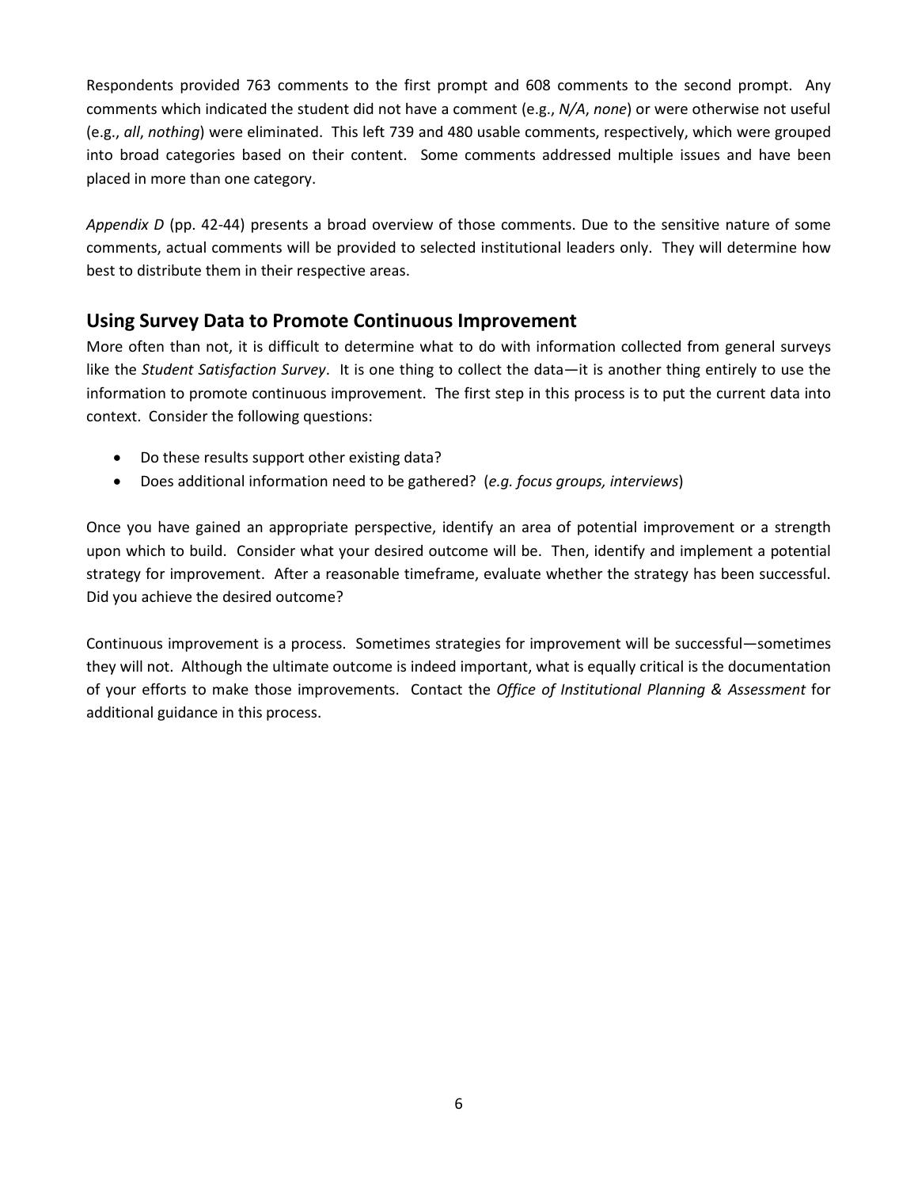Respondents provided 763 comments to the first prompt and 608 comments to the second prompt. Any comments which indicated the student did not have a comment (e.g., *N/A*, *none*) or were otherwise not useful (e.g., *all*, *nothing*) were eliminated. This left 739 and 480 usable comments, respectively, which were grouped into broad categories based on their content. Some comments addressed multiple issues and have been placed in more than one category.

*Appendix D* (pp. 42-44) presents a broad overview of those comments. Due to the sensitive nature of some comments, actual comments will be provided to selected institutional leaders only. They will determine how best to distribute them in their respective areas.

## Using Survey Data to Promote Continuous Improvement

More often than not, it is difficult to determine what to do with information collected from general surveys like the *Student Satisfaction Survey*. It is one thing to collect the data—it is another thing entirely to use the information to promote continuous improvement. The first step in this process is to put the current data into context. Consider the following questions:

- Do these results support other existing data?
- Does additional information need to be gathered? (*e.g. focus groups, interviews*)

Once you have gained an appropriate perspective, identify an area of potential improvement or a strength upon which to build. Consider what your desired outcome will be. Then, identify and implement a potential strategy for improvement. After a reasonable timeframe, evaluate whether the strategy has been successful. Did you achieve the desired outcome?

Continuous improvement is a process. Sometimes strategies for improvement will be successful—sometimes they will not. Although the ultimate outcome is indeed important, what is equally critical is the documentation of your efforts to make those improvements. Contact the *Office of Institutional Planning & Assessment* for additional guidance in this process.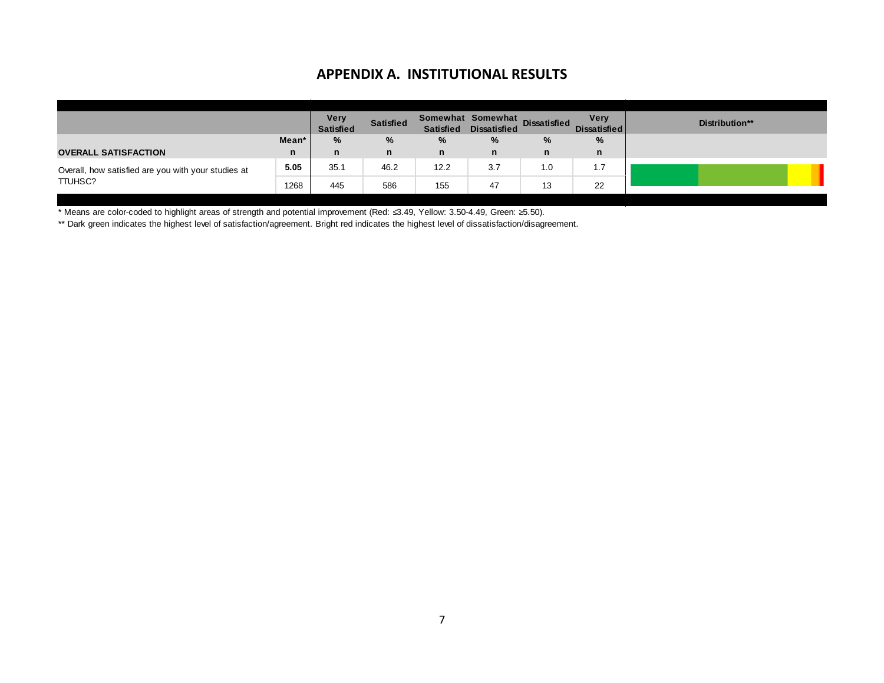## APPENDIX A. INSTITUTIONAL RESULTS

| OVERALL SATISFACTION | Mean* / n | Very Satisfied % / n | Satisfied % / n | Somewhat Satisfied % / n | Somewhat Dissatisfied % / n | Dissatisfied % / n | Very Dissatisfied % / n | Distribution** |
|---|---|---|---|---|---|---|---|---|
| Overall, how satisfied are you with your studies at TTUHSC? | **5.05** | 35.1 | 46.2 | 12.2 | 3.7 | 1.0 | 1.7 | |
| | 1268 | 445 | 586 | 155 | 47 | 13 | 22 | |

\* Means are color-coded to highlight areas of strength and potential improvement (Red: ≤3.49, Yellow: 3.50-4.49, Green: ≥5.50).

\** Dark green indicates the highest level of satisfaction/agreement. Bright red indicates the highest level of dissatisfaction/disagreement.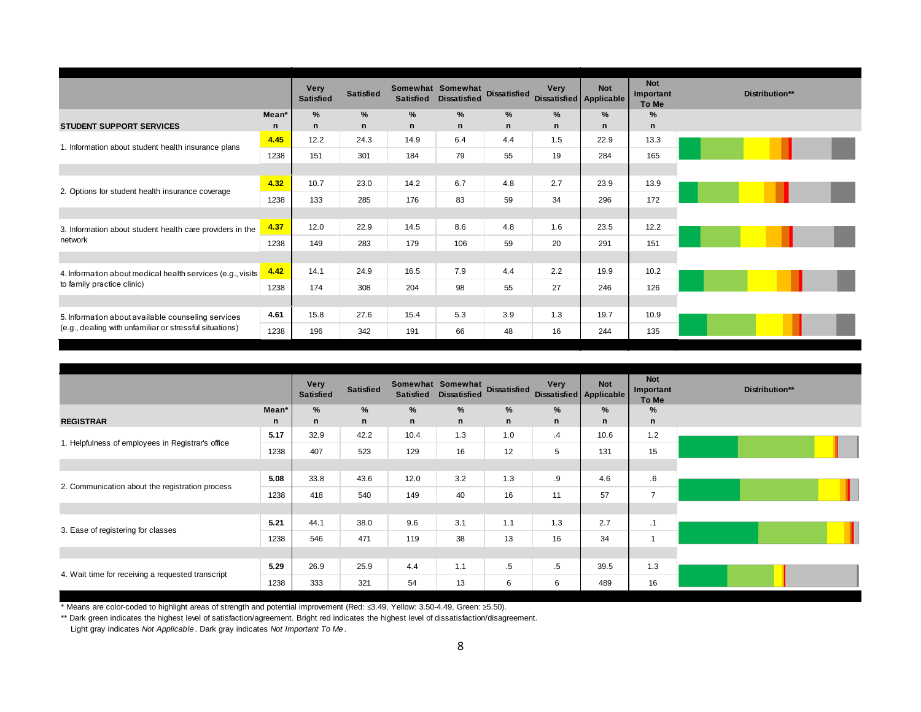| STUDENT SUPPORT SERVICES | Mean* / n | Very Satisfied % / n | Satisfied % / n | Somewhat Satisfied % / n | Somewhat Dissatisfied % / n | Dissatisfied % / n | Very Dissatisfied % / n | Not Applicable % / n | Not Important To Me % / n | Distribution** |
|---|---|---|---|---|---|---|---|---|---|---|
| 1. Information about student health insurance plans | 4.45 | 12.2 | 24.3 | 14.9 | 6.4 | 4.4 | 1.5 | 22.9 | 13.3 | |
| | 1238 | 151 | 301 | 184 | 79 | 55 | 19 | 284 | 165 | |
| 2. Options for student health insurance coverage | 4.32 | 10.7 | 23.0 | 14.2 | 6.7 | 4.8 | 2.7 | 23.9 | 13.9 | |
| | 1238 | 133 | 285 | 176 | 83 | 59 | 34 | 296 | 172 | |
| 3. Information about student health care providers in the network | 4.37 | 12.0 | 22.9 | 14.5 | 8.6 | 4.8 | 1.6 | 23.5 | 12.2 | |
| | 1238 | 149 | 283 | 179 | 106 | 59 | 20 | 291 | 151 | |
| 4. Information about medical health services (e.g., visits to family practice clinic) | 4.42 | 14.1 | 24.9 | 16.5 | 7.9 | 4.4 | 2.2 | 19.9 | 10.2 | |
| | 1238 | 174 | 308 | 204 | 98 | 55 | 27 | 246 | 126 | |
| 5. Information about available counseling services (e.g., dealing with unfamiliar or stressful situations) | 4.61 | 15.8 | 27.6 | 15.4 | 5.3 | 3.9 | 1.3 | 19.7 | 10.9 | |
| | 1238 | 196 | 342 | 191 | 66 | 48 | 16 | 244 | 135 | |

| REGISTRAR | Mean* / n | Very Satisfied % / n | Satisfied % / n | Somewhat Satisfied % / n | Somewhat Dissatisfied % / n | Dissatisfied % / n | Very Dissatisfied % / n | Not Applicable % / n | Not Important To Me % / n | Distribution** |
|---|---|---|---|---|---|---|---|---|---|---|
| 1. Helpfulness of employees in Registrar's office | 5.17 | 32.9 | 42.2 | 10.4 | 1.3 | 1.0 | .4 | 10.6 | 1.2 | |
| | 1238 | 407 | 523 | 129 | 16 | 12 | 5 | 131 | 15 | |
| 2. Communication about the registration process | 5.08 | 33.8 | 43.6 | 12.0 | 3.2 | 1.3 | .9 | 4.6 | .6 | |
| | 1238 | 418 | 540 | 149 | 40 | 16 | 11 | 57 | 7 | |
| 3. Ease of registering for classes | 5.21 | 44.1 | 38.0 | 9.6 | 3.1 | 1.1 | 1.3 | 2.7 | .1 | |
| | 1238 | 546 | 471 | 119 | 38 | 13 | 16 | 34 | 1 | |
| 4. Wait time for receiving a requested transcript | 5.29 | 26.9 | 25.9 | 4.4 | 1.1 | .5 | .5 | 39.5 | 1.3 | |
| | 1238 | 333 | 321 | 54 | 13 | 6 | 6 | 489 | 16 | |

\* Means are color-coded to highlight areas of strength and potential improvement (Red: ≤3.49, Yellow: 3.50-4.49, Green: ≥5.50).

\*\* Dark green indicates the highest level of satisfaction/agreement. Bright red indicates the highest level of dissatisfaction/disagreement. Light gray indicates *Not Applicable*. Dark gray indicates *Not Important To Me*.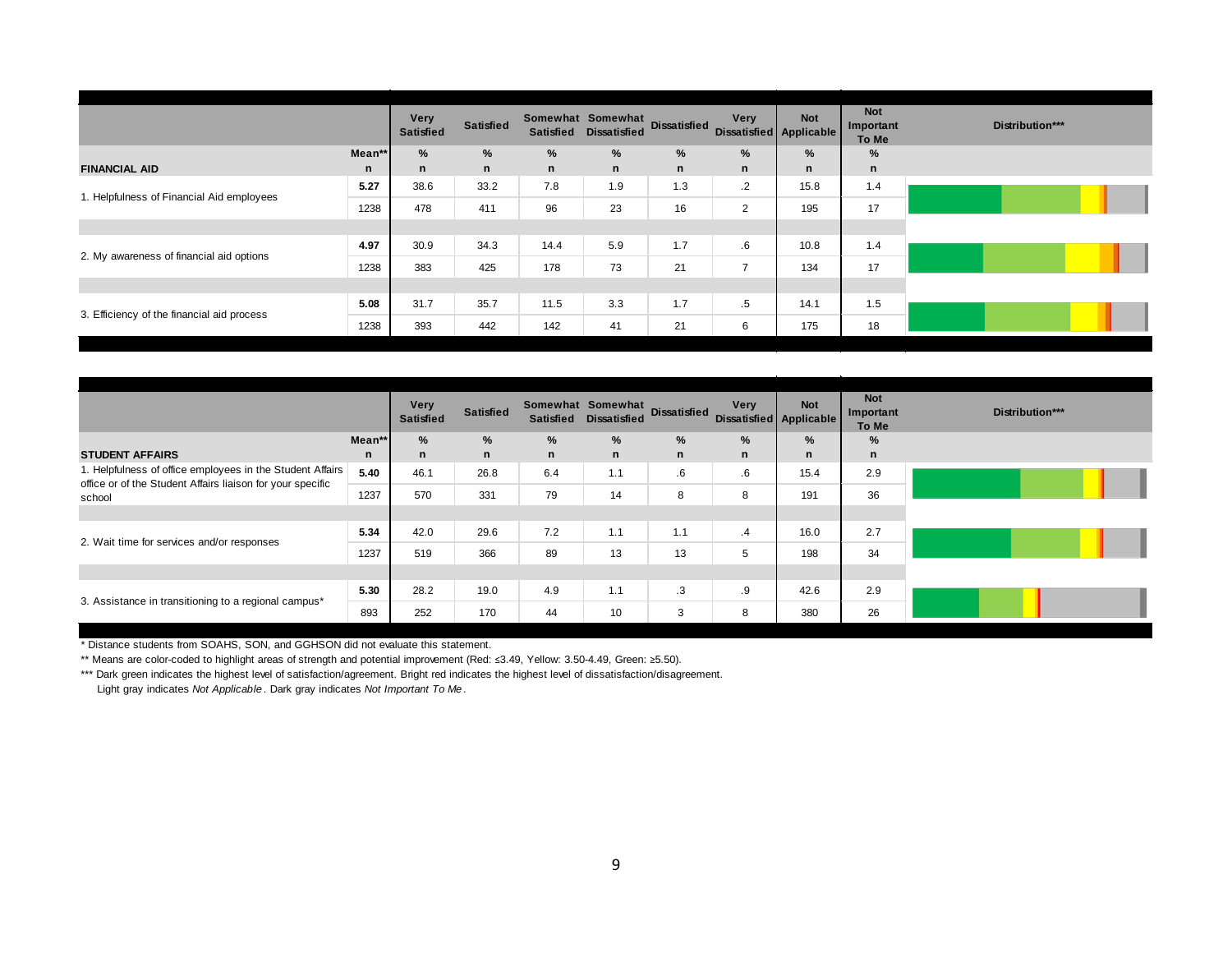| FINANCIAL AID | Mean** / n | Very Satisfied % / n | Satisfied % / n | Somewhat Satisfied % / n | Somewhat Dissatisfied % / n | Dissatisfied % / n | Very Dissatisfied % / n | Not Applicable % / n | Not Important To Me % / n | Distribution*** |
|---|---|---|---|---|---|---|---|---|---|---|
| 1. Helpfulness of Financial Aid employees | **5.27** | 38.6 | 33.2 | 7.8 | 1.9 | 1.3 | .2 | 15.8 | 1.4 | |
| | 1238 | 478 | 411 | 96 | 23 | 16 | 2 | 195 | 17 | |
| 2. My awareness of financial aid options | **4.97** | 30.9 | 34.3 | 14.4 | 5.9 | 1.7 | .6 | 10.8 | 1.4 | |
| | 1238 | 383 | 425 | 178 | 73 | 21 | 7 | 134 | 17 | |
| 3. Efficiency of the financial aid process | **5.08** | 31.7 | 35.7 | 11.5 | 3.3 | 1.7 | .5 | 14.1 | 1.5 | |
| | 1238 | 393 | 442 | 142 | 41 | 21 | 6 | 175 | 18 | |

| STUDENT AFFAIRS | Mean** / n | Very Satisfied % / n | Satisfied % / n | Somewhat Satisfied % / n | Somewhat Dissatisfied % / n | Dissatisfied % / n | Very Dissatisfied % / n | Not Applicable % / n | Not Important To Me % / n | Distribution*** |
|---|---|---|---|---|---|---|---|---|---|---|
| 1. Helpfulness of office employees in the Student Affairs office or of the Student Affairs liaison for your specific school | **5.40** | 46.1 | 26.8 | 6.4 | 1.1 | .6 | .6 | 15.4 | 2.9 | |
| | 1237 | 570 | 331 | 79 | 14 | 8 | 8 | 191 | 36 | |
| 2. Wait time for services and/or responses | **5.34** | 42.0 | 29.6 | 7.2 | 1.1 | 1.1 | .4 | 16.0 | 2.7 | |
| | 1237 | 519 | 366 | 89 | 13 | 13 | 5 | 198 | 34 | |
| 3. Assistance in transitioning to a regional campus* | **5.30** | 28.2 | 19.0 | 4.9 | 1.1 | .3 | .9 | 42.6 | 2.9 | |
| | 893 | 252 | 170 | 44 | 10 | 3 | 8 | 380 | 26 | |

* Distance students from SOAHS, SON, and GGHSON did not evaluate this statement.

** Means are color-coded to highlight areas of strength and potential improvement (Red: ≤3.49, Yellow: 3.50-4.49, Green: ≥5.50).

*** Dark green indicates the highest level of satisfaction/agreement. Bright red indicates the highest level of dissatisfaction/disagreement. Light gray indicates *Not Applicable*. Dark gray indicates *Not Important To Me*.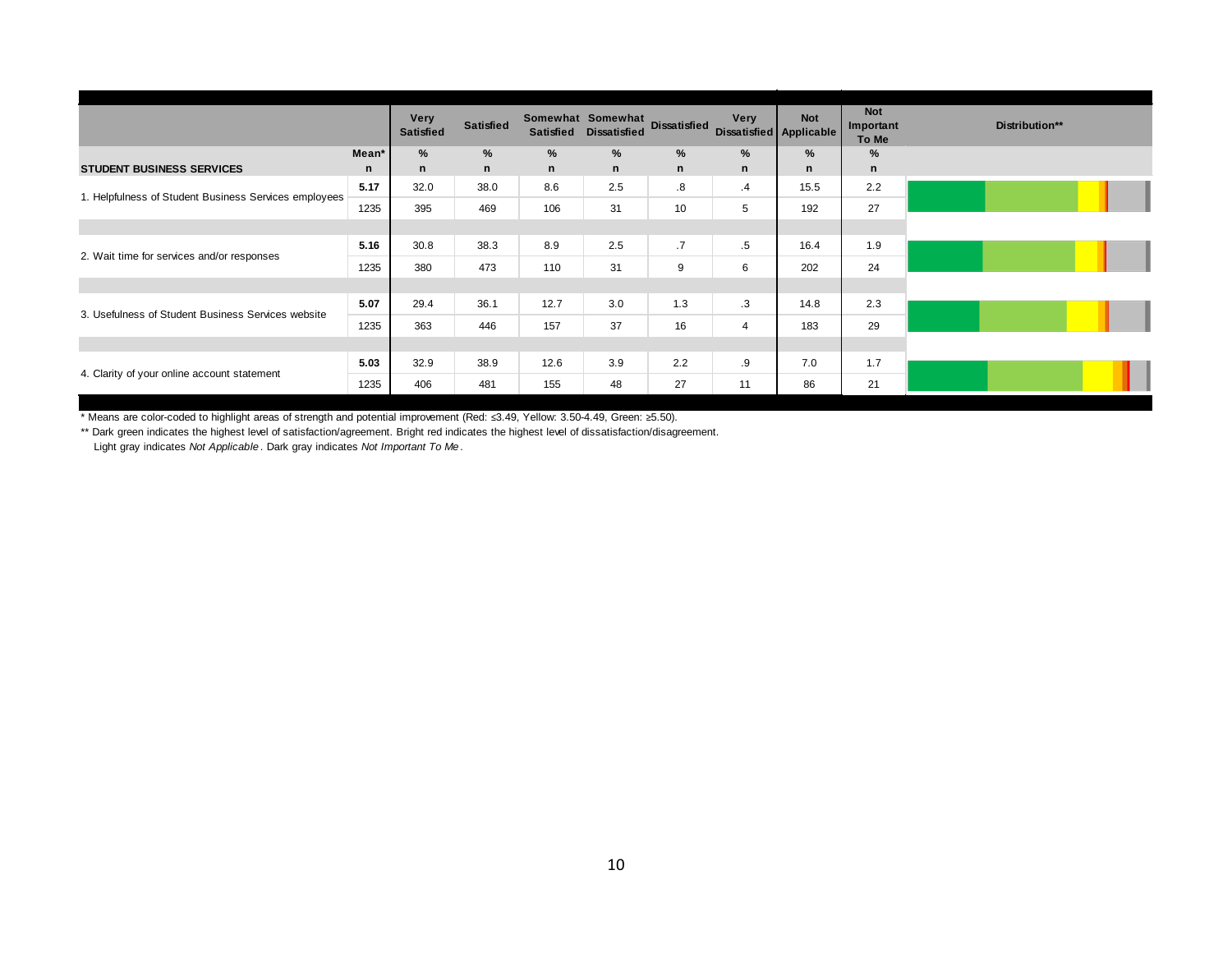| STUDENT BUSINESS SERVICES | Mean* / n | Very Satisfied % / n | Satisfied % / n | Somewhat Satisfied % / n | Somewhat Dissatisfied % / n | Dissatisfied % / n | Very Dissatisfied % / n | Not Applicable % / n | Not Important To Me % / n | Distribution** |
|---|---|---|---|---|---|---|---|---|---|---|
| 1. Helpfulness of Student Business Services employees | **5.17** | 32.0 | 38.0 | 8.6 | 2.5 | .8 | .4 | 15.5 | 2.2 | |
| | 1235 | 395 | 469 | 106 | 31 | 10 | 5 | 192 | 27 | |
| 2. Wait time for services and/or responses | **5.16** | 30.8 | 38.3 | 8.9 | 2.5 | .7 | .5 | 16.4 | 1.9 | |
| | 1235 | 380 | 473 | 110 | 31 | 9 | 6 | 202 | 24 | |
| 3. Usefulness of Student Business Services website | **5.07** | 29.4 | 36.1 | 12.7 | 3.0 | 1.3 | .3 | 14.8 | 2.3 | |
| | 1235 | 363 | 446 | 157 | 37 | 16 | 4 | 183 | 29 | |
| 4. Clarity of your online account statement | **5.03** | 32.9 | 38.9 | 12.6 | 3.9 | 2.2 | .9 | 7.0 | 1.7 | |
| | 1235 | 406 | 481 | 155 | 48 | 27 | 11 | 86 | 21 | |

\* Means are color-coded to highlight areas of strength and potential improvement (Red: ≤3.49, Yellow: 3.50-4.49, Green: ≥5.50).

\*\* Dark green indicates the highest level of satisfaction/agreement. Bright red indicates the highest level of dissatisfaction/disagreement. Light gray indicates *Not Applicable*. Dark gray indicates *Not Important To Me*.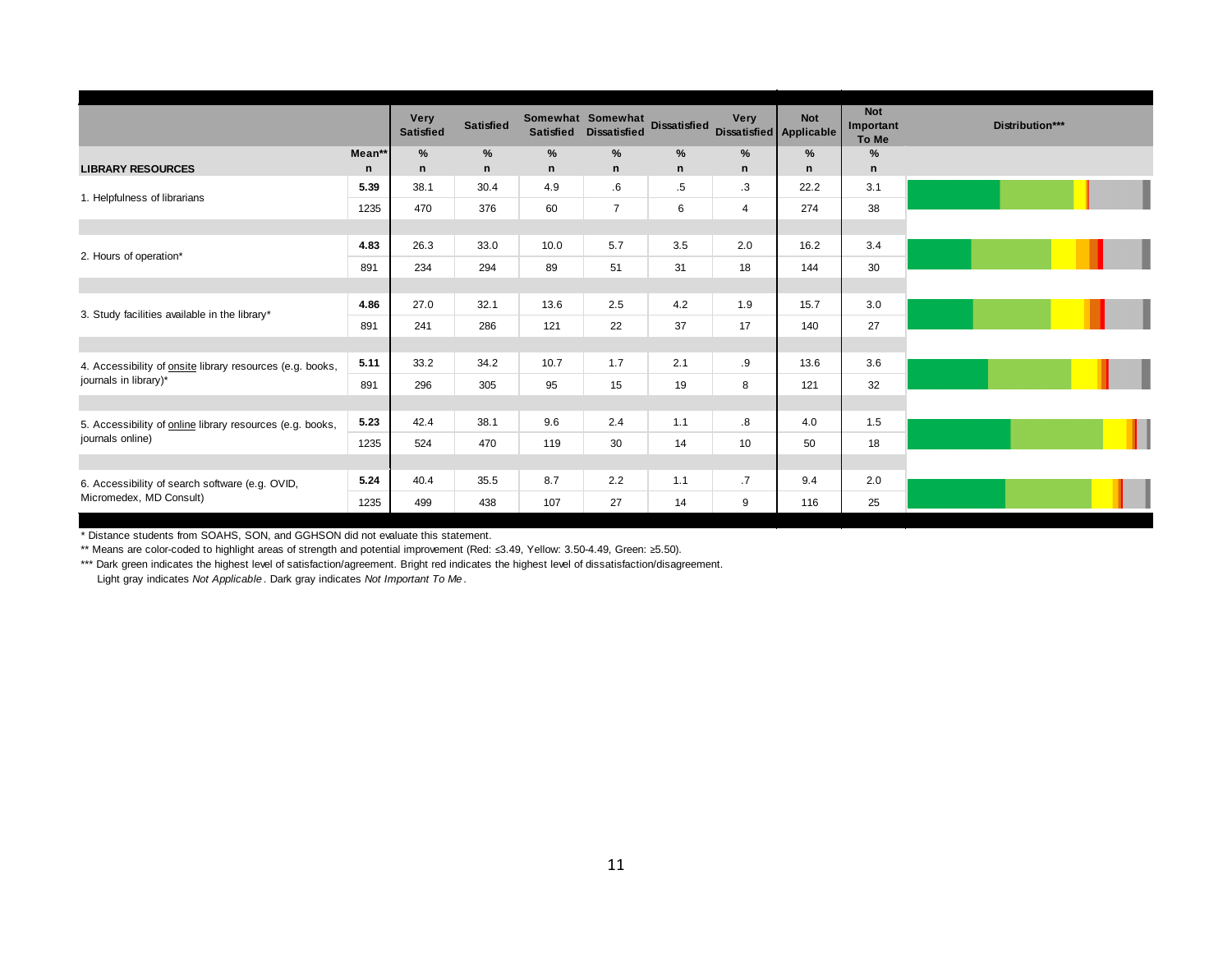| LIBRARY RESOURCES | Mean** / n | Very Satisfied % / n | Satisfied % / n | Somewhat Satisfied % / n | Somewhat Dissatisfied % / n | Dissatisfied % / n | Very Dissatisfied % / n | Not Applicable % / n | Not Important To Me % / n | Distribution*** |
|---|---|---|---|---|---|---|---|---|---|---|
| 1. Helpfulness of librarians | 5.39 | 38.1 | 30.4 | 4.9 | .6 | .5 | .3 | 22.2 | 3.1 | |
| | 1235 | 470 | 376 | 60 | 7 | 6 | 4 | 274 | 38 | |
| 2. Hours of operation* | 4.83 | 26.3 | 33.0 | 10.0 | 5.7 | 3.5 | 2.0 | 16.2 | 3.4 | |
| | 891 | 234 | 294 | 89 | 51 | 31 | 18 | 144 | 30 | |
| 3. Study facilities available in the library* | 4.86 | 27.0 | 32.1 | 13.6 | 2.5 | 4.2 | 1.9 | 15.7 | 3.0 | |
| | 891 | 241 | 286 | 121 | 22 | 37 | 17 | 140 | 27 | |
| 4. Accessibility of onsite library resources (e.g. books, journals in library)* | 5.11 | 33.2 | 34.2 | 10.7 | 1.7 | 2.1 | .9 | 13.6 | 3.6 | |
| | 891 | 296 | 305 | 95 | 15 | 19 | 8 | 121 | 32 | |
| 5. Accessibility of online library resources (e.g. books, journals online) | 5.23 | 42.4 | 38.1 | 9.6 | 2.4 | 1.1 | .8 | 4.0 | 1.5 | |
| | 1235 | 524 | 470 | 119 | 30 | 14 | 10 | 50 | 18 | |
| 6. Accessibility of search software (e.g. OVID, Micromedex, MD Consult) | 5.24 | 40.4 | 35.5 | 8.7 | 2.2 | 1.1 | .7 | 9.4 | 2.0 | |
| | 1235 | 499 | 438 | 107 | 27 | 14 | 9 | 116 | 25 | |

\* Distance students from SOAHS, SON, and GGHSON did not evaluate this statement.

** Means are color-coded to highlight areas of strength and potential improvement (Red: ≤3.49, Yellow: 3.50-4.49, Green: ≥5.50).

*** Dark green indicates the highest level of satisfaction/agreement. Bright red indicates the highest level of dissatisfaction/disagreement. Light gray indicates *Not Applicable*. Dark gray indicates *Not Important To Me*.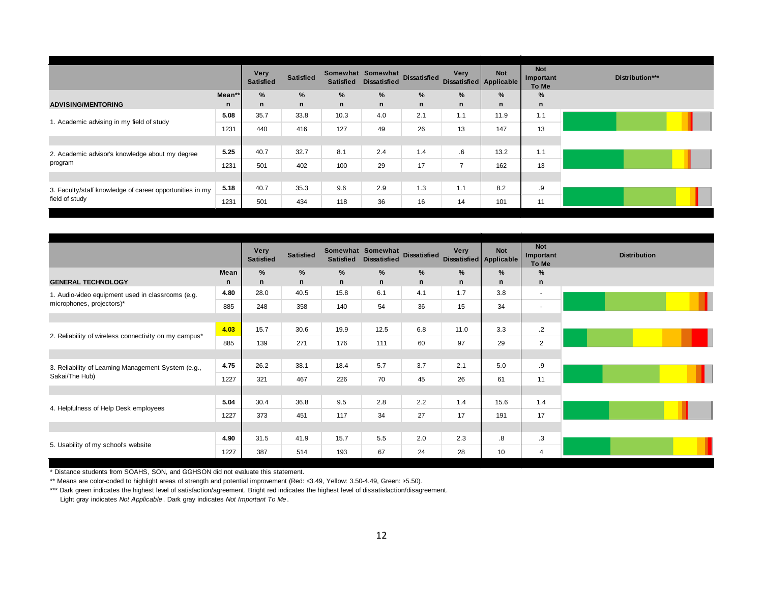| ADVISING/MENTORING | Mean** / n | Very Satisfied % / n | Satisfied % / n | Somewhat Satisfied % / n | Somewhat Dissatisfied % / n | Dissatisfied % / n | Very Dissatisfied % / n | Not Applicable % / n | Not Important To Me % / n | Distribution*** |
|---|---|---|---|---|---|---|---|---|---|---|
| 1. Academic advising in my field of study | 5.08 | 35.7 | 33.8 | 10.3 | 4.0 | 2.1 | 1.1 | 11.9 | 1.1 | |
| | 1231 | 440 | 416 | 127 | 49 | 26 | 13 | 147 | 13 | |
| 2. Academic advisor's knowledge about my degree program | 5.25 | 40.7 | 32.7 | 8.1 | 2.4 | 1.4 | .6 | 13.2 | 1.1 | |
| | 1231 | 501 | 402 | 100 | 29 | 17 | 7 | 162 | 13 | |
| 3. Faculty/staff knowledge of career opportunities in my field of study | 5.18 | 40.7 | 35.3 | 9.6 | 2.9 | 1.3 | 1.1 | 8.2 | .9 | |
| | 1231 | 501 | 434 | 118 | 36 | 16 | 14 | 101 | 11 | |

| GENERAL TECHNOLOGY | Mean / n | Very Satisfied % / n | Satisfied % / n | Somewhat Satisfied % / n | Somewhat Dissatisfied % / n | Dissatisfied % / n | Very Dissatisfied % / n | Not Applicable % / n | Not Important To Me % / n | Distribution |
|---|---|---|---|---|---|---|---|---|---|---|
| 1. Audio-video equipment used in classrooms (e.g. microphones, projectors)* | 4.80 | 28.0 | 40.5 | 15.8 | 6.1 | 4.1 | 1.7 | 3.8 | - | |
| | 885 | 248 | 358 | 140 | 54 | 36 | 15 | 34 | - | |
| 2. Reliability of wireless connectivity on my campus* | 4.03 | 15.7 | 30.6 | 19.9 | 12.5 | 6.8 | 11.0 | 3.3 | .2 | |
| | 885 | 139 | 271 | 176 | 111 | 60 | 97 | 29 | 2 | |
| 3. Reliability of Learning Management System (e.g., Sakai/The Hub) | 4.75 | 26.2 | 38.1 | 18.4 | 5.7 | 3.7 | 2.1 | 5.0 | .9 | |
| | 1227 | 321 | 467 | 226 | 70 | 45 | 26 | 61 | 11 | |
| 4. Helpfulness of Help Desk employees | 5.04 | 30.4 | 36.8 | 9.5 | 2.8 | 2.2 | 1.4 | 15.6 | 1.4 | |
| | 1227 | 373 | 451 | 117 | 34 | 27 | 17 | 191 | 17 | |
| 5. Usability of my school's website | 4.90 | 31.5 | 41.9 | 15.7 | 5.5 | 2.0 | 2.3 | .8 | .3 | |
| | 1227 | 387 | 514 | 193 | 67 | 24 | 28 | 10 | 4 | |

\* Distance students from SOAHS, SON, and GGHSON did not evaluate this statement.

** Means are color-coded to highlight areas of strength and potential improvement (Red: ≤3.49, Yellow: 3.50-4.49, Green: ≥5.50).

*** Dark green indicates the highest level of satisfaction/agreement. Bright red indicates the highest level of dissatisfaction/disagreement. Light gray indicates *Not Applicable*. Dark gray indicates *Not Important To Me*.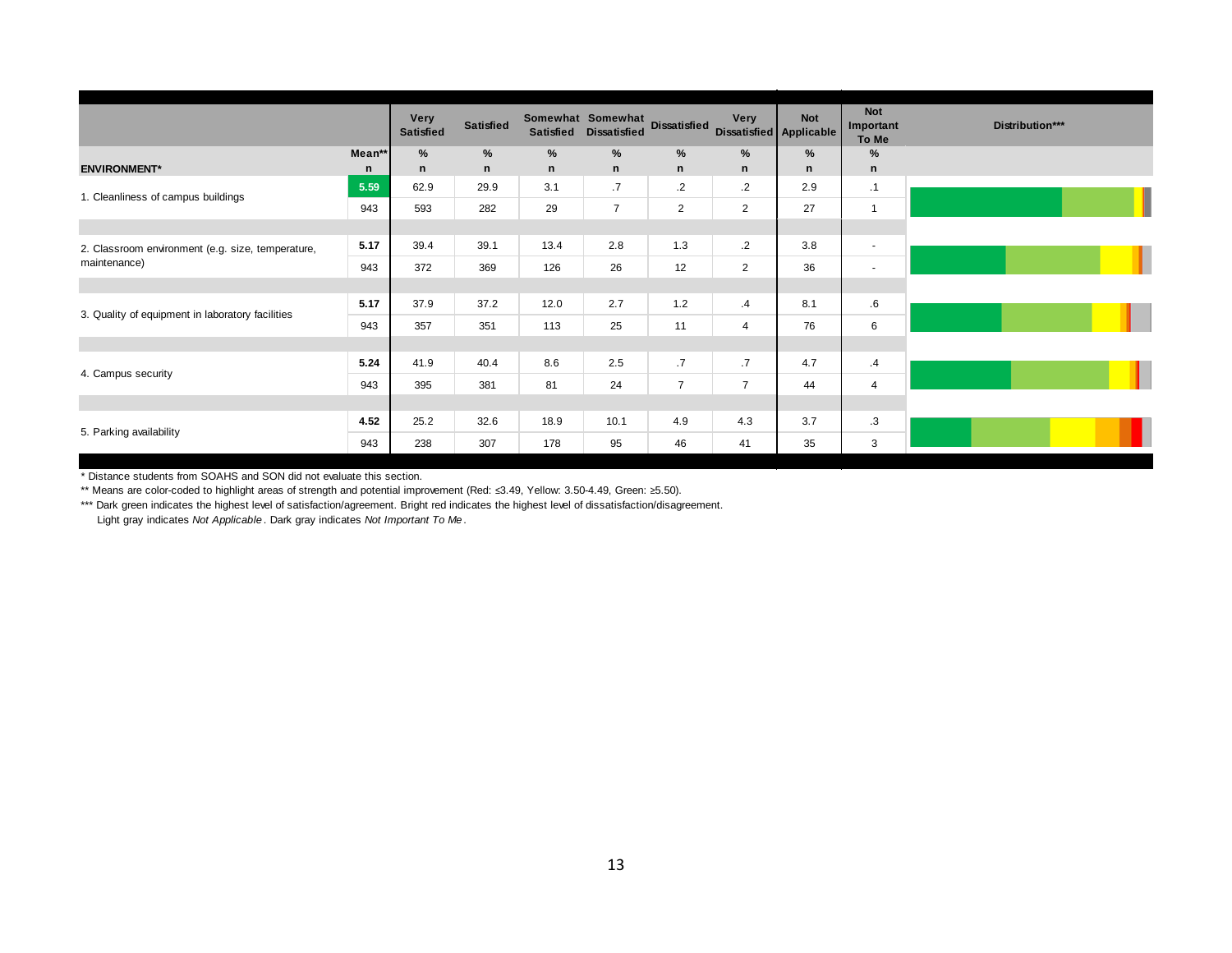| ENVIRONMENT* | Mean** n | Very Satisfied % n | Satisfied % n | Somewhat Satisfied % n | Somewhat Dissatisfied % n | Dissatisfied % n | Very Dissatisfied % n | Not Applicable % n | Not Important To Me % n | Distribution*** |
|---|---|---|---|---|---|---|---|---|---|---|
| 1. Cleanliness of campus buildings | 5.59 | 62.9 | 29.9 | 3.1 | .7 | .2 | .2 | 2.9 | .1 | |
| | 943 | 593 | 282 | 29 | 7 | 2 | 2 | 27 | 1 | |
| 2. Classroom environment (e.g. size, temperature, maintenance) | 5.17 | 39.4 | 39.1 | 13.4 | 2.8 | 1.3 | .2 | 3.8 | - | |
| | 943 | 372 | 369 | 126 | 26 | 12 | 2 | 36 | - | |
| 3. Quality of equipment in laboratory facilities | 5.17 | 37.9 | 37.2 | 12.0 | 2.7 | 1.2 | .4 | 8.1 | .6 | |
| | 943 | 357 | 351 | 113 | 25 | 11 | 4 | 76 | 6 | |
| 4. Campus security | 5.24 | 41.9 | 40.4 | 8.6 | 2.5 | .7 | .7 | 4.7 | .4 | |
| | 943 | 395 | 381 | 81 | 24 | 7 | 7 | 44 | 4 | |
| 5. Parking availability | 4.52 | 25.2 | 32.6 | 18.9 | 10.1 | 4.9 | 4.3 | 3.7 | .3 | |
| | 943 | 238 | 307 | 178 | 95 | 46 | 41 | 35 | 3 | |

\* Distance students from SOAHS and SON did not evaluate this section.

** Means are color-coded to highlight areas of strength and potential improvement (Red: ≤3.49, Yellow: 3.50-4.49, Green: ≥5.50).

*** Dark green indicates the highest level of satisfaction/agreement. Bright red indicates the highest level of dissatisfaction/disagreement. Light gray indicates *Not Applicable*. Dark gray indicates *Not Important To Me*.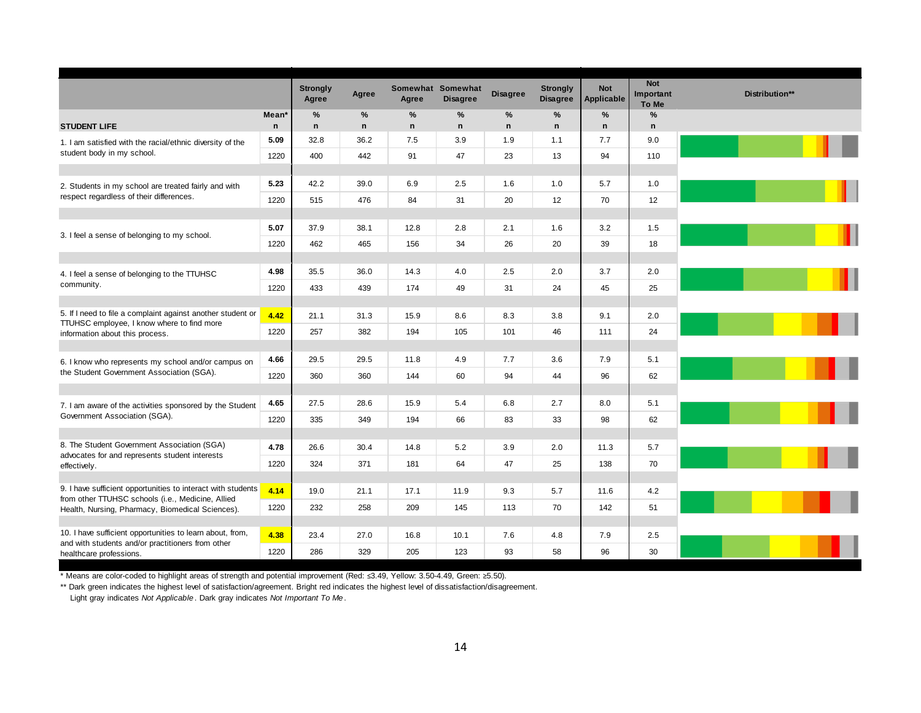| STUDENT LIFE | Mean* n | Strongly Agree % n | Agree % n | Somewhat Agree % n | Somewhat Disagree % n | Disagree % n | Strongly Disagree % n | Not Applicable % n | Not Important To Me % n | Distribution** |
|---|---|---|---|---|---|---|---|---|---|---|
| 1. I am satisfied with the racial/ethnic diversity of the student body in my school. | 5.09 | 32.8 | 36.2 | 7.5 | 3.9 | 1.9 | 1.1 | 7.7 | 9.0 | |
| | 1220 | 400 | 442 | 91 | 47 | 23 | 13 | 94 | 110 | |
| 2. Students in my school are treated fairly and with respect regardless of their differences. | 5.23 | 42.2 | 39.0 | 6.9 | 2.5 | 1.6 | 1.0 | 5.7 | 1.0 | |
| | 1220 | 515 | 476 | 84 | 31 | 20 | 12 | 70 | 12 | |
| 3. I feel a sense of belonging to my school. | 5.07 | 37.9 | 38.1 | 12.8 | 2.8 | 2.1 | 1.6 | 3.2 | 1.5 | |
| | 1220 | 462 | 465 | 156 | 34 | 26 | 20 | 39 | 18 | |
| 4. I feel a sense of belonging to the TTUHSC community. | 4.98 | 35.5 | 36.0 | 14.3 | 4.0 | 2.5 | 2.0 | 3.7 | 2.0 | |
| | 1220 | 433 | 439 | 174 | 49 | 31 | 24 | 45 | 25 | |
| 5. If I need to file a complaint against another student or TTUHSC employee, I know where to find more information about this process. | 4.42 | 21.1 | 31.3 | 15.9 | 8.6 | 8.3 | 3.8 | 9.1 | 2.0 | |
| | 1220 | 257 | 382 | 194 | 105 | 101 | 46 | 111 | 24 | |
| 6. I know who represents my school and/or campus on the Student Government Association (SGA). | 4.66 | 29.5 | 29.5 | 11.8 | 4.9 | 7.7 | 3.6 | 7.9 | 5.1 | |
| | 1220 | 360 | 360 | 144 | 60 | 94 | 44 | 96 | 62 | |
| 7. I am aware of the activities sponsored by the Student Government Association (SGA). | 4.65 | 27.5 | 28.6 | 15.9 | 5.4 | 6.8 | 2.7 | 8.0 | 5.1 | |
| | 1220 | 335 | 349 | 194 | 66 | 83 | 33 | 98 | 62 | |
| 8. The Student Government Association (SGA) advocates for and represents student interests effectively. | 4.78 | 26.6 | 30.4 | 14.8 | 5.2 | 3.9 | 2.0 | 11.3 | 5.7 | |
| | 1220 | 324 | 371 | 181 | 64 | 47 | 25 | 138 | 70 | |
| 9. I have sufficient opportunities to interact with students from other TTUHSC schools (i.e., Medicine, Allied Health, Nursing, Pharmacy, Biomedical Sciences). | 4.14 | 19.0 | 21.1 | 17.1 | 11.9 | 9.3 | 5.7 | 11.6 | 4.2 | |
| | 1220 | 232 | 258 | 209 | 145 | 113 | 70 | 142 | 51 | |
| 10. I have sufficient opportunities to learn about, from, and with students and/or practitioners from other healthcare professions. | 4.38 | 23.4 | 27.0 | 16.8 | 10.1 | 7.6 | 4.8 | 7.9 | 2.5 | |
| | 1220 | 286 | 329 | 205 | 123 | 93 | 58 | 96 | 30 | |

\* Means are color-coded to highlight areas of strength and potential improvement (Red: ≤3.49, Yellow: 3.50-4.49, Green: ≥5.50).

** Dark green indicates the highest level of satisfaction/agreement. Bright red indicates the highest level of dissatisfaction/disagreement. Light gray indicates *Not Applicable*. Dark gray indicates *Not Important To Me*.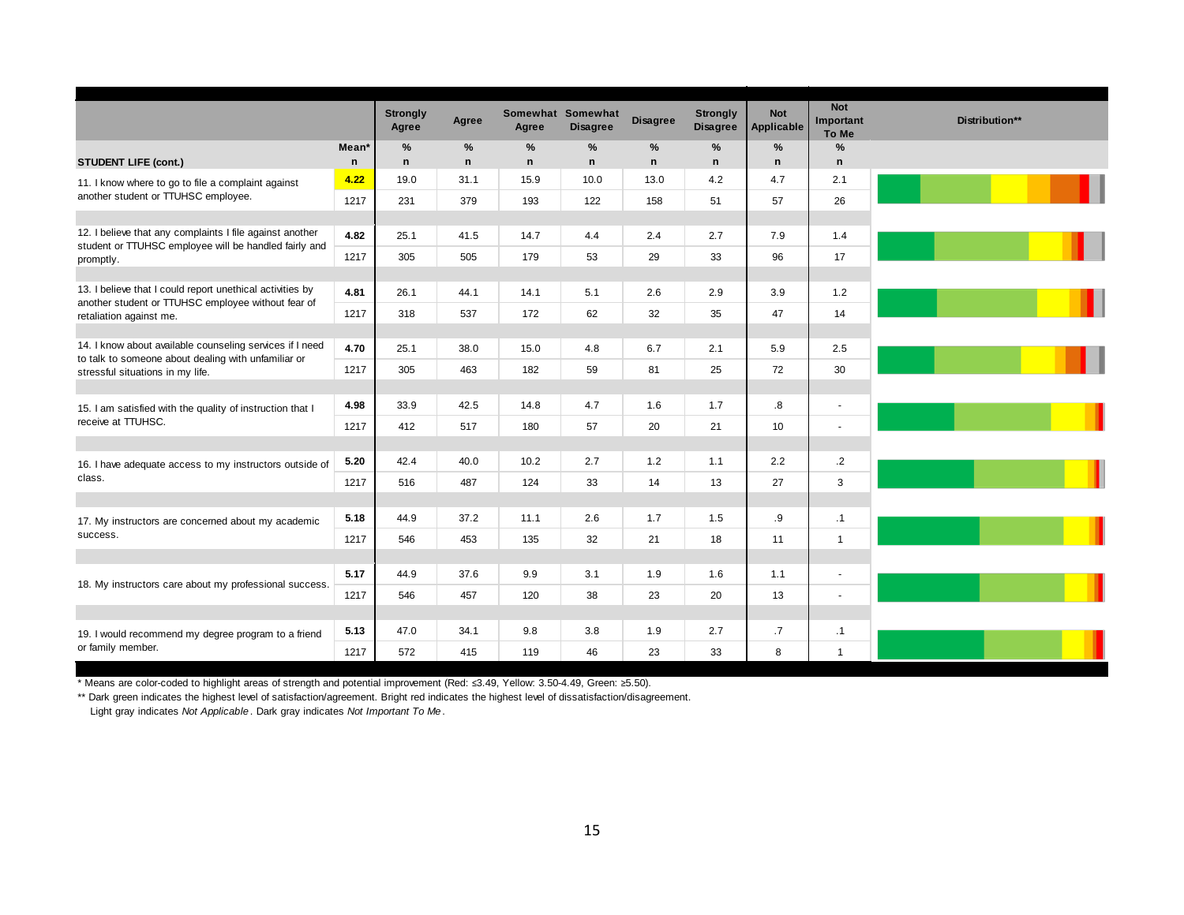| STUDENT LIFE (cont.) | Mean* / n | Strongly Agree % / n | Agree % / n | Somewhat Agree % / n | Somewhat Disagree % / n | Disagree % / n | Strongly Disagree % / n | Not Applicable % / n | Not Important To Me % / n | Distribution** |
|---|---|---|---|---|---|---|---|---|---|---|
| 11. I know where to go to file a complaint against another student or TTUHSC employee. | **4.22** | 19.0 | 31.1 | 15.9 | 10.0 | 13.0 | 4.2 | 4.7 | 2.1 | |
| | 1217 | 231 | 379 | 193 | 122 | 158 | 51 | 57 | 26 | |
| 12. I believe that any complaints I file against another student or TTUHSC employee will be handled fairly and promptly. | **4.82** | 25.1 | 41.5 | 14.7 | 4.4 | 2.4 | 2.7 | 7.9 | 1.4 | |
| | 1217 | 305 | 505 | 179 | 53 | 29 | 33 | 96 | 17 | |
| 13. I believe that I could report unethical activities by another student or TTUHSC employee without fear of retaliation against me. | **4.81** | 26.1 | 44.1 | 14.1 | 5.1 | 2.6 | 2.9 | 3.9 | 1.2 | |
| | 1217 | 318 | 537 | 172 | 62 | 32 | 35 | 47 | 14 | |
| 14. I know about available counseling services if I need to talk to someone about dealing with unfamiliar or stressful situations in my life. | **4.70** | 25.1 | 38.0 | 15.0 | 4.8 | 6.7 | 2.1 | 5.9 | 2.5 | |
| | 1217 | 305 | 463 | 182 | 59 | 81 | 25 | 72 | 30 | |
| 15. I am satisfied with the quality of instruction that I receive at TTUHSC. | **4.98** | 33.9 | 42.5 | 14.8 | 4.7 | 1.6 | 1.7 | .8 | - | |
| | 1217 | 412 | 517 | 180 | 57 | 20 | 21 | 10 | - | |
| 16. I have adequate access to my instructors outside of class. | **5.20** | 42.4 | 40.0 | 10.2 | 2.7 | 1.2 | 1.1 | 2.2 | .2 | |
| | 1217 | 516 | 487 | 124 | 33 | 14 | 13 | 27 | 3 | |
| 17. My instructors are concerned about my academic success. | **5.18** | 44.9 | 37.2 | 11.1 | 2.6 | 1.7 | 1.5 | .9 | .1 | |
| | 1217 | 546 | 453 | 135 | 32 | 21 | 18 | 11 | 1 | |
| 18. My instructors care about my professional success. | **5.17** | 44.9 | 37.6 | 9.9 | 3.1 | 1.9 | 1.6 | 1.1 | - | |
| | 1217 | 546 | 457 | 120 | 38 | 23 | 20 | 13 | - | |
| 19. I would recommend my degree program to a friend or family member. | **5.13** | 47.0 | 34.1 | 9.8 | 3.8 | 1.9 | 2.7 | .7 | .1 | |
| | 1217 | 572 | 415 | 119 | 46 | 23 | 33 | 8 | 1 | |

\* Means are color-coded to highlight areas of strength and potential improvement (Red: ≤3.49, Yellow: 3.50-4.49, Green: ≥5.50).

\*\* Dark green indicates the highest level of satisfaction/agreement. Bright red indicates the highest level of dissatisfaction/disagreement. Light gray indicates *Not Applicable*. Dark gray indicates *Not Important To Me*.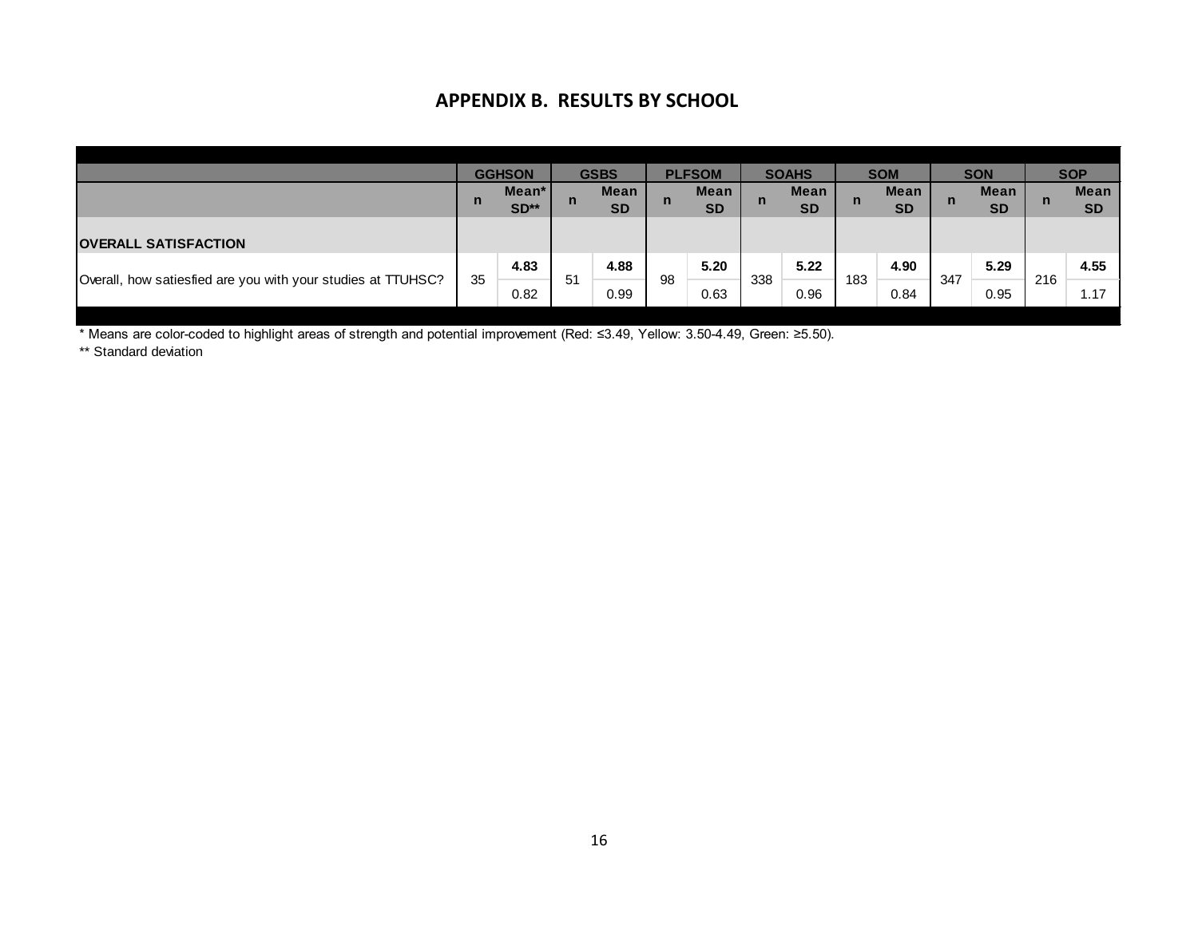## APPENDIX B. RESULTS BY SCHOOL

| | GGHSON | | GSBS | | PLFSOM | | SOAHS | | SOM | | SON | | SOP | |
|---|---|---|---|---|---|---|---|---|---|---|---|---|---|---|
| | n | Mean* SD** | n | Mean SD | n | Mean SD | n | Mean SD | n | Mean SD | n | Mean SD | n | Mean SD |
| **OVERALL SATISFACTION** | | | | | | | | | | | | | | |
| Overall, how satiesfied are you with your studies at TTUHSC? | 35 | **4.83** 0.82 | 51 | **4.88** 0.99 | 98 | **5.20** 0.63 | 338 | **5.22** 0.96 | 183 | **4.90** 0.84 | 347 | **5.29** 0.95 | 216 | **4.55** 1.17 |

* Means are color-coded to highlight areas of strength and potential improvement (Red: ≤3.49, Yellow: 3.50-4.49, Green: ≥5.50).

** Standard deviation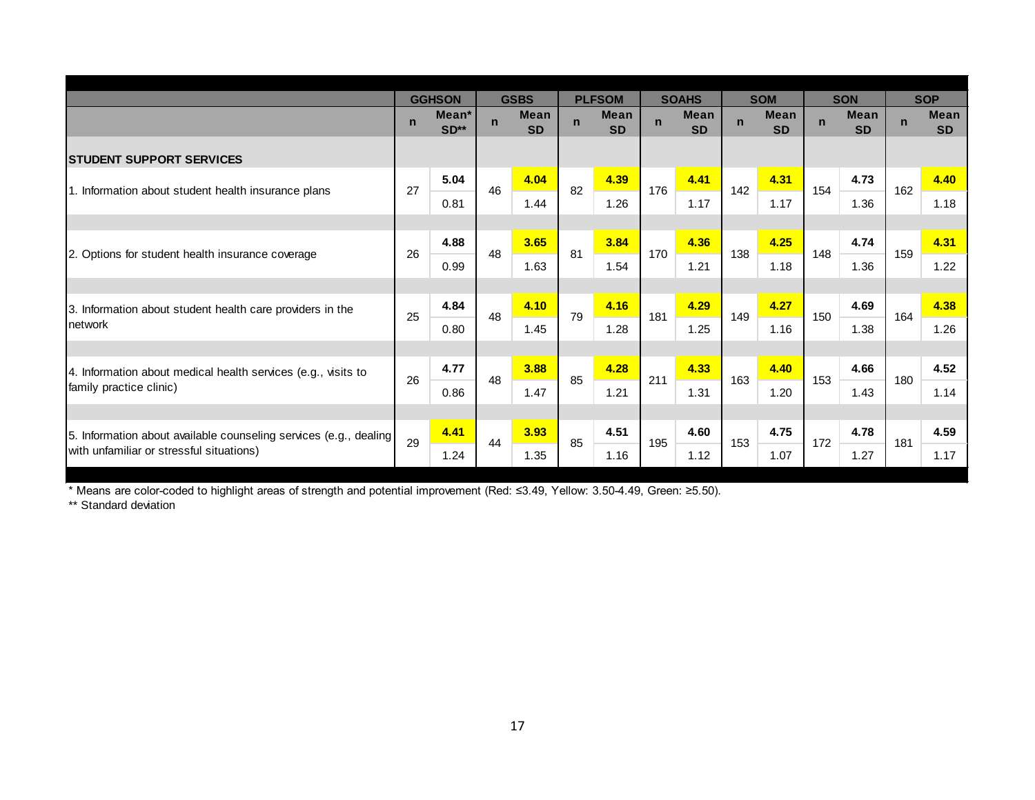| | GGHSON | | GSBS | | PLFSOM | | SOAHS | | SOM | | SON | | SOP | |
|---|---|---|---|---|---|---|---|---|---|---|---|---|---|---|
| | n | Mean* SD** | n | Mean SD | n | Mean SD | n | Mean SD | n | Mean SD | n | Mean SD | n | Mean SD |
| **STUDENT SUPPORT SERVICES** | | | | | | | | | | | | | | |
| 1. Information about student health insurance plans | 27 | **5.04** | 46 | **4.04** | 82 | **4.39** | 176 | **4.41** | 142 | **4.31** | 154 | **4.73** | 162 | **4.40** |
| | | 0.81 | | 1.44 | | 1.26 | | 1.17 | | 1.17 | | 1.36 | | 1.18 |
| 2. Options for student health insurance coverage | 26 | **4.88** | 48 | **3.65** | 81 | **3.84** | 170 | **4.36** | 138 | **4.25** | 148 | **4.74** | 159 | **4.31** |
| | | 0.99 | | 1.63 | | 1.54 | | 1.21 | | 1.18 | | 1.36 | | 1.22 |
| 3. Information about student health care providers in the network | 25 | **4.84** | 48 | **4.10** | 79 | **4.16** | 181 | **4.29** | 149 | **4.27** | 150 | **4.69** | 164 | **4.38** |
| | | 0.80 | | 1.45 | | 1.28 | | 1.25 | | 1.16 | | 1.38 | | 1.26 |
| 4. Information about medical health services (e.g., visits to family practice clinic) | 26 | **4.77** | 48 | **3.88** | 85 | **4.28** | 211 | **4.33** | 163 | **4.40** | 153 | **4.66** | 180 | **4.52** |
| | | 0.86 | | 1.47 | | 1.21 | | 1.31 | | 1.20 | | 1.43 | | 1.14 |
| 5. Information about available counseling services (e.g., dealing with unfamiliar or stressful situations) | 29 | **4.41** | 44 | **3.93** | 85 | **4.51** | 195 | **4.60** | 153 | **4.75** | 172 | **4.78** | 181 | **4.59** |
| | | 1.24 | | 1.35 | | 1.16 | | 1.12 | | 1.07 | | 1.27 | | 1.17 |

\* Means are color-coded to highlight areas of strength and potential improvement (Red: ≤3.49, Yellow: 3.50-4.49, Green: ≥5.50).

** Standard deviation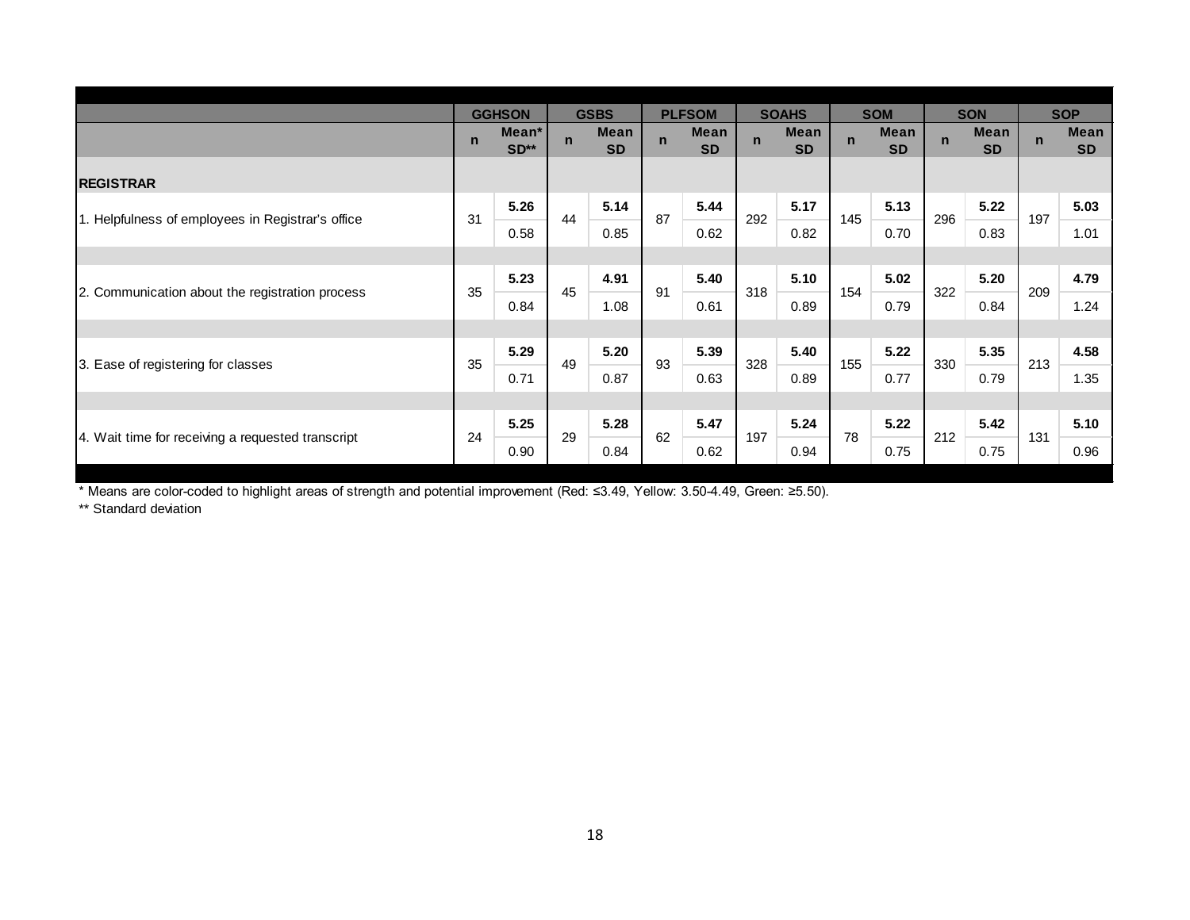| | GGHSON | | GSBS | | PLFSOM | | SOAHS | | SOM | | SON | | SOP | |
|---|---|---|---|---|---|---|---|---|---|---|---|---|---|---|
| | n | Mean* SD** | n | Mean SD | n | Mean SD | n | Mean SD | n | Mean SD | n | Mean SD | n | Mean SD |
| **REGISTRAR** | | | | | | | | | | | | | | |
| 1. Helpfulness of employees in Registrar's office | 31 | **5.26** 0.58 | 44 | **5.14** 0.85 | 87 | **5.44** 0.62 | 292 | **5.17** 0.82 | 145 | **5.13** 0.70 | 296 | **5.22** 0.83 | 197 | **5.03** 1.01 |
| 2. Communication about the registration process | 35 | **5.23** 0.84 | 45 | **4.91** 1.08 | 91 | **5.40** 0.61 | 318 | **5.10** 0.89 | 154 | **5.02** 0.79 | 322 | **5.20** 0.84 | 209 | **4.79** 1.24 |
| 3. Ease of registering for classes | 35 | **5.29** 0.71 | 49 | **5.20** 0.87 | 93 | **5.39** 0.63 | 328 | **5.40** 0.89 | 155 | **5.22** 0.77 | 330 | **5.35** 0.79 | 213 | **4.58** 1.35 |
| 4. Wait time for receiving a requested transcript | 24 | **5.25** 0.90 | 29 | **5.28** 0.84 | 62 | **5.47** 0.62 | 197 | **5.24** 0.94 | 78 | **5.22** 0.75 | 212 | **5.42** 0.75 | 131 | **5.10** 0.96 |

* Means are color-coded to highlight areas of strength and potential improvement (Red: ≤3.49, Yellow: 3.50-4.49, Green: ≥5.50).

** Standard deviation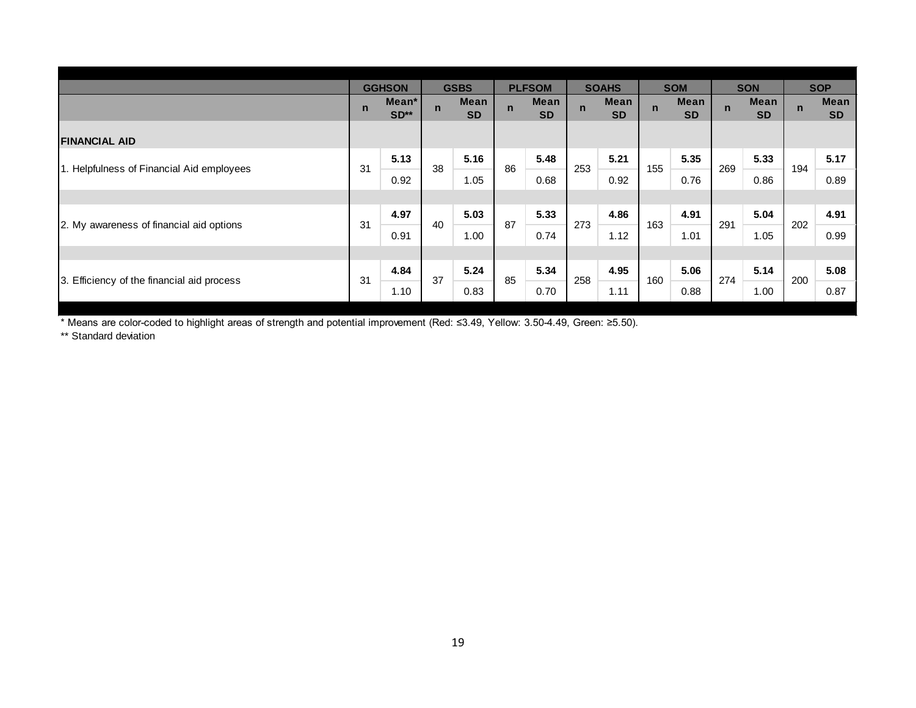| | GGHSON | | GSBS | | PLFSOM | | SOAHS | | SOM | | SON | | SOP | |
|---|---|---|---|---|---|---|---|---|---|---|---|---|---|---|
| | n | Mean* SD** | n | Mean SD | n | Mean SD | n | Mean SD | n | Mean SD | n | Mean SD | n | Mean SD |
| **FINANCIAL AID** | | | | | | | | | | | | | | |
| 1. Helpfulness of Financial Aid employees | 31 | **5.13** | 38 | **5.16** | 86 | **5.48** | 253 | **5.21** | 155 | **5.35** | 269 | **5.33** | 194 | **5.17** |
| | | 0.92 | | 1.05 | | 0.68 | | 0.92 | | 0.76 | | 0.86 | | 0.89 |
| 2. My awareness of financial aid options | 31 | **4.97** | 40 | **5.03** | 87 | **5.33** | 273 | **4.86** | 163 | **4.91** | 291 | **5.04** | 202 | **4.91** |
| | | 0.91 | | 1.00 | | 0.74 | | 1.12 | | 1.01 | | 1.05 | | 0.99 |
| 3. Efficiency of the financial aid process | 31 | **4.84** | 37 | **5.24** | 85 | **5.34** | 258 | **4.95** | 160 | **5.06** | 274 | **5.14** | 200 | **5.08** |
| | | 1.10 | | 0.83 | | 0.70 | | 1.11 | | 0.88 | | 1.00 | | 0.87 |

* Means are color-coded to highlight areas of strength and potential improvement (Red: ≤3.49, Yellow: 3.50-4.49, Green: ≥5.50).

** Standard deviation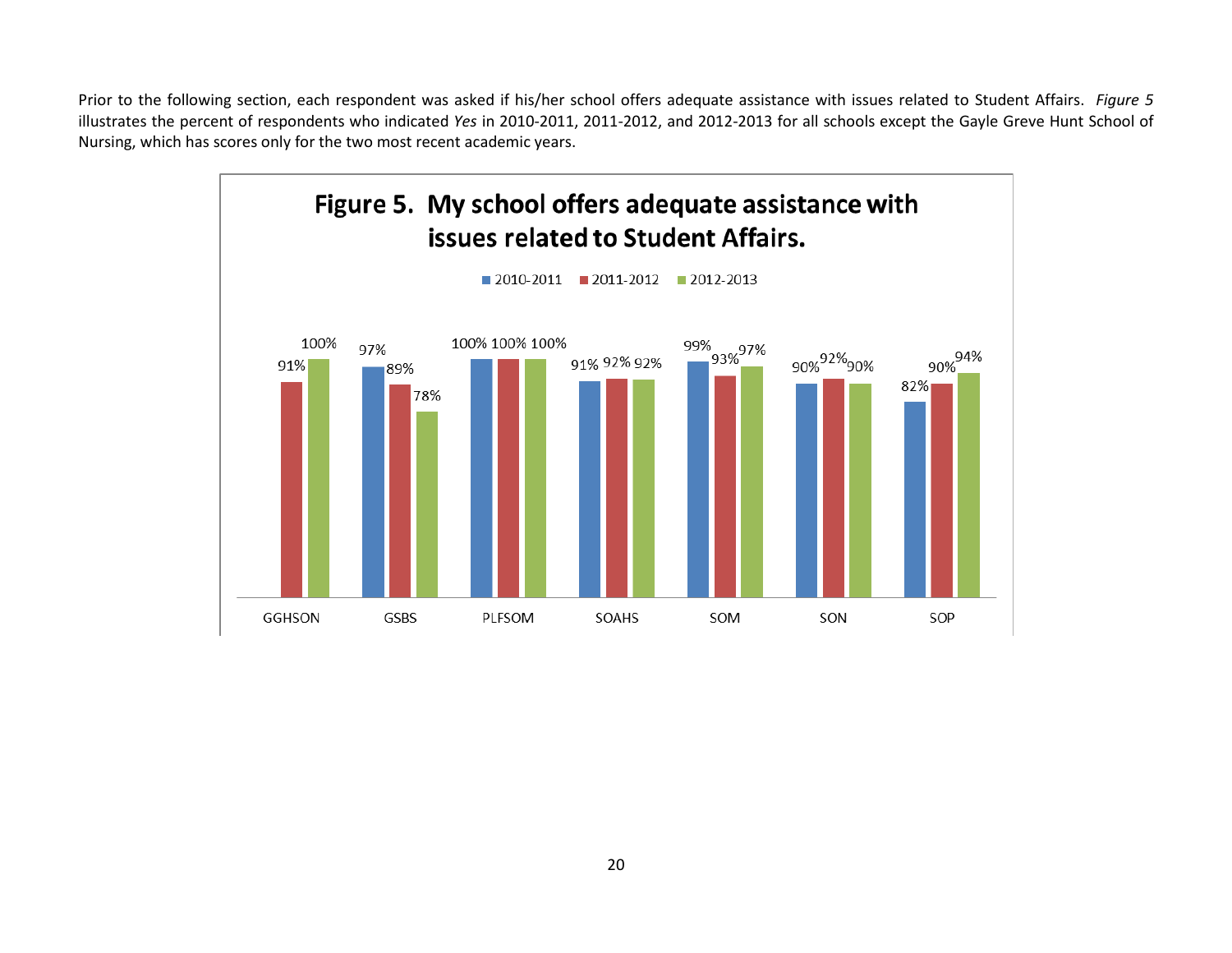Prior to the following section, each respondent was asked if his/her school offers adequate assistance with issues related to Student Affairs. *Figure 5* illustrates the percent of respondents who indicated *Yes* in 2010-2011, 2011-2012, and 2012-2013 for all schools except the Gayle Greve Hunt School of Nursing, which has scores only for the two most recent academic years.

**Figure 5. My school offers adequate assistance with issues related to Student Affairs.**

| | 2010-2011 | 2011-2012 | 2012-2013 |
|---|---|---|---|
| GGHSON | | 91% | 100% |
| GSBS | 97% | 89% | 78% |
| PLFSOM | 100% | 100% | 100% |
| SOAHS | 91% | 92% | 92% |
| SOM | 99% | 93% | 97% |
| SON | 90% | 92% | 90% |
| SOP | 82% | 90% | 94% |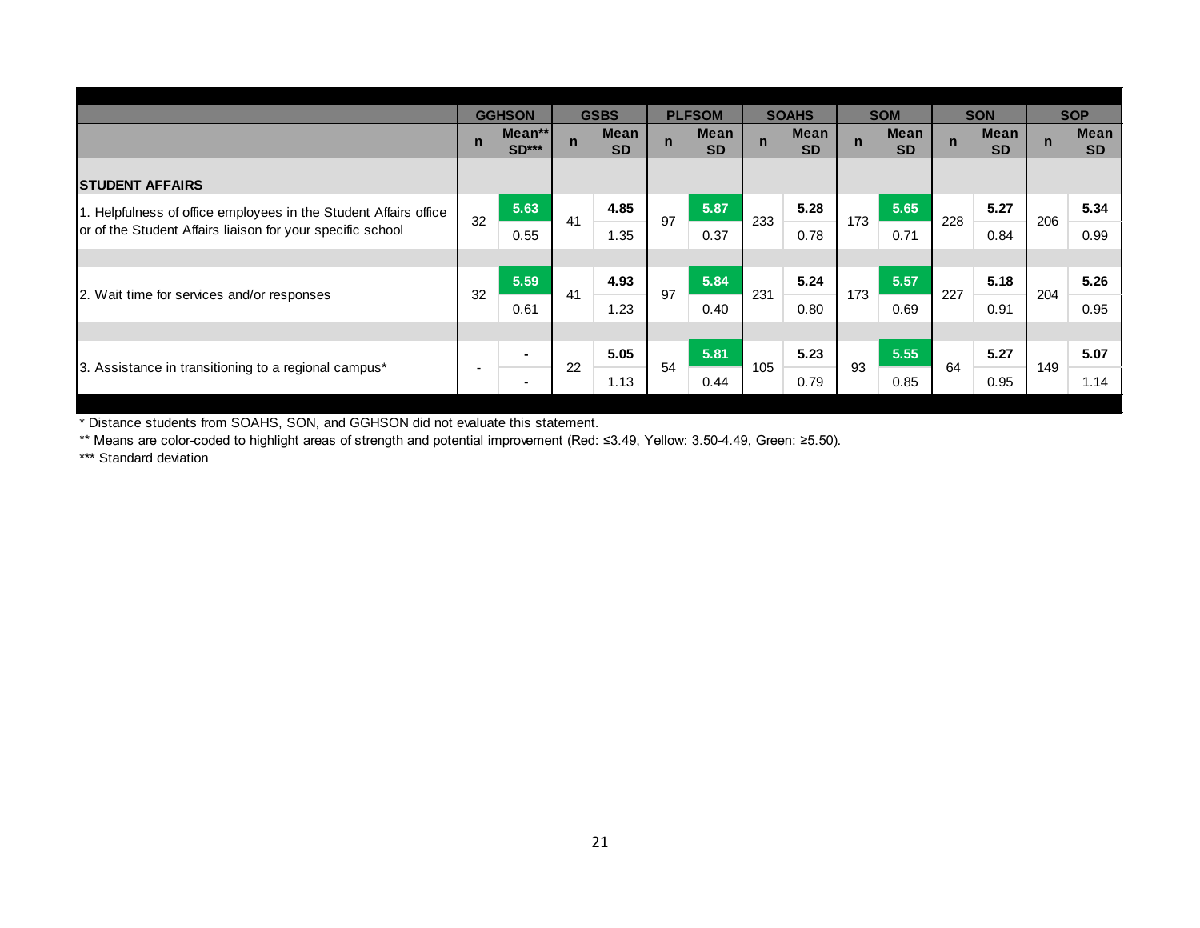| | GGHSON | | GSBS | | PLFSOM | | SOAHS | | SOM | | SON | | SOP | |
|---|---|---|---|---|---|---|---|---|---|---|---|---|---|---|
| | n | Mean** SD*** | n | Mean SD | n | Mean SD | n | Mean SD | n | Mean SD | n | Mean SD | n | Mean SD |
| **STUDENT AFFAIRS** | | | | | | | | | | | | | | |
| 1. Helpfulness of office employees in the Student Affairs office or of the Student Affairs liaison for your specific school | 32 | **5.63** 0.55 | 41 | **4.85** 1.35 | 97 | **5.87** 0.37 | 233 | **5.28** 0.78 | 173 | **5.65** 0.71 | 228 | **5.27** 0.84 | 206 | **5.34** 0.99 |
| 2. Wait time for services and/or responses | 32 | **5.59** 0.61 | 41 | **4.93** 1.23 | 97 | **5.84** 0.40 | 231 | **5.24** 0.80 | 173 | **5.57** 0.69 | 227 | **5.18** 0.91 | 204 | **5.26** 0.95 |
| 3. Assistance in transitioning to a regional campus* | - | **-** - | 22 | **5.05** 1.13 | 54 | **5.81** 0.44 | 105 | **5.23** 0.79 | 93 | **5.55** 0.85 | 64 | **5.27** 0.95 | 149 | **5.07** 1.14 |

\* Distance students from SOAHS, SON, and GGHSON did not evaluate this statement.

** Means are color-coded to highlight areas of strength and potential improvement (Red: ≤3.49, Yellow: 3.50-4.49, Green: ≥5.50).

*** Standard deviation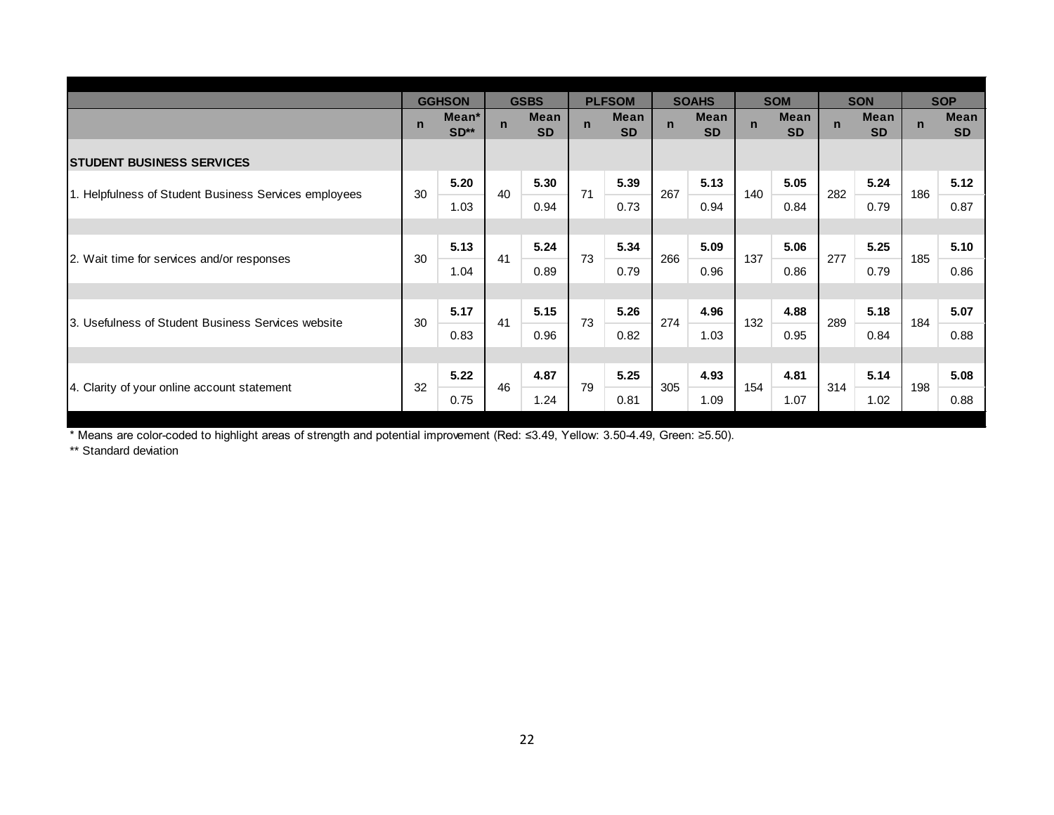| | GGHSON | | GSBS | | PLFSOM | | SOAHS | | SOM | | SON | | SOP | |
|---|---|---|---|---|---|---|---|---|---|---|---|---|---|---|
| | n | Mean* SD** | n | Mean SD | n | Mean SD | n | Mean SD | n | Mean SD | n | Mean SD | n | Mean SD |
| **STUDENT BUSINESS SERVICES** | | | | | | | | | | | | | | |
| 1. Helpfulness of Student Business Services employees | 30 | **5.20** 1.03 | 40 | **5.30** 0.94 | 71 | **5.39** 0.73 | 267 | **5.13** 0.94 | 140 | **5.05** 0.84 | 282 | **5.24** 0.79 | 186 | **5.12** 0.87 |
| 2. Wait time for services and/or responses | 30 | **5.13** 1.04 | 41 | **5.24** 0.89 | 73 | **5.34** 0.79 | 266 | **5.09** 0.96 | 137 | **5.06** 0.86 | 277 | **5.25** 0.79 | 185 | **5.10** 0.86 |
| 3. Usefulness of Student Business Services website | 30 | **5.17** 0.83 | 41 | **5.15** 0.96 | 73 | **5.26** 0.82 | 274 | **4.96** 1.03 | 132 | **4.88** 0.95 | 289 | **5.18** 0.84 | 184 | **5.07** 0.88 |
| 4. Clarity of your online account statement | 32 | **5.22** 0.75 | 46 | **4.87** 1.24 | 79 | **5.25** 0.81 | 305 | **4.93** 1.09 | 154 | **4.81** 1.07 | 314 | **5.14** 1.02 | 198 | **5.08** 0.88 |

* Means are color-coded to highlight areas of strength and potential improvement (Red: ≤3.49, Yellow: 3.50-4.49, Green: ≥5.50).

** Standard deviation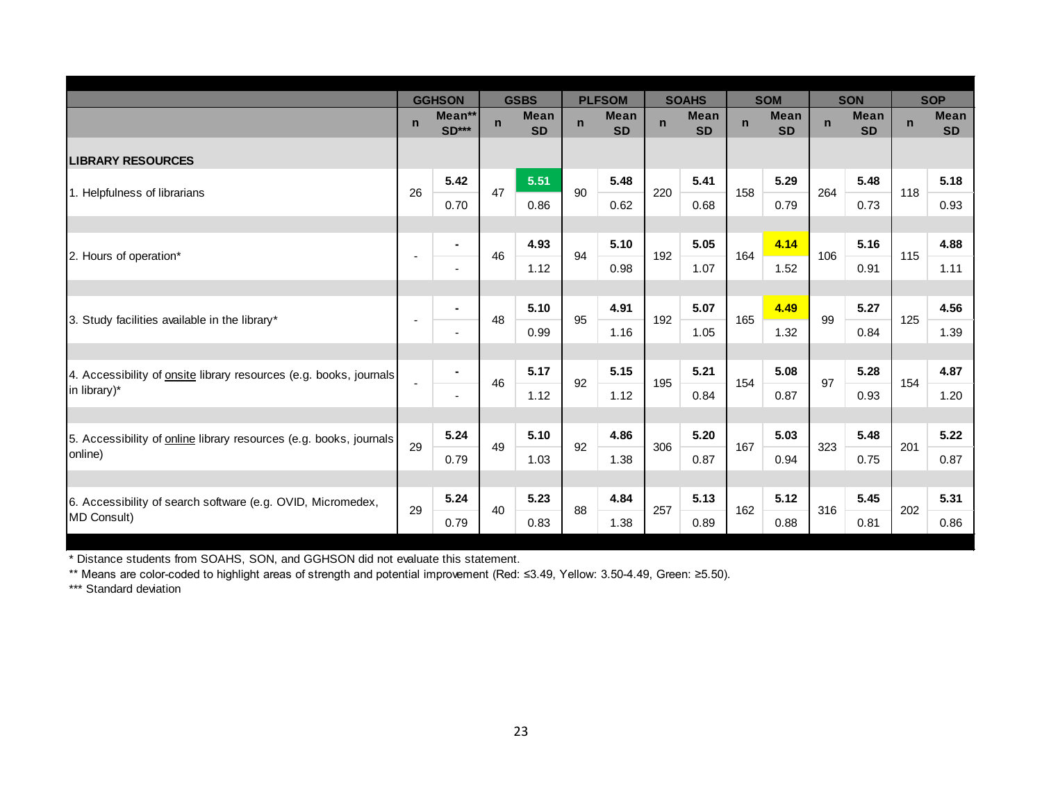| | GGHSON | | GSBS | | PLFSOM | | SOAHS | | SOM | | SON | | SOP | |
|---|---|---|---|---|---|---|---|---|---|---|---|---|---|---|
| | n | Mean** SD*** | n | Mean SD | n | Mean SD | n | Mean SD | n | Mean SD | n | Mean SD | n | Mean SD |
| **LIBRARY RESOURCES** | | | | | | | | | | | | | | |
| 1. Helpfulness of librarians | 26 | **5.42** 0.70 | 47 | **5.51** 0.86 | 90 | **5.48** 0.62 | 220 | **5.41** 0.68 | 158 | **5.29** 0.79 | 264 | **5.48** 0.73 | 118 | **5.18** 0.93 |
| 2. Hours of operation* | - | - - | 46 | **4.93** 1.12 | 94 | **5.10** 0.98 | 192 | **5.05** 1.07 | 164 | **4.14** 1.52 | 106 | **5.16** 0.91 | 115 | **4.88** 1.11 |
| 3. Study facilities available in the library* | - | - - | 48 | **5.10** 0.99 | 95 | **4.91** 1.16 | 192 | **5.07** 1.05 | 165 | **4.49** 1.32 | 99 | **5.27** 0.84 | 125 | **4.56** 1.39 |
| 4. Accessibility of onsite library resources (e.g. books, journals in library)* | - | - - | 46 | **5.17** 1.12 | 92 | **5.15** 1.12 | 195 | **5.21** 0.84 | 154 | **5.08** 0.87 | 97 | **5.28** 0.93 | 154 | **4.87** 1.20 |
| 5. Accessibility of online library resources (e.g. books, journals online) | 29 | **5.24** 0.79 | 49 | **5.10** 1.03 | 92 | **4.86** 1.38 | 306 | **5.20** 0.87 | 167 | **5.03** 0.94 | 323 | **5.48** 0.75 | 201 | **5.22** 0.87 |
| 6. Accessibility of search software (e.g. OVID, Micromedex, MD Consult) | 29 | **5.24** 0.79 | 40 | **5.23** 0.83 | 88 | **4.84** 1.38 | 257 | **5.13** 0.89 | 162 | **5.12** 0.88 | 316 | **5.45** 0.81 | 202 | **5.31** 0.86 |

\* Distance students from SOAHS, SON, and GGHSON did not evaluate this statement.

\*\* Means are color-coded to highlight areas of strength and potential improvement (Red: ≤3.49, Yellow: 3.50-4.49, Green: ≥5.50).

\*\*\* Standard deviation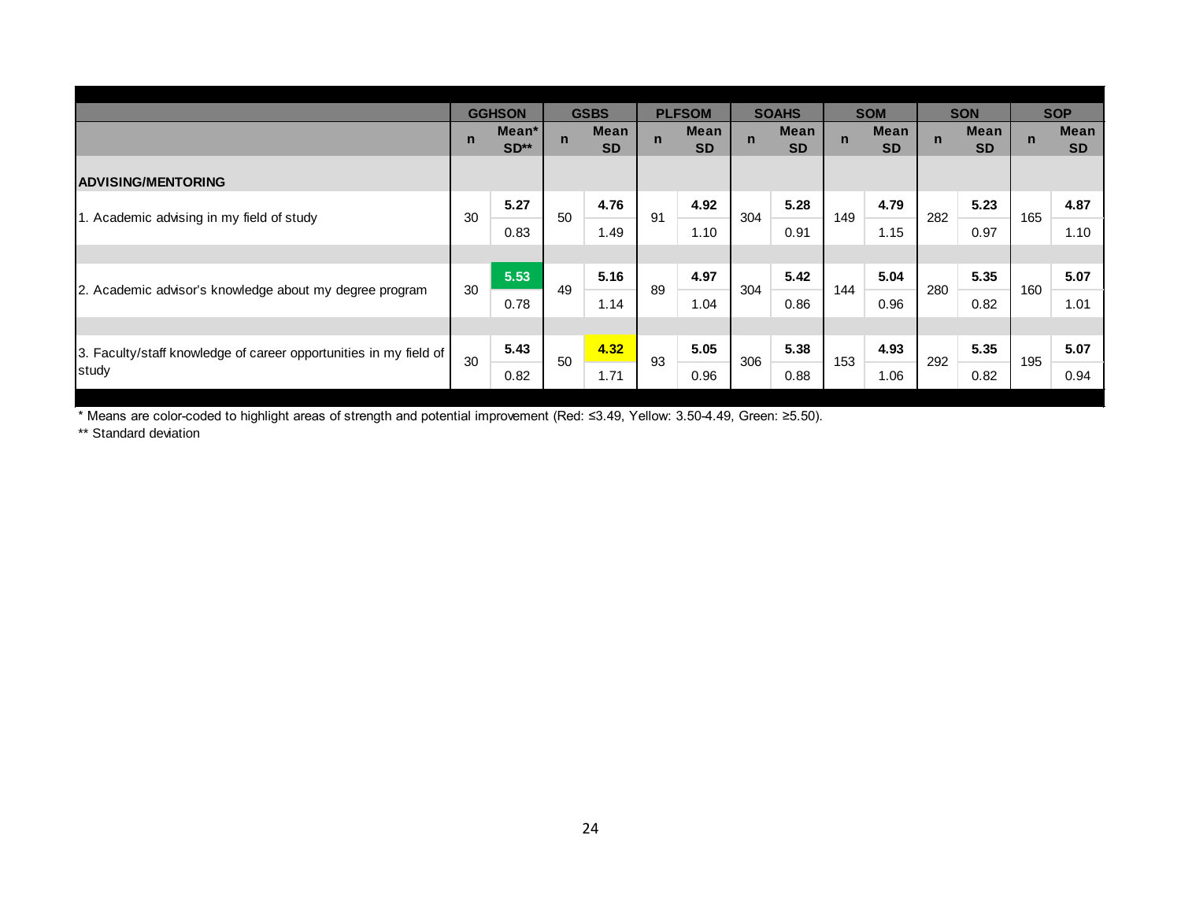| | GGHSON | | GSBS | | PLFSOM | | SOAHS | | SOM | | SON | | SOP | |
|---|---|---|---|---|---|---|---|---|---|---|---|---|---|---|
| | n | Mean* SD** | n | Mean SD | n | Mean SD | n | Mean SD | n | Mean SD | n | Mean SD | n | Mean SD |
| **ADVISING/MENTORING** | | | | | | | | | | | | | | |
| 1. Academic advising in my field of study | 30 | **5.27** 0.83 | 50 | **4.76** 1.49 | 91 | **4.92** 1.10 | 304 | **5.28** 0.91 | 149 | **4.79** 1.15 | 282 | **5.23** 0.97 | 165 | **4.87** 1.10 |
| 2. Academic advisor's knowledge about my degree program | 30 | **5.53** 0.78 | 49 | **5.16** 1.14 | 89 | **4.97** 1.04 | 304 | **5.42** 0.86 | 144 | **5.04** 0.96 | 280 | **5.35** 0.82 | 160 | **5.07** 1.01 |
| 3. Faculty/staff knowledge of career opportunities in my field of study | 30 | **5.43** 0.82 | 50 | **4.32** 1.71 | 93 | **5.05** 0.96 | 306 | **5.38** 0.88 | 153 | **4.93** 1.06 | 292 | **5.35** 0.82 | 195 | **5.07** 0.94 |

\* Means are color-coded to highlight areas of strength and potential improvement (Red: ≤3.49, Yellow: 3.50-4.49, Green: ≥5.50).

\** Standard deviation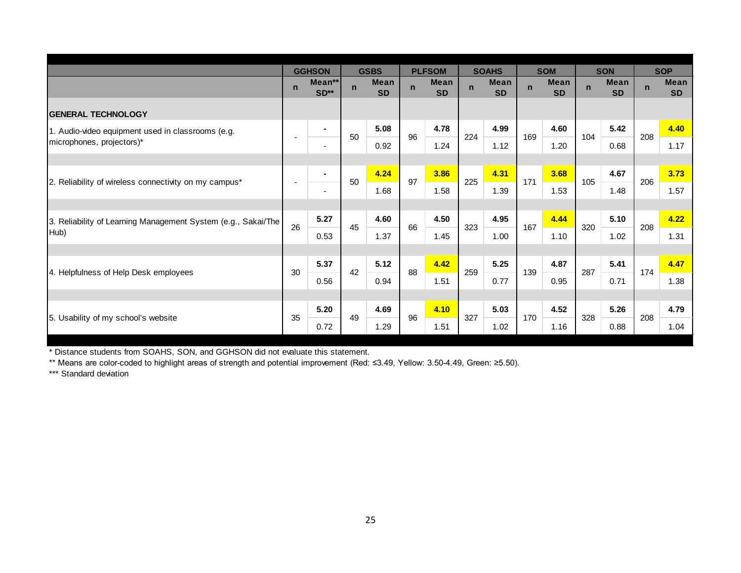| | GGHSON | | GSBS | | PLFSOM | | SOAHS | | SOM | | SON | | SOP | |
|---|---|---|---|---|---|---|---|---|---|---|---|---|---|---|
| | n | Mean** SD** | n | Mean SD | n | Mean SD | n | Mean SD | n | Mean SD | n | Mean SD | n | Mean SD |
| **GENERAL TECHNOLOGY** | | | | | | | | | | | | | | |
| 1. Audio-video equipment used in classrooms (e.g. microphones, projectors)* | - | **-** | 50 | **5.08** | 96 | **4.78** | 224 | **4.99** | 169 | **4.60** | 104 | **5.42** | 208 | **4.40** |
| | | - | | 0.92 | | 1.24 | | 1.12 | | 1.20 | | 0.68 | | 1.17 |
| 2. Reliability of wireless connectivity on my campus* | - | **-** | 50 | **4.24** | 97 | **3.86** | 225 | **4.31** | 171 | **3.68** | 105 | **4.67** | 206 | **3.73** |
| | | - | | 1.68 | | 1.58 | | 1.39 | | 1.53 | | 1.48 | | 1.57 |
| 3. Reliability of Learning Management System (e.g., Sakai/The Hub) | 26 | **5.27** | 45 | **4.60** | 66 | **4.50** | 323 | **4.95** | 167 | **4.44** | 320 | **5.10** | 208 | **4.22** |
| | | 0.53 | | 1.37 | | 1.45 | | 1.00 | | 1.10 | | 1.02 | | 1.31 |
| 4. Helpfulness of Help Desk employees | 30 | **5.37** | 42 | **5.12** | 88 | **4.42** | 259 | **5.25** | 139 | **4.87** | 287 | **5.41** | 174 | **4.47** |
| | | 0.56 | | 0.94 | | 1.51 | | 0.77 | | 0.95 | | 0.71 | | 1.38 |
| 5. Usability of my school's website | 35 | **5.20** | 49 | **4.69** | 96 | **4.10** | 327 | **5.03** | 170 | **4.52** | 328 | **5.26** | 208 | **4.79** |
| | | 0.72 | | 1.29 | | 1.51 | | 1.02 | | 1.16 | | 0.88 | | 1.04 |

* Distance students from SOAHS, SON, and GGHSON did not evaluate this statement.

** Means are color-coded to highlight areas of strength and potential improvement (Red: ≤3.49, Yellow: 3.50-4.49, Green: ≥5.50).

*** Standard deviation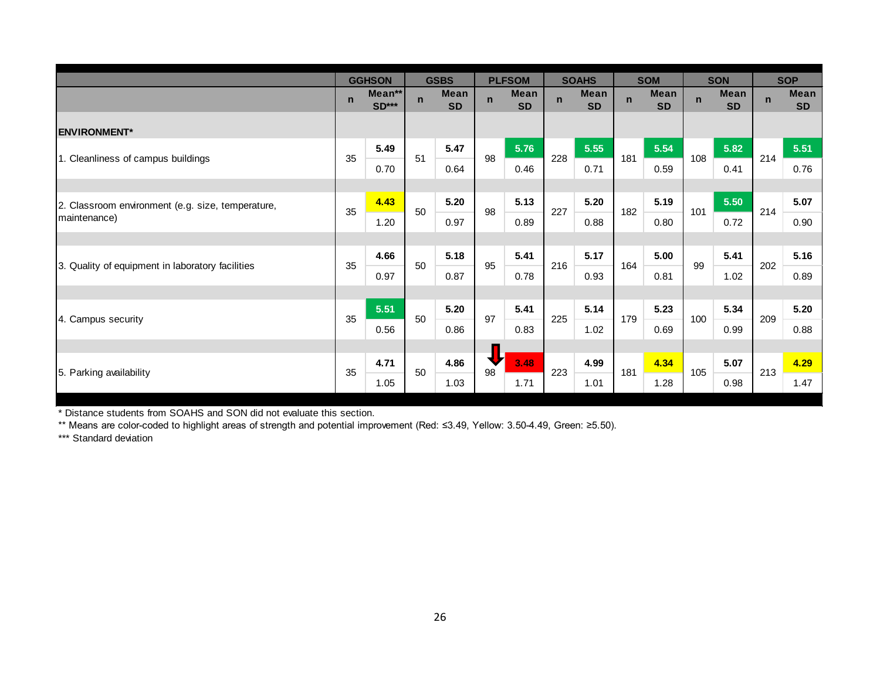| | GGHSON | | GSBS | | PLFSOM | | SOAHS | | SOM | | SON | | SOP | |
|---|---|---|---|---|---|---|---|---|---|---|---|---|---|---|
| | n | Mean** SD*** | n | Mean SD | n | Mean SD | n | Mean SD | n | Mean SD | n | Mean SD | n | Mean SD |
| **ENVIRONMENT*** | | | | | | | | | | | | | | |
| 1. Cleanliness of campus buildings | 35 | **5.49** 0.70 | 51 | **5.47** 0.64 | 98 | **5.76** 0.46 | 228 | **5.55** 0.71 | 181 | **5.54** 0.59 | 108 | **5.82** 0.41 | 214 | **5.51** 0.76 |
| 2. Classroom environment (e.g. size, temperature, maintenance) | 35 | **4.43** 1.20 | 50 | **5.20** 0.97 | 98 | **5.13** 0.89 | 227 | **5.20** 0.88 | 182 | **5.19** 0.80 | 101 | **5.50** 0.72 | 214 | **5.07** 0.90 |
| 3. Quality of equipment in laboratory facilities | 35 | **4.66** 0.97 | 50 | **5.18** 0.87 | 95 | **5.41** 0.78 | 216 | **5.17** 0.93 | 164 | **5.00** 0.81 | 99 | **5.41** 1.02 | 202 | **5.16** 0.89 |
| 4. Campus security | 35 | **5.51** 0.56 | 50 | **5.20** 0.86 | 97 | **5.41** 0.83 | 225 | **5.14** 1.02 | 179 | **5.23** 0.69 | 100 | **5.34** 0.99 | 209 | **5.20** 0.88 |
| 5. Parking availability | 35 | **4.71** 1.05 | 50 | **4.86** 1.03 | 98 | **3.48** 1.71 | 223 | **4.99** 1.01 | 181 | **4.34** 1.28 | 105 | **5.07** 0.98 | 213 | **4.29** 1.47 |

* Distance students from SOAHS and SON did not evaluate this section.

** Means are color-coded to highlight areas of strength and potential improvement (Red: ≤3.49, Yellow: 3.50-4.49, Green: ≥5.50).

*** Standard deviation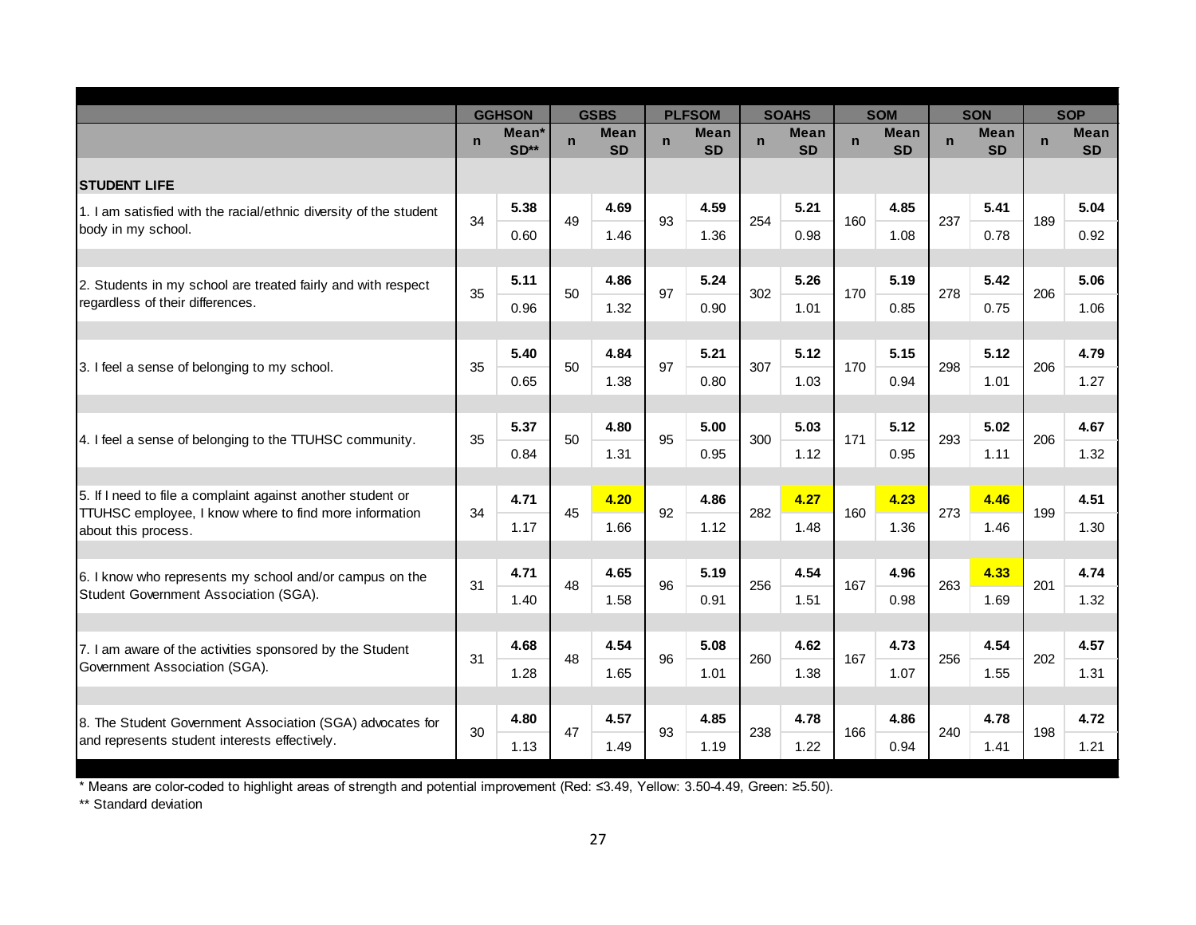| | GGHSON | | GSBS | | PLFSOM | | SOAHS | | SOM | | SON | | SOP | |
|---|---|---|---|---|---|---|---|---|---|---|---|---|---|---|
| | n | Mean* SD** | n | Mean SD | n | Mean SD | n | Mean SD | n | Mean SD | n | Mean SD | n | Mean SD |
| **STUDENT LIFE** | | | | | | | | | | | | | | |
| 1. I am satisfied with the racial/ethnic diversity of the student body in my school. | 34 | **5.38** | 49 | **4.69** | 93 | **4.59** | 254 | **5.21** | 160 | **4.85** | 237 | **5.41** | 189 | **5.04** |
| | | 0.60 | | 1.46 | | 1.36 | | 0.98 | | 1.08 | | 0.78 | | 0.92 |
| 2. Students in my school are treated fairly and with respect regardless of their differences. | 35 | **5.11** | 50 | **4.86** | 97 | **5.24** | 302 | **5.26** | 170 | **5.19** | 278 | **5.42** | 206 | **5.06** |
| | | 0.96 | | 1.32 | | 0.90 | | 1.01 | | 0.85 | | 0.75 | | 1.06 |
| 3. I feel a sense of belonging to my school. | 35 | **5.40** | 50 | **4.84** | 97 | **5.21** | 307 | **5.12** | 170 | **5.15** | 298 | **5.12** | 206 | **4.79** |
| | | 0.65 | | 1.38 | | 0.80 | | 1.03 | | 0.94 | | 1.01 | | 1.27 |
| 4. I feel a sense of belonging to the TTUHSC community. | 35 | **5.37** | 50 | **4.80** | 95 | **5.00** | 300 | **5.03** | 171 | **5.12** | 293 | **5.02** | 206 | **4.67** |
| | | 0.84 | | 1.31 | | 0.95 | | 1.12 | | 0.95 | | 1.11 | | 1.32 |
| 5. If I need to file a complaint against another student or TTUHSC employee, I know where to find more information about this process. | 34 | **4.71** | 45 | **4.20** | 92 | **4.86** | 282 | **4.27** | 160 | **4.23** | 273 | **4.46** | 199 | **4.51** |
| | | 1.17 | | 1.66 | | 1.12 | | 1.48 | | 1.36 | | 1.46 | | 1.30 |
| 6. I know who represents my school and/or campus on the Student Government Association (SGA). | 31 | **4.71** | 48 | **4.65** | 96 | **5.19** | 256 | **4.54** | 167 | **4.96** | 263 | **4.33** | 201 | **4.74** |
| | | 1.40 | | 1.58 | | 0.91 | | 1.51 | | 0.98 | | 1.69 | | 1.32 |
| 7. I am aware of the activities sponsored by the Student Government Association (SGA). | 31 | **4.68** | 48 | **4.54** | 96 | **5.08** | 260 | **4.62** | 167 | **4.73** | 256 | **4.54** | 202 | **4.57** |
| | | 1.28 | | 1.65 | | 1.01 | | 1.38 | | 1.07 | | 1.55 | | 1.31 |
| 8. The Student Government Association (SGA) advocates for and represents student interests effectively. | 30 | **4.80** | 47 | **4.57** | 93 | **4.85** | 238 | **4.78** | 166 | **4.86** | 240 | **4.78** | 198 | **4.72** |
| | | 1.13 | | 1.49 | | 1.19 | | 1.22 | | 0.94 | | 1.41 | | 1.21 |

* Means are color-coded to highlight areas of strength and potential improvement (Red: ≤3.49, Yellow: 3.50-4.49, Green: ≥5.50).

** Standard deviation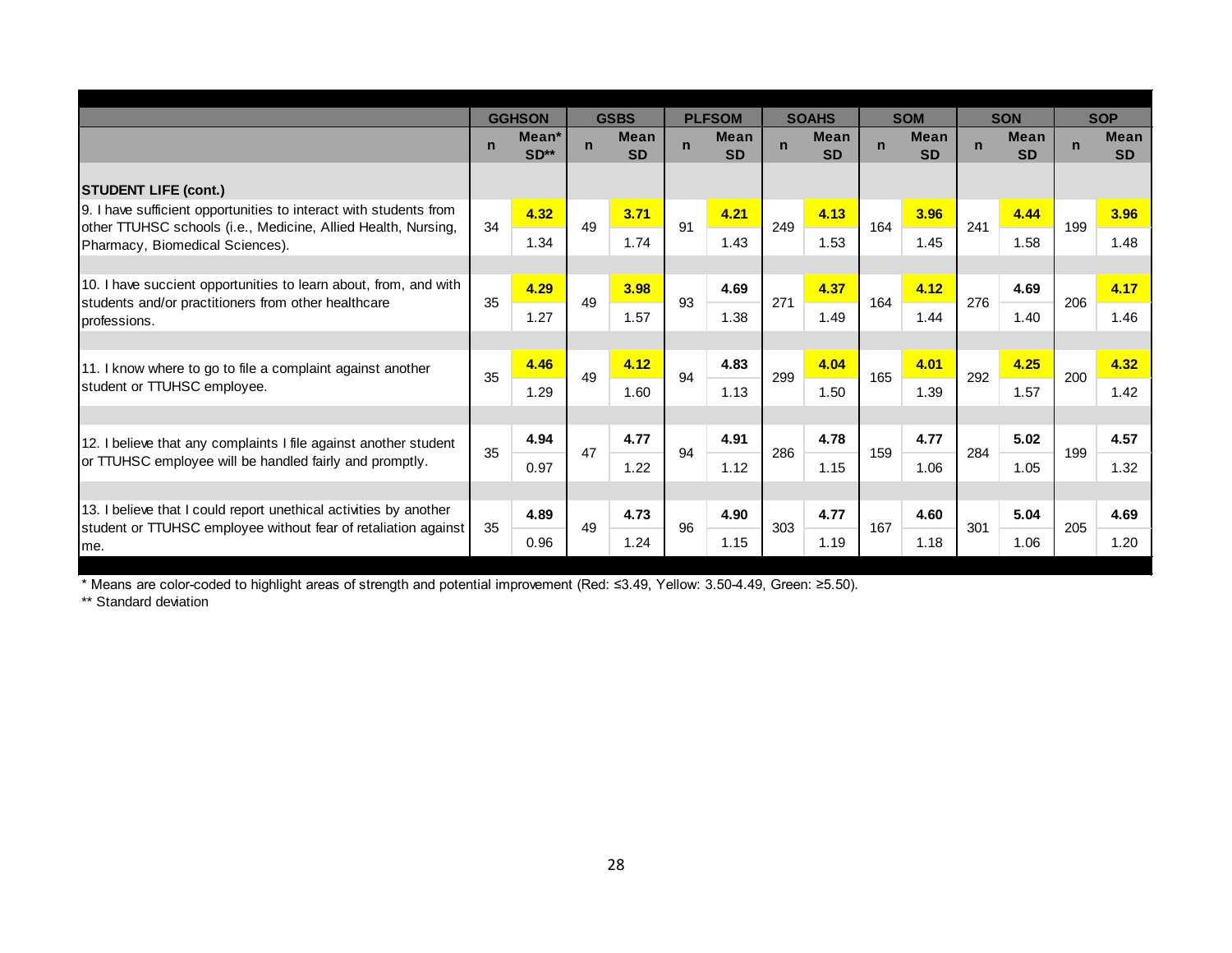| | GGHSON | | GSBS | | PLFSOM | | SOAHS | | SOM | | SON | | SOP | |
|---|---|---|---|---|---|---|---|---|---|---|---|---|---|---|
| | n | Mean* SD** | n | Mean SD | n | Mean SD | n | Mean SD | n | Mean SD | n | Mean SD | n | Mean SD |
| **STUDENT LIFE (cont.)** | | | | | | | | | | | | | | |
| 9. I have sufficient opportunities to interact with students from other TTUHSC schools (i.e., Medicine, Allied Health, Nursing, Pharmacy, Biomedical Sciences). | 34 | **4.32** 1.34 | 49 | **3.71** 1.74 | 91 | **4.21** 1.43 | 249 | **4.13** 1.53 | 164 | **3.96** 1.45 | 241 | **4.44** 1.58 | 199 | **3.96** 1.48 |
| 10. I have succient opportunities to learn about, from, and with students and/or practitioners from other healthcare professions. | 35 | **4.29** 1.27 | 49 | **3.98** 1.57 | 93 | **4.69** 1.38 | 271 | **4.37** 1.49 | 164 | **4.12** 1.44 | 276 | **4.69** 1.40 | 206 | **4.17** 1.46 |
| 11. I know where to go to file a complaint against another student or TTUHSC employee. | 35 | **4.46** 1.29 | 49 | **4.12** 1.60 | 94 | **4.83** 1.13 | 299 | **4.04** 1.50 | 165 | **4.01** 1.39 | 292 | **4.25** 1.57 | 200 | **4.32** 1.42 |
| 12. I believe that any complaints I file against another student or TTUHSC employee will be handled fairly and promptly. | 35 | **4.94** 0.97 | 47 | **4.77** 1.22 | 94 | **4.91** 1.12 | 286 | **4.78** 1.15 | 159 | **4.77** 1.06 | 284 | **5.02** 1.05 | 199 | **4.57** 1.32 |
| 13. I believe that I could report unethical activities by another student or TTUHSC employee without fear of retaliation against me. | 35 | **4.89** 0.96 | 49 | **4.73** 1.24 | 96 | **4.90** 1.15 | 303 | **4.77** 1.19 | 167 | **4.60** 1.18 | 301 | **5.04** 1.06 | 205 | **4.69** 1.20 |

\* Means are color-coded to highlight areas of strength and potential improvement (Red: ≤3.49, Yellow: 3.50-4.49, Green: ≥5.50).

\*\* Standard deviation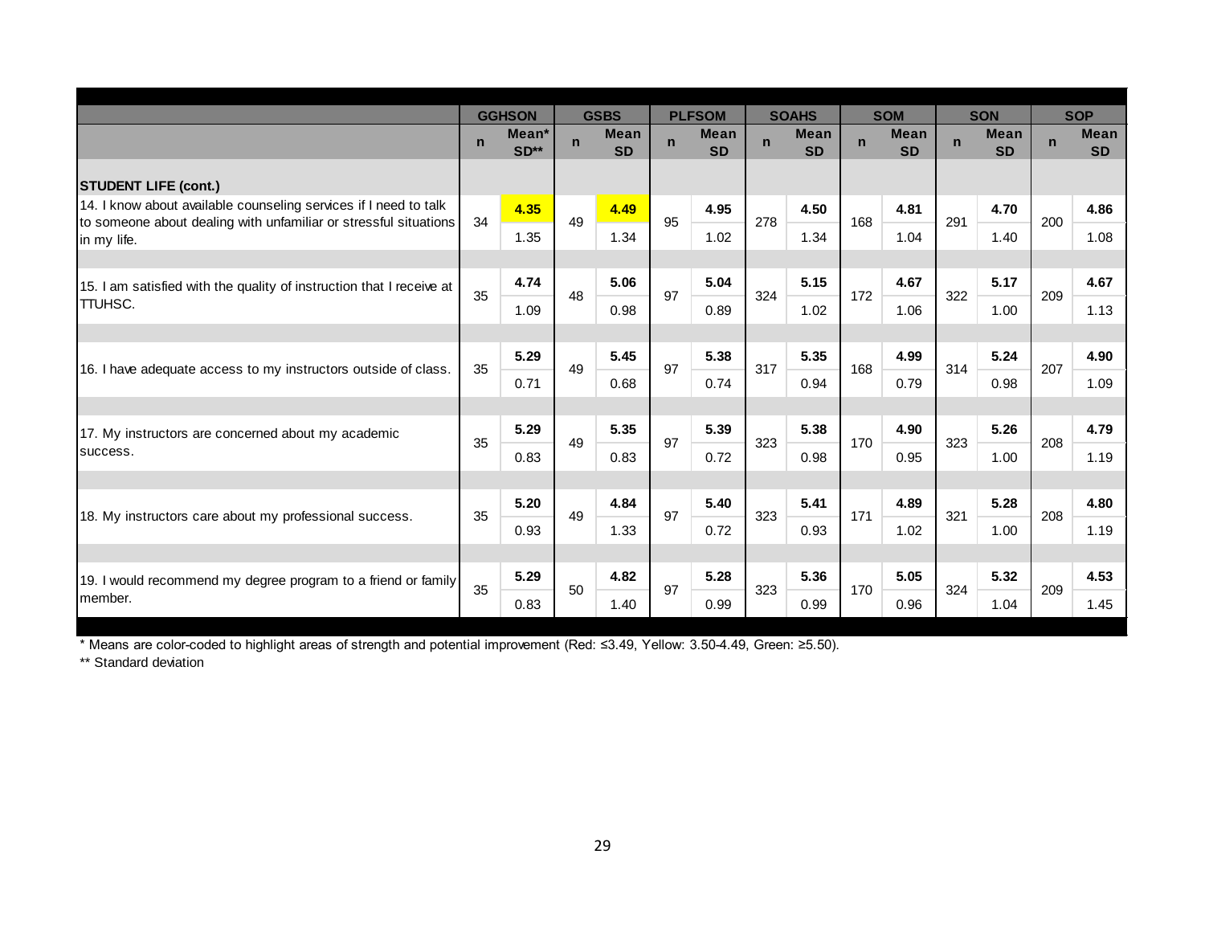| | GGHSON | | GSBS | | PLFSOM | | SOAHS | | SOM | | SON | | SOP | |
|---|---|---|---|---|---|---|---|---|---|---|---|---|---|---|
| | n | Mean* SD** | n | Mean SD | n | Mean SD | n | Mean SD | n | Mean SD | n | Mean SD | n | Mean SD |
| **STUDENT LIFE (cont.)** | | | | | | | | | | | | | | |
| 14. I know about available counseling services if I need to talk to someone about dealing with unfamiliar or stressful situations in my life. | 34 | **4.35** | 49 | **4.49** | 95 | **4.95** | 278 | **4.50** | 168 | **4.81** | 291 | **4.70** | 200 | **4.86** |
| | | 1.35 | | 1.34 | | 1.02 | | 1.34 | | 1.04 | | 1.40 | | 1.08 |
| 15. I am satisfied with the quality of instruction that I receive at TTUHSC. | 35 | **4.74** | 48 | **5.06** | 97 | **5.04** | 324 | **5.15** | 172 | **4.67** | 322 | **5.17** | 209 | **4.67** |
| | | 1.09 | | 0.98 | | 0.89 | | 1.02 | | 1.06 | | 1.00 | | 1.13 |
| 16. I have adequate access to my instructors outside of class. | 35 | **5.29** | 49 | **5.45** | 97 | **5.38** | 317 | **5.35** | 168 | **4.99** | 314 | **5.24** | 207 | **4.90** |
| | | 0.71 | | 0.68 | | 0.74 | | 0.94 | | 0.79 | | 0.98 | | 1.09 |
| 17. My instructors are concerned about my academic success. | 35 | **5.29** | 49 | **5.35** | 97 | **5.39** | 323 | **5.38** | 170 | **4.90** | 323 | **5.26** | 208 | **4.79** |
| | | 0.83 | | 0.83 | | 0.72 | | 0.98 | | 0.95 | | 1.00 | | 1.19 |
| 18. My instructors care about my professional success. | 35 | **5.20** | 49 | **4.84** | 97 | **5.40** | 323 | **5.41** | 171 | **4.89** | 321 | **5.28** | 208 | **4.80** |
| | | 0.93 | | 1.33 | | 0.72 | | 0.93 | | 1.02 | | 1.00 | | 1.19 |
| 19. I would recommend my degree program to a friend or family member. | 35 | **5.29** | 50 | **4.82** | 97 | **5.28** | 323 | **5.36** | 170 | **5.05** | 324 | **5.32** | 209 | **4.53** |
| | | 0.83 | | 1.40 | | 0.99 | | 0.99 | | 0.96 | | 1.04 | | 1.45 |

* Means are color-coded to highlight areas of strength and potential improvement (Red: ≤3.49, Yellow: 3.50-4.49, Green: ≥5.50).

** Standard deviation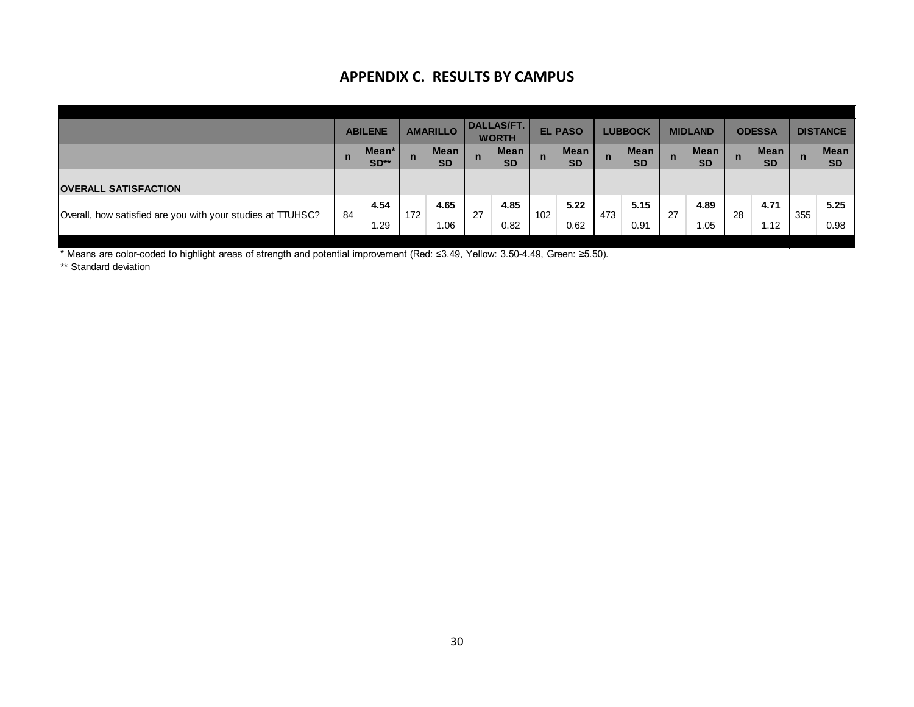## APPENDIX C. RESULTS BY CAMPUS

| | ABILENE | | AMARILLO | | DALLAS/FT. WORTH | | EL PASO | | LUBBOCK | | MIDLAND | | ODESSA | | DISTANCE | |
|---|---|---|---|---|---|---|---|---|---|---|---|---|---|---|---|---|
| | n | Mean* SD** | n | Mean SD | n | Mean SD | n | Mean SD | n | Mean SD | n | Mean SD | n | Mean SD | n | Mean SD |
| **OVERALL SATISFACTION** | | | | | | | | | | | | | | | | |
| Overall, how satisfied are you with your studies at TTUHSC? | 84 | **4.54** 1.29 | 172 | **4.65** 1.06 | 27 | **4.85** 0.82 | 102 | **5.22** 0.62 | 473 | **5.15** 0.91 | 27 | **4.89** 1.05 | 28 | **4.71** 1.12 | 355 | **5.25** 0.98 |

\* Means are color-coded to highlight areas of strength and potential improvement (Red: ≤3.49, Yellow: 3.50-4.49, Green: ≥5.50).

\*\* Standard deviation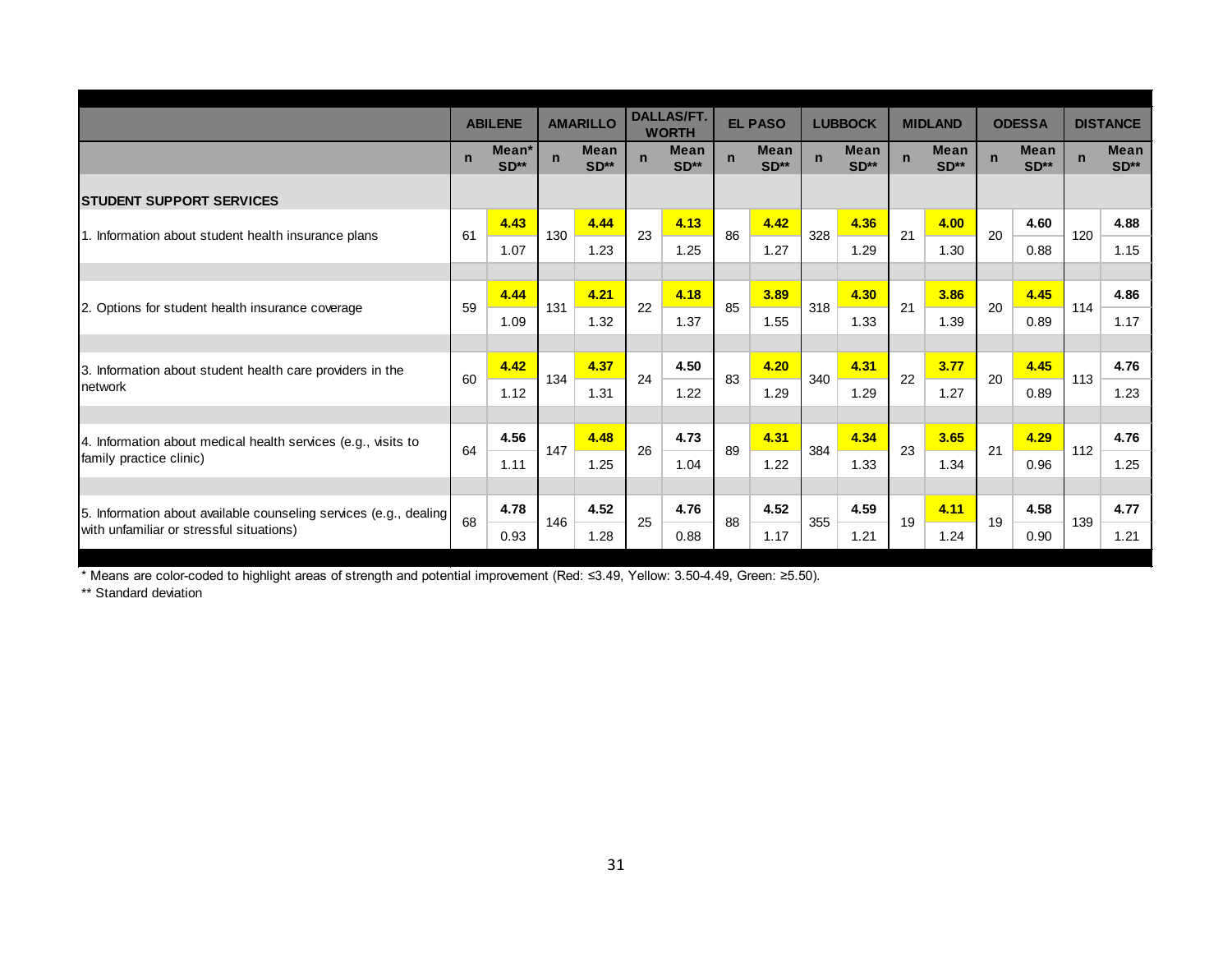| | ABILENE | | AMARILLO | | DALLAS/FT. WORTH | | EL PASO | | LUBBOCK | | MIDLAND | | ODESSA | | DISTANCE | |
|---|---|---|---|---|---|---|---|---|---|---|---|---|---|---|---|---|
| | n | Mean* SD** | n | Mean SD** | n | Mean SD** | n | Mean SD** | n | Mean SD** | n | Mean SD** | n | Mean SD** | n | Mean SD** |
| **STUDENT SUPPORT SERVICES** | | | | | | | | | | | | | | | | |
| 1. Information about student health insurance plans | 61 | 4.43 / 1.07 | 130 | 4.44 / 1.23 | 23 | 4.13 / 1.25 | 86 | 4.42 / 1.27 | 328 | 4.36 / 1.29 | 21 | 4.00 / 1.30 | 20 | 4.60 / 0.88 | 120 | 4.88 / 1.15 |
| 2. Options for student health insurance coverage | 59 | 4.44 / 1.09 | 131 | 4.21 / 1.32 | 22 | 4.18 / 1.37 | 85 | 3.89 / 1.55 | 318 | 4.30 / 1.33 | 21 | 3.86 / 1.39 | 20 | 4.45 / 0.89 | 114 | 4.86 / 1.17 |
| 3. Information about student health care providers in the network | 60 | 4.42 / 1.12 | 134 | 4.37 / 1.31 | 24 | 4.50 / 1.22 | 83 | 4.20 / 1.29 | 340 | 4.31 / 1.29 | 22 | 3.77 / 1.27 | 20 | 4.45 / 0.89 | 113 | 4.76 / 1.23 |
| 4. Information about medical health services (e.g., visits to family practice clinic) | 64 | 4.56 / 1.11 | 147 | 4.48 / 1.25 | 26 | 4.73 / 1.04 | 89 | 4.31 / 1.22 | 384 | 4.34 / 1.33 | 23 | 3.65 / 1.34 | 21 | 4.29 / 0.96 | 112 | 4.76 / 1.25 |
| 5. Information about available counseling services (e.g., dealing with unfamiliar or stressful situations) | 68 | 4.78 / 0.93 | 146 | 4.52 / 1.28 | 25 | 4.76 / 0.88 | 88 | 4.52 / 1.17 | 355 | 4.59 / 1.21 | 19 | 4.11 / 1.24 | 19 | 4.58 / 0.90 | 139 | 4.77 / 1.21 |

* Means are color-coded to highlight areas of strength and potential improvement (Red: ≤3.49, Yellow: 3.50-4.49, Green: ≥5.50).

** Standard deviation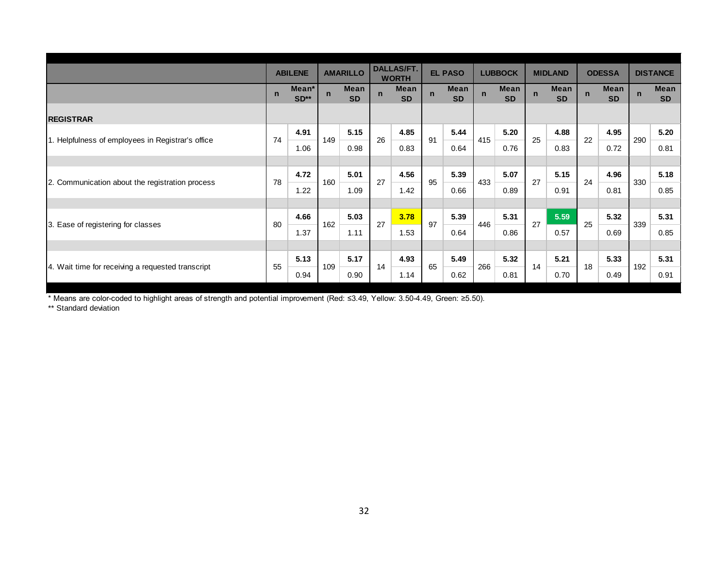| | ABILENE | | AMARILLO | | DALLAS/FT. WORTH | | EL PASO | | LUBBOCK | | MIDLAND | | ODESSA | | DISTANCE | |
|---|---|---|---|---|---|---|---|---|---|---|---|---|---|---|---|---|
| | n | Mean* SD** | n | Mean SD | n | Mean SD | n | Mean SD | n | Mean SD | n | Mean SD | n | Mean SD | n | Mean SD |
| **REGISTRAR** | | | | | | | | | | | | | | | | |
| 1. Helpfulness of employees in Registrar's office | 74 | **4.91** 1.06 | 149 | **5.15** 0.98 | 26 | **4.85** 0.83 | 91 | **5.44** 0.64 | 415 | **5.20** 0.76 | 25 | **4.88** 0.83 | 22 | **4.95** 0.72 | 290 | **5.20** 0.81 |
| 2. Communication about the registration process | 78 | **4.72** 1.22 | 160 | **5.01** 1.09 | 27 | **4.56** 1.42 | 95 | **5.39** 0.66 | 433 | **5.07** 0.89 | 27 | **5.15** 0.91 | 24 | **4.96** 0.81 | 330 | **5.18** 0.85 |
| 3. Ease of registering for classes | 80 | **4.66** 1.37 | 162 | **5.03** 1.11 | 27 | **3.78** 1.53 | 97 | **5.39** 0.64 | 446 | **5.31** 0.86 | 27 | **5.59** 0.57 | 25 | **5.32** 0.69 | 339 | **5.31** 0.85 |
| 4. Wait time for receiving a requested transcript | 55 | **5.13** 0.94 | 109 | **5.17** 0.90 | 14 | **4.93** 1.14 | 65 | **5.49** 0.62 | 266 | **5.32** 0.81 | 14 | **5.21** 0.70 | 18 | **5.33** 0.49 | 192 | **5.31** 0.91 |

\* Means are color-coded to highlight areas of strength and potential improvement (Red: ≤3.49, Yellow: 3.50-4.49, Green: ≥5.50).

\*\* Standard deviation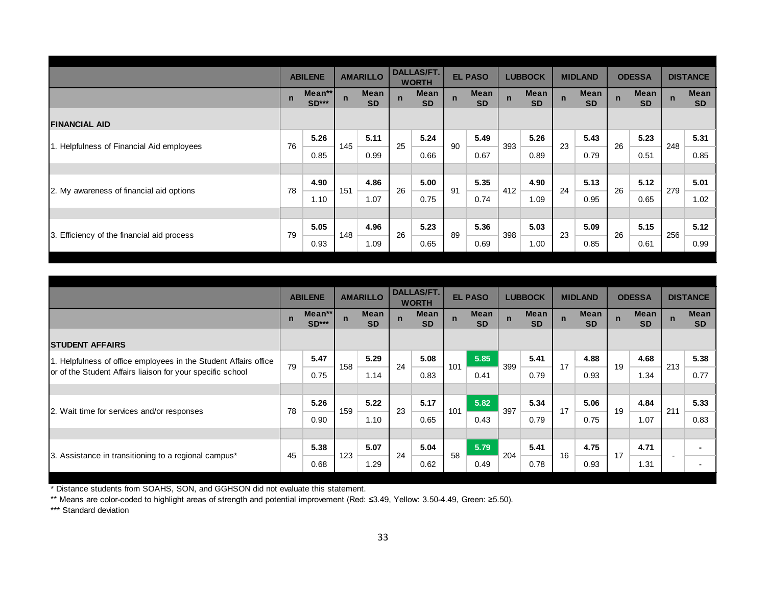| | ABILENE | | AMARILLO | | DALLAS/FT. WORTH | | EL PASO | | LUBBOCK | | MIDLAND | | ODESSA | | DISTANCE | |
|---|---|---|---|---|---|---|---|---|---|---|---|---|---|---|---|---|
| | n | Mean** SD*** | n | Mean SD | n | Mean SD | n | Mean SD | n | Mean SD | n | Mean SD | n | Mean SD | n | Mean SD |
| **FINANCIAL AID** | | | | | | | | | | | | | | | | |
| 1. Helpfulness of Financial Aid employees | 76 | **5.26** 0.85 | 145 | **5.11** 0.99 | 25 | **5.24** 0.66 | 90 | **5.49** 0.67 | 393 | **5.26** 0.89 | 23 | **5.43** 0.79 | 26 | **5.23** 0.51 | 248 | **5.31** 0.85 |
| 2. My awareness of financial aid options | 78 | **4.90** 1.10 | 151 | **4.86** 1.07 | 26 | **5.00** 0.75 | 91 | **5.35** 0.74 | 412 | **4.90** 1.09 | 24 | **5.13** 0.95 | 26 | **5.12** 0.65 | 279 | **5.01** 1.02 |
| 3. Efficiency of the financial aid process | 79 | **5.05** 0.93 | 148 | **4.96** 1.09 | 26 | **5.23** 0.65 | 89 | **5.36** 0.69 | 398 | **5.03** 1.00 | 23 | **5.09** 0.85 | 26 | **5.15** 0.61 | 256 | **5.12** 0.99 |

| | ABILENE | | AMARILLO | | DALLAS/FT. WORTH | | EL PASO | | LUBBOCK | | MIDLAND | | ODESSA | | DISTANCE | |
|---|---|---|---|---|---|---|---|---|---|---|---|---|---|---|---|---|
| | n | Mean** SD*** | n | Mean SD | n | Mean SD | n | Mean SD | n | Mean SD | n | Mean SD | n | Mean SD | n | Mean SD |
| **STUDENT AFFAIRS** | | | | | | | | | | | | | | | | |
| 1. Helpfulness of office employees in the Student Affairs office or of the Student Affairs liaison for your specific school | 79 | **5.47** 0.75 | 158 | **5.29** 1.14 | 24 | **5.08** 0.83 | 101 | **5.85** 0.41 | 399 | **5.41** 0.79 | 17 | **4.88** 0.93 | 19 | **4.68** 1.34 | 213 | **5.38** 0.77 |
| 2. Wait time for services and/or responses | 78 | **5.26** 0.90 | 159 | **5.22** 1.10 | 23 | **5.17** 0.65 | 101 | **5.82** 0.43 | 397 | **5.34** 0.79 | 17 | **5.06** 0.75 | 19 | **4.84** 1.07 | 211 | **5.33** 0.83 |
| 3. Assistance in transitioning to a regional campus* | 45 | **5.38** 0.68 | 123 | **5.07** 1.29 | 24 | **5.04** 0.62 | 58 | **5.79** 0.49 | 204 | **5.41** 0.78 | 16 | **4.75** 0.93 | 17 | **4.71** 1.31 | - | **-** - |

\* Distance students from SOAHS, SON, and GGHSON did not evaluate this statement.

** Means are color-coded to highlight areas of strength and potential improvement (Red: ≤3.49, Yellow: 3.50-4.49, Green: ≥5.50).

*** Standard deviation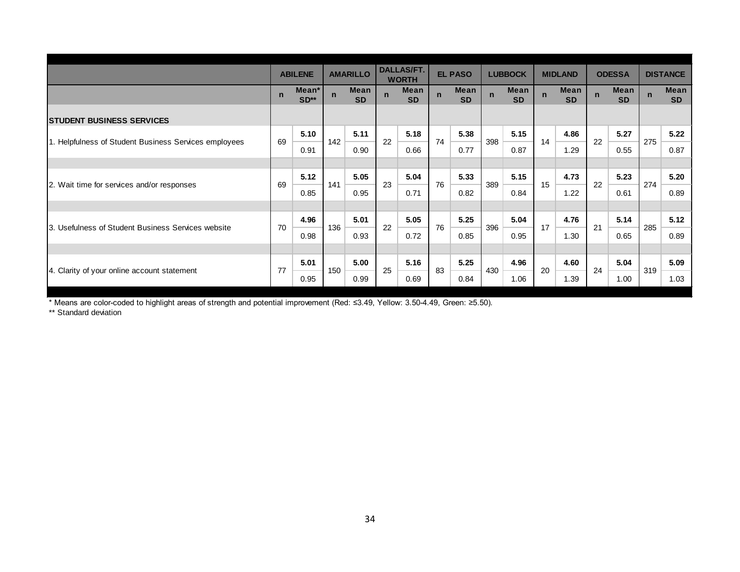| | ABILENE | | AMARILLO | | DALLAS/FT. WORTH | | EL PASO | | LUBBOCK | | MIDLAND | | ODESSA | | DISTANCE | |
|---|---|---|---|---|---|---|---|---|---|---|---|---|---|---|---|---|
| | n | Mean* SD** | n | Mean SD | n | Mean SD | n | Mean SD | n | Mean SD | n | Mean SD | n | Mean SD | n | Mean SD |
| **STUDENT BUSINESS SERVICES** | | | | | | | | | | | | | | | | |
| 1. Helpfulness of Student Business Services employees | 69 | **5.10** 0.91 | 142 | **5.11** 0.90 | 22 | **5.18** 0.66 | 74 | **5.38** 0.77 | 398 | **5.15** 0.87 | 14 | **4.86** 1.29 | 22 | **5.27** 0.55 | 275 | **5.22** 0.87 |
| 2. Wait time for services and/or responses | 69 | **5.12** 0.85 | 141 | **5.05** 0.95 | 23 | **5.04** 0.71 | 76 | **5.33** 0.82 | 389 | **5.15** 0.84 | 15 | **4.73** 1.22 | 22 | **5.23** 0.61 | 274 | **5.20** 0.89 |
| 3. Usefulness of Student Business Services website | 70 | **4.96** 0.98 | 136 | **5.01** 0.93 | 22 | **5.05** 0.72 | 76 | **5.25** 0.85 | 396 | **5.04** 0.95 | 17 | **4.76** 1.30 | 21 | **5.14** 0.65 | 285 | **5.12** 0.89 |
| 4. Clarity of your online account statement | 77 | **5.01** 0.95 | 150 | **5.00** 0.99 | 25 | **5.16** 0.69 | 83 | **5.25** 0.84 | 430 | **4.96** 1.06 | 20 | **4.60** 1.39 | 24 | **5.04** 1.00 | 319 | **5.09** 1.03 |

* Means are color-coded to highlight areas of strength and potential improvement (Red: ≤3.49, Yellow: 3.50-4.49, Green: ≥5.50).

** Standard deviation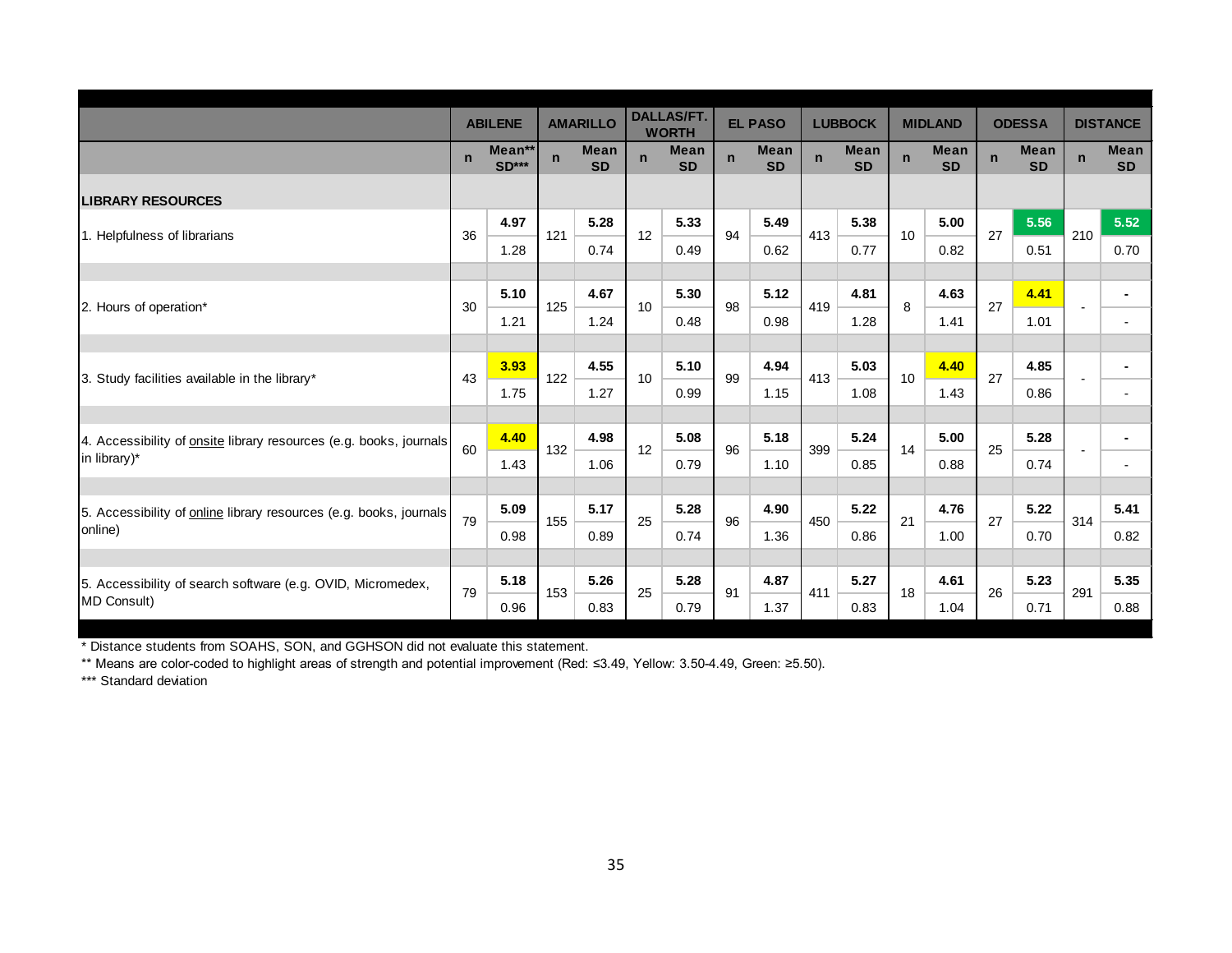| | ABILENE | | AMARILLO | | DALLAS/FT. WORTH | | EL PASO | | LUBBOCK | | MIDLAND | | ODESSA | | DISTANCE | |
|---|---|---|---|---|---|---|---|---|---|---|---|---|---|---|---|---|
| | n | Mean** SD*** | n | Mean SD | n | Mean SD | n | Mean SD | n | Mean SD | n | Mean SD | n | Mean SD | n | Mean SD |
| **LIBRARY RESOURCES** | | | | | | | | | | | | | | | | |
| 1. Helpfulness of librarians | 36 | **4.97** 1.28 | 121 | **5.28** 0.74 | 12 | **5.33** 0.49 | 94 | **5.49** 0.62 | 413 | **5.38** 0.77 | 10 | **5.00** 0.82 | 27 | **5.56** 0.51 | 210 | **5.52** 0.70 |
| 2. Hours of operation* | 30 | **5.10** 1.21 | 125 | **4.67** 1.24 | 10 | **5.30** 0.48 | 98 | **5.12** 0.98 | 419 | **4.81** 1.28 | 8 | **4.63** 1.41 | 27 | **4.41** 1.01 | - | - - |
| 3. Study facilities available in the library* | 43 | **3.93** 1.75 | 122 | **4.55** 1.27 | 10 | **5.10** 0.99 | 99 | **4.94** 1.15 | 413 | **5.03** 1.08 | 10 | **4.40** 1.43 | 27 | **4.85** 0.86 | - | - - |
| 4. Accessibility of onsite library resources (e.g. books, journals in library)* | 60 | **4.40** 1.43 | 132 | **4.98** 1.06 | 12 | **5.08** 0.79 | 96 | **5.18** 1.10 | 399 | **5.24** 0.85 | 14 | **5.00** 0.88 | 25 | **5.28** 0.74 | - | - - |
| 5. Accessibility of online library resources (e.g. books, journals online) | 79 | **5.09** 0.98 | 155 | **5.17** 0.89 | 25 | **5.28** 0.74 | 96 | **4.90** 1.36 | 450 | **5.22** 0.86 | 21 | **4.76** 1.00 | 27 | **5.22** 0.70 | 314 | **5.41** 0.82 |
| 5. Accessibility of search software (e.g. OVID, Micromedex, MD Consult) | 79 | **5.18** 0.96 | 153 | **5.26** 0.83 | 25 | **5.28** 0.79 | 91 | **4.87** 1.37 | 411 | **5.27** 0.83 | 18 | **4.61** 1.04 | 26 | **5.23** 0.71 | 291 | **5.35** 0.88 |

\* Distance students from SOAHS, SON, and GGHSON did not evaluate this statement.

** Means are color-coded to highlight areas of strength and potential improvement (Red: ≤3.49, Yellow: 3.50-4.49, Green: ≥5.50).

*** Standard deviation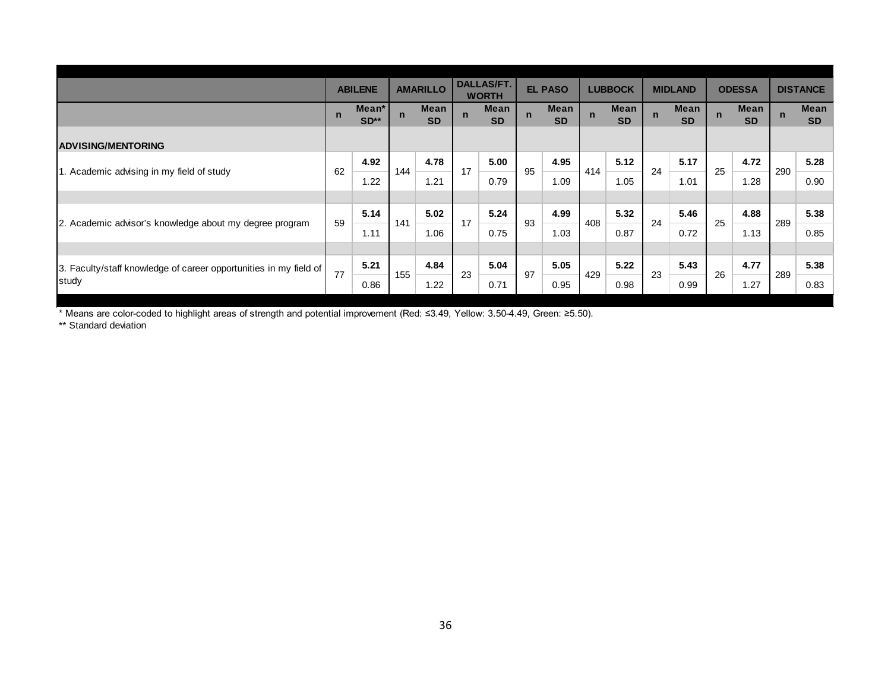| | ABILENE | | AMARILLO | | DALLAS/FT. WORTH | | EL PASO | | LUBBOCK | | MIDLAND | | ODESSA | | DISTANCE | |
|---|---|---|---|---|---|---|---|---|---|---|---|---|---|---|---|---|
| | n | Mean* SD** | n | Mean SD | n | Mean SD | n | Mean SD | n | Mean SD | n | Mean SD | n | Mean SD | n | Mean SD |
| **ADVISING/MENTORING** | | | | | | | | | | | | | | | | |
| 1. Academic advising in my field of study | 62 | **4.92** 1.22 | 144 | **4.78** 1.21 | 17 | **5.00** 0.79 | 95 | **4.95** 1.09 | 414 | **5.12** 1.05 | 24 | **5.17** 1.01 | 25 | **4.72** 1.28 | 290 | **5.28** 0.90 |
| 2. Academic advisor's knowledge about my degree program | 59 | **5.14** 1.11 | 141 | **5.02** 1.06 | 17 | **5.24** 0.75 | 93 | **4.99** 1.03 | 408 | **5.32** 0.87 | 24 | **5.46** 0.72 | 25 | **4.88** 1.13 | 289 | **5.38** 0.85 |
| 3. Faculty/staff knowledge of career opportunities in my field of study | 77 | **5.21** 0.86 | 155 | **4.84** 1.22 | 23 | **5.04** 0.71 | 97 | **5.05** 0.95 | 429 | **5.22** 0.98 | 23 | **5.43** 0.99 | 26 | **4.77** 1.27 | 289 | **5.38** 0.83 |

* Means are color-coded to highlight areas of strength and potential improvement (Red: ≤3.49, Yellow: 3.50-4.49, Green: ≥5.50).

** Standard deviation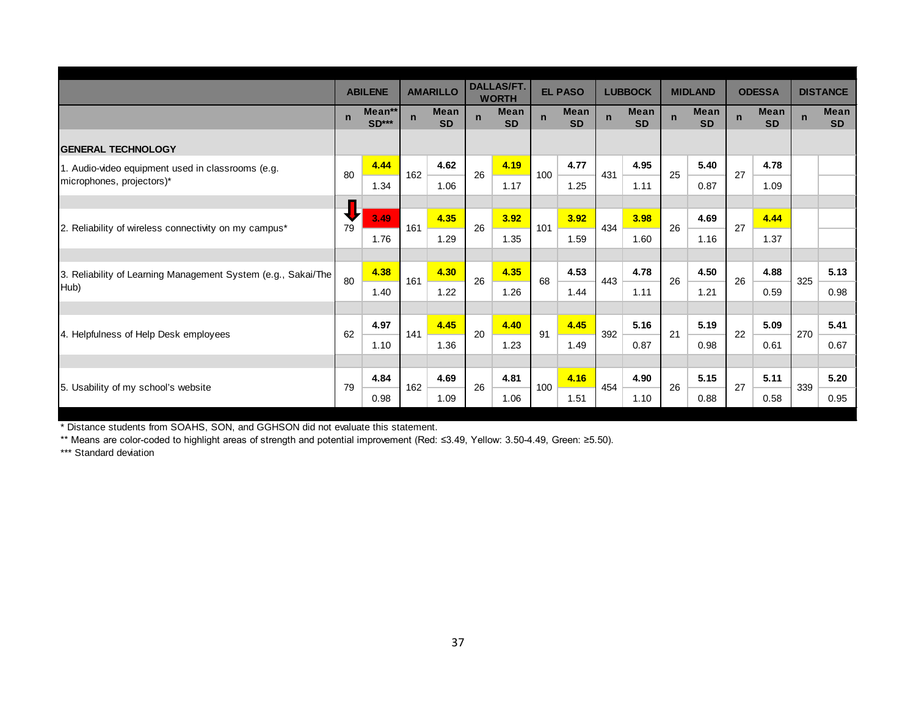| | ABILENE | | AMARILLO | | DALLAS/FT. WORTH | | EL PASO | | LUBBOCK | | MIDLAND | | ODESSA | | DISTANCE | |
|---|---|---|---|---|---|---|---|---|---|---|---|---|---|---|---|---|
| | n | Mean** SD*** | n | Mean SD | n | Mean SD | n | Mean SD | n | Mean SD | n | Mean SD | n | Mean SD | n | Mean SD |
| **GENERAL TECHNOLOGY** | | | | | | | | | | | | | | | | |
| 1. Audio-video equipment used in classrooms (e.g. microphones, projectors)* | 80 | **4.44** 1.34 | 162 | **4.62** 1.06 | 26 | **4.19** 1.17 | 100 | **4.77** 1.25 | 431 | **4.95** 1.11 | 25 | **5.40** 0.87 | 27 | **4.78** 1.09 | | |
| 2. Reliability of wireless connectivity on my campus* | 79 | **3.49** 1.76 | 161 | **4.35** 1.29 | 26 | **3.92** 1.35 | 101 | **3.92** 1.59 | 434 | **3.98** 1.60 | 26 | **4.69** 1.16 | 27 | **4.44** 1.37 | | |
| 3. Reliability of Learning Management System (e.g., Sakai/The Hub) | 80 | **4.38** 1.40 | 161 | **4.30** 1.22 | 26 | **4.35** 1.26 | 68 | **4.53** 1.44 | 443 | **4.78** 1.11 | 26 | **4.50** 1.21 | 26 | **4.88** 0.59 | 325 | **5.13** 0.98 |
| 4. Helpfulness of Help Desk employees | 62 | **4.97** 1.10 | 141 | **4.45** 1.36 | 20 | **4.40** 1.23 | 91 | **4.45** 1.49 | 392 | **5.16** 0.87 | 21 | **5.19** 0.98 | 22 | **5.09** 0.61 | 270 | **5.41** 0.67 |
| 5. Usability of my school's website | 79 | **4.84** 0.98 | 162 | **4.69** 1.09 | 26 | **4.81** 1.06 | 100 | **4.16** 1.51 | 454 | **4.90** 1.10 | 26 | **5.15** 0.88 | 27 | **5.11** 0.58 | 339 | **5.20** 0.95 |

* Distance students from SOAHS, SON, and GGHSON did not evaluate this statement.

** Means are color-coded to highlight areas of strength and potential improvement (Red: ≤3.49, Yellow: 3.50-4.49, Green: ≥5.50).

*** Standard deviation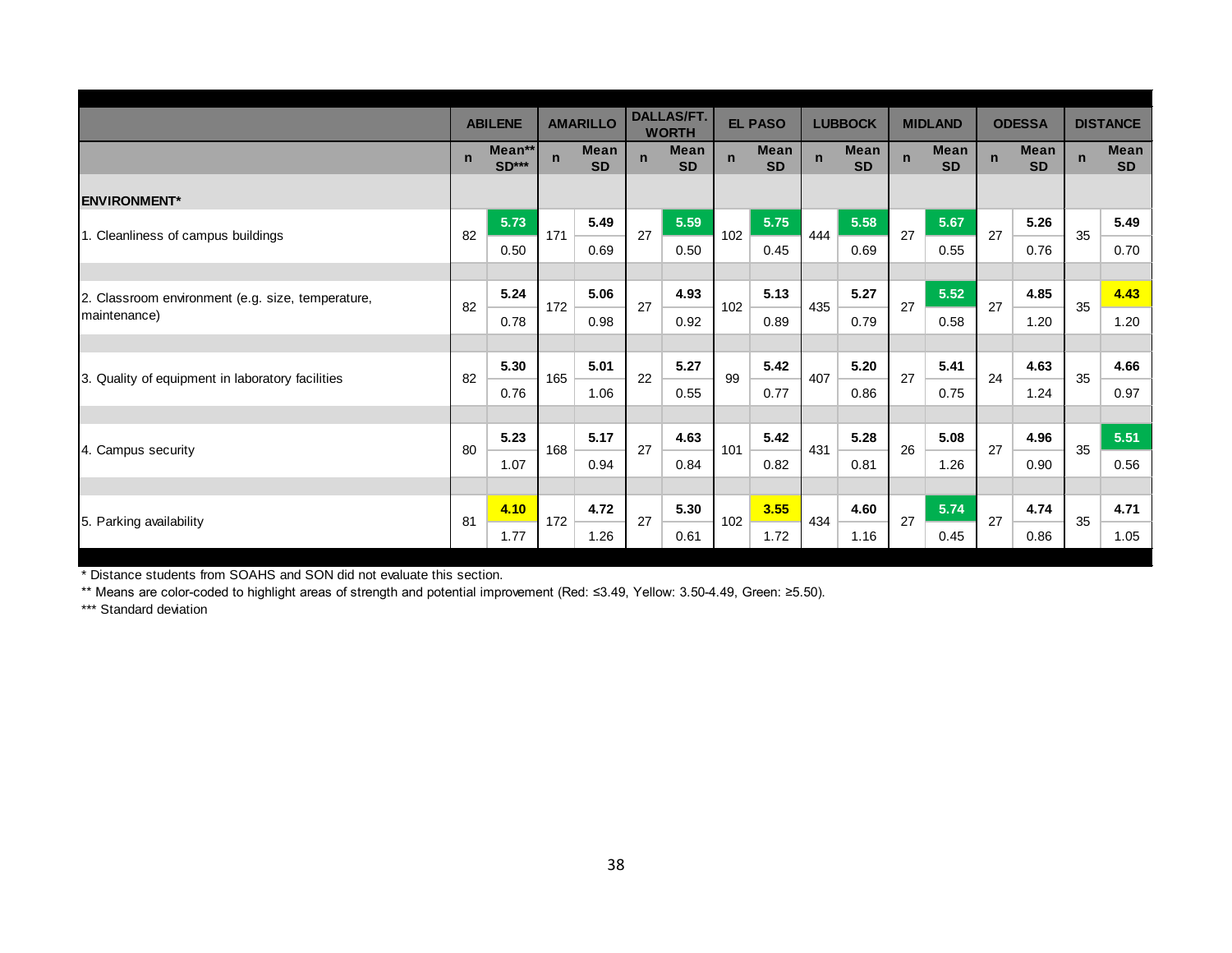| | ABILENE | | AMARILLO | | DALLAS/FT. WORTH | | EL PASO | | LUBBOCK | | MIDLAND | | ODESSA | | DISTANCE | |
|---|---|---|---|---|---|---|---|---|---|---|---|---|---|---|---|---|
| | n | Mean** SD*** | n | Mean SD | n | Mean SD | n | Mean SD | n | Mean SD | n | Mean SD | n | Mean SD | n | Mean SD |
| **ENVIRONMENT*** | | | | | | | | | | | | | | | | |
| 1. Cleanliness of campus buildings | 82 | 5.73 | 171 | 5.49 | 27 | 5.59 | 102 | 5.75 | 444 | 5.58 | 27 | 5.67 | 27 | 5.26 | 35 | 5.49 |
| | | 0.50 | | 0.69 | | 0.50 | | 0.45 | | 0.69 | | 0.55 | | 0.76 | | 0.70 |
| 2. Classroom environment (e.g. size, temperature, maintenance) | 82 | 5.24 | 172 | 5.06 | 27 | 4.93 | 102 | 5.13 | 435 | 5.27 | 27 | 5.52 | 27 | 4.85 | 35 | 4.43 |
| | | 0.78 | | 0.98 | | 0.92 | | 0.89 | | 0.79 | | 0.58 | | 1.20 | | 1.20 |
| 3. Quality of equipment in laboratory facilities | 82 | 5.30 | 165 | 5.01 | 22 | 5.27 | 99 | 5.42 | 407 | 5.20 | 27 | 5.41 | 24 | 4.63 | 35 | 4.66 |
| | | 0.76 | | 1.06 | | 0.55 | | 0.77 | | 0.86 | | 0.75 | | 1.24 | | 0.97 |
| 4. Campus security | 80 | 5.23 | 168 | 5.17 | 27 | 4.63 | 101 | 5.42 | 431 | 5.28 | 26 | 5.08 | 27 | 4.96 | 35 | 5.51 |
| | | 1.07 | | 0.94 | | 0.84 | | 0.82 | | 0.81 | | 1.26 | | 0.90 | | 0.56 |
| 5. Parking availability | 81 | 4.10 | 172 | 4.72 | 27 | 5.30 | 102 | 3.55 | 434 | 4.60 | 27 | 5.74 | 27 | 4.74 | 35 | 4.71 |
| | | 1.77 | | 1.26 | | 0.61 | | 1.72 | | 1.16 | | 0.45 | | 0.86 | | 1.05 |

\* Distance students from SOAHS and SON did not evaluate this section.

** Means are color-coded to highlight areas of strength and potential improvement (Red: ≤3.49, Yellow: 3.50-4.49, Green: ≥5.50).

*** Standard deviation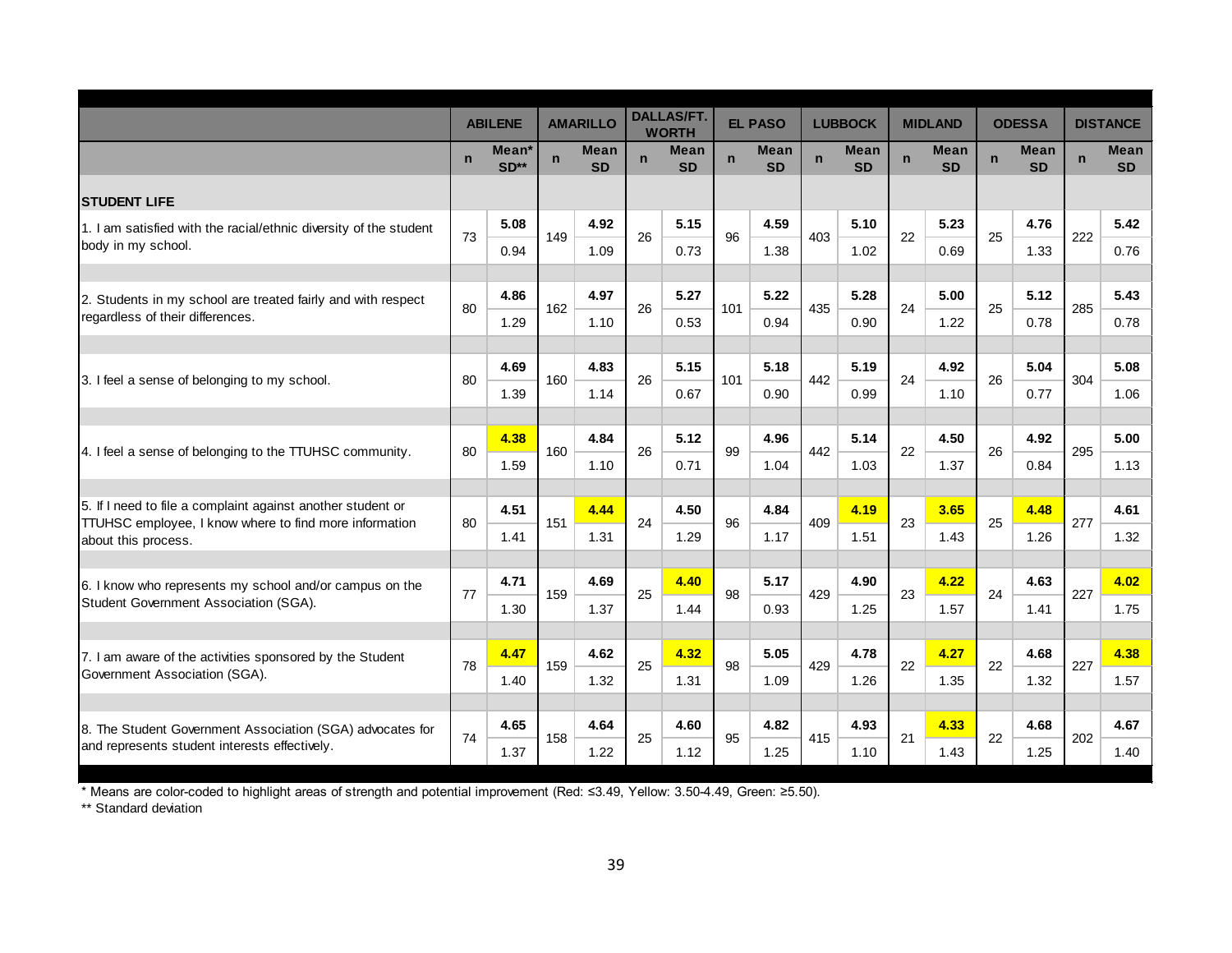| | ABILENE | | AMARILLO | | DALLAS/FT. WORTH | | EL PASO | | LUBBOCK | | MIDLAND | | ODESSA | | DISTANCE | |
|---|---|---|---|---|---|---|---|---|---|---|---|---|---|---|---|---|
| | n | Mean* SD** | n | Mean SD | n | Mean SD | n | Mean SD | n | Mean SD | n | Mean SD | n | Mean SD | n | Mean SD |
| **STUDENT LIFE** | | | | | | | | | | | | | | | | |
| 1. I am satisfied with the racial/ethnic diversity of the student body in my school. | 73 | **5.08** | 149 | **4.92** | 26 | **5.15** | 96 | **4.59** | 403 | **5.10** | 22 | **5.23** | 25 | **4.76** | 222 | **5.42** |
| | | 0.94 | | 1.09 | | 0.73 | | 1.38 | | 1.02 | | 0.69 | | 1.33 | | 0.76 |
| 2. Students in my school are treated fairly and with respect regardless of their differences. | 80 | **4.86** | 162 | **4.97** | 26 | **5.27** | 101 | **5.22** | 435 | **5.28** | 24 | **5.00** | 25 | **5.12** | 285 | **5.43** |
| | | 1.29 | | 1.10 | | 0.53 | | 0.94 | | 0.90 | | 1.22 | | 0.78 | | 0.78 |
| 3. I feel a sense of belonging to my school. | 80 | **4.69** | 160 | **4.83** | 26 | **5.15** | 101 | **5.18** | 442 | **5.19** | 24 | **4.92** | 26 | **5.04** | 304 | **5.08** |
| | | 1.39 | | 1.14 | | 0.67 | | 0.90 | | 0.99 | | 1.10 | | 0.77 | | 1.06 |
| 4. I feel a sense of belonging to the TTUHSC community. | 80 | **4.38** | 160 | **4.84** | 26 | **5.12** | 99 | **4.96** | 442 | **5.14** | 22 | **4.50** | 26 | **4.92** | 295 | **5.00** |
| | | 1.59 | | 1.10 | | 0.71 | | 1.04 | | 1.03 | | 1.37 | | 0.84 | | 1.13 |
| 5. If I need to file a complaint against another student or TTUHSC employee, I know where to find more information about this process. | 80 | **4.51** | 151 | **4.44** | 24 | **4.50** | 96 | **4.84** | 409 | **4.19** | 23 | **3.65** | 25 | **4.48** | 277 | **4.61** |
| | | 1.41 | | 1.31 | | 1.29 | | 1.17 | | 1.51 | | 1.43 | | 1.26 | | 1.32 |
| 6. I know who represents my school and/or campus on the Student Government Association (SGA). | 77 | **4.71** | 159 | **4.69** | 25 | **4.40** | 98 | **5.17** | 429 | **4.90** | 23 | **4.22** | 24 | **4.63** | 227 | **4.02** |
| | | 1.30 | | 1.37 | | 1.44 | | 0.93 | | 1.25 | | 1.57 | | 1.41 | | 1.75 |
| 7. I am aware of the activities sponsored by the Student Government Association (SGA). | 78 | **4.47** | 159 | **4.62** | 25 | **4.32** | 98 | **5.05** | 429 | **4.78** | 22 | **4.27** | 22 | **4.68** | 227 | **4.38** |
| | | 1.40 | | 1.32 | | 1.31 | | 1.09 | | 1.26 | | 1.35 | | 1.32 | | 1.57 |
| 8. The Student Government Association (SGA) advocates for and represents student interests effectively. | 74 | **4.65** | 158 | **4.64** | 25 | **4.60** | 95 | **4.82** | 415 | **4.93** | 21 | **4.33** | 22 | **4.68** | 202 | **4.67** |
| | | 1.37 | | 1.22 | | 1.12 | | 1.25 | | 1.10 | | 1.43 | | 1.25 | | 1.40 |

* Means are color-coded to highlight areas of strength and potential improvement (Red: ≤3.49, Yellow: 3.50-4.49, Green: ≥5.50).

** Standard deviation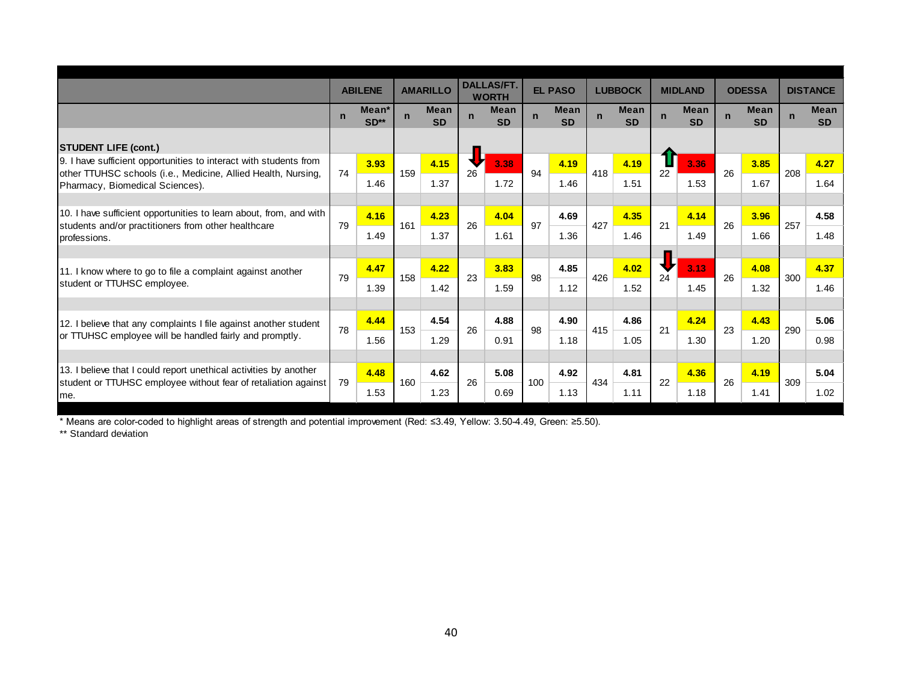| | ABILENE | | AMARILLO | | DALLAS/FT. WORTH | | EL PASO | | LUBBOCK | | MIDLAND | | ODESSA | | DISTANCE | |
|---|---|---|---|---|---|---|---|---|---|---|---|---|---|---|---|---|
| | n | Mean* SD** | n | Mean SD | n | Mean SD | n | Mean SD | n | Mean SD | n | Mean SD | n | Mean SD | n | Mean SD |
| **STUDENT LIFE (cont.)** | | | | | | | | | | | | | | | | |
| 9. I have sufficient opportunities to interact with students from other TTUHSC schools (i.e., Medicine, Allied Health, Nursing, Pharmacy, Biomedical Sciences). | 74 | 3.93<br>1.46 | 159 | 4.15<br>1.37 | 26 | 3.38<br>1.72 | 94 | 4.19<br>1.46 | 418 | 4.19<br>1.51 | 22 | 3.36<br>1.53 | 26 | 3.85<br>1.67 | 208 | 4.27<br>1.64 |
| 10. I have sufficient opportunities to learn about, from, and with students and/or practitioners from other healthcare professions. | 79 | 4.16<br>1.49 | 161 | 4.23<br>1.37 | 26 | 4.04<br>1.61 | 97 | 4.69<br>1.36 | 427 | 4.35<br>1.46 | 21 | 4.14<br>1.49 | 26 | 3.96<br>1.66 | 257 | 4.58<br>1.48 |
| 11. I know where to go to file a complaint against another student or TTUHSC employee. | 79 | 4.47<br>1.39 | 158 | 4.22<br>1.42 | 23 | 3.83<br>1.59 | 98 | 4.85<br>1.12 | 426 | 4.02<br>1.52 | 24 | 3.13<br>1.45 | 26 | 4.08<br>1.32 | 300 | 4.37<br>1.46 |
| 12. I believe that any complaints I file against another student or TTUHSC employee will be handled fairly and promptly. | 78 | 4.44<br>1.56 | 153 | 4.54<br>1.29 | 26 | 4.88<br>0.91 | 98 | 4.90<br>1.18 | 415 | 4.86<br>1.05 | 21 | 4.24<br>1.30 | 23 | 4.43<br>1.20 | 290 | 5.06<br>0.98 |
| 13. I believe that I could report unethical activities by another student or TTUHSC employee without fear of retaliation against me. | 79 | 4.48<br>1.53 | 160 | 4.62<br>1.23 | 26 | 5.08<br>0.69 | 100 | 4.92<br>1.13 | 434 | 4.81<br>1.11 | 22 | 4.36<br>1.18 | 26 | 4.19<br>1.41 | 309 | 5.04<br>1.02 |

\* Means are color-coded to highlight areas of strength and potential improvement (Red: ≤3.49, Yellow: 3.50-4.49, Green: ≥5.50).

\*\* Standard deviation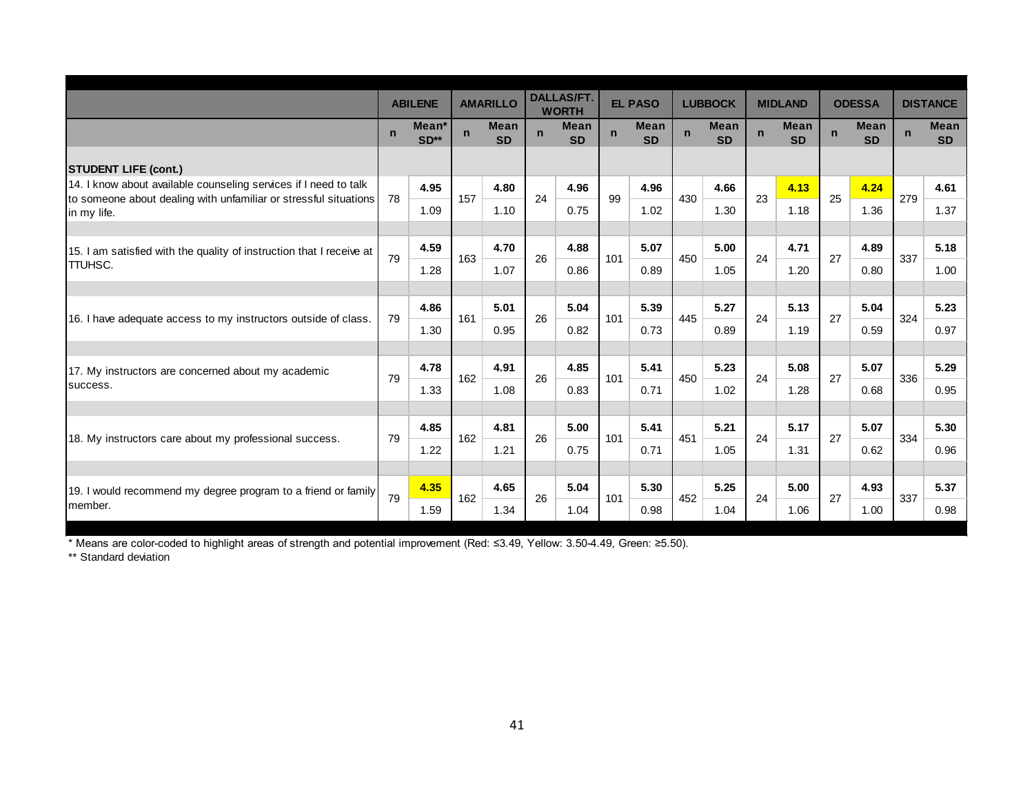| | ABILENE | | AMARILLO | | DALLAS/FT. WORTH | | EL PASO | | LUBBOCK | | MIDLAND | | ODESSA | | DISTANCE | |
|---|---|---|---|---|---|---|---|---|---|---|---|---|---|---|---|---|
| | n | Mean* SD** | n | Mean SD | n | Mean SD | n | Mean SD | n | Mean SD | n | Mean SD | n | Mean SD | n | Mean SD |
| **STUDENT LIFE (cont.)** | | | | | | | | | | | | | | | | |
| 14. I know about available counseling services if I need to talk to someone about dealing with unfamiliar or stressful situations in my life. | 78 | **4.95** | 157 | **4.80** | 24 | **4.96** | 99 | **4.96** | 430 | **4.66** | 23 | **4.13** | 25 | **4.24** | 279 | **4.61** |
| | | 1.09 | | 1.10 | | 0.75 | | 1.02 | | 1.30 | | 1.18 | | 1.36 | | 1.37 |
| 15. I am satisfied with the quality of instruction that I receive at TTUHSC. | 79 | **4.59** | 163 | **4.70** | 26 | **4.88** | 101 | **5.07** | 450 | **5.00** | 24 | **4.71** | 27 | **4.89** | 337 | **5.18** |
| | | 1.28 | | 1.07 | | 0.86 | | 0.89 | | 1.05 | | 1.20 | | 0.80 | | 1.00 |
| 16. I have adequate access to my instructors outside of class. | 79 | **4.86** | 161 | **5.01** | 26 | **5.04** | 101 | **5.39** | 445 | **5.27** | 24 | **5.13** | 27 | **5.04** | 324 | **5.23** |
| | | 1.30 | | 0.95 | | 0.82 | | 0.73 | | 0.89 | | 1.19 | | 0.59 | | 0.97 |
| 17. My instructors are concerned about my academic success. | 79 | **4.78** | 162 | **4.91** | 26 | **4.85** | 101 | **5.41** | 450 | **5.23** | 24 | **5.08** | 27 | **5.07** | 336 | **5.29** |
| | | 1.33 | | 1.08 | | 0.83 | | 0.71 | | 1.02 | | 1.28 | | 0.68 | | 0.95 |
| 18. My instructors care about my professional success. | 79 | **4.85** | 162 | **4.81** | 26 | **5.00** | 101 | **5.41** | 451 | **5.21** | 24 | **5.17** | 27 | **5.07** | 334 | **5.30** |
| | | 1.22 | | 1.21 | | 0.75 | | 0.71 | | 1.05 | | 1.31 | | 0.62 | | 0.96 |
| 19. I would recommend my degree program to a friend or family member. | 79 | **4.35** | 162 | **4.65** | 26 | **5.04** | 101 | **5.30** | 452 | **5.25** | 24 | **5.00** | 27 | **4.93** | 337 | **5.37** |
| | | 1.59 | | 1.34 | | 1.04 | | 0.98 | | 1.04 | | 1.06 | | 1.00 | | 0.98 |

* Means are color-coded to highlight areas of strength and potential improvement (Red: ≤3.49, Yellow: 3.50-4.49, Green: ≥5.50).

** Standard deviation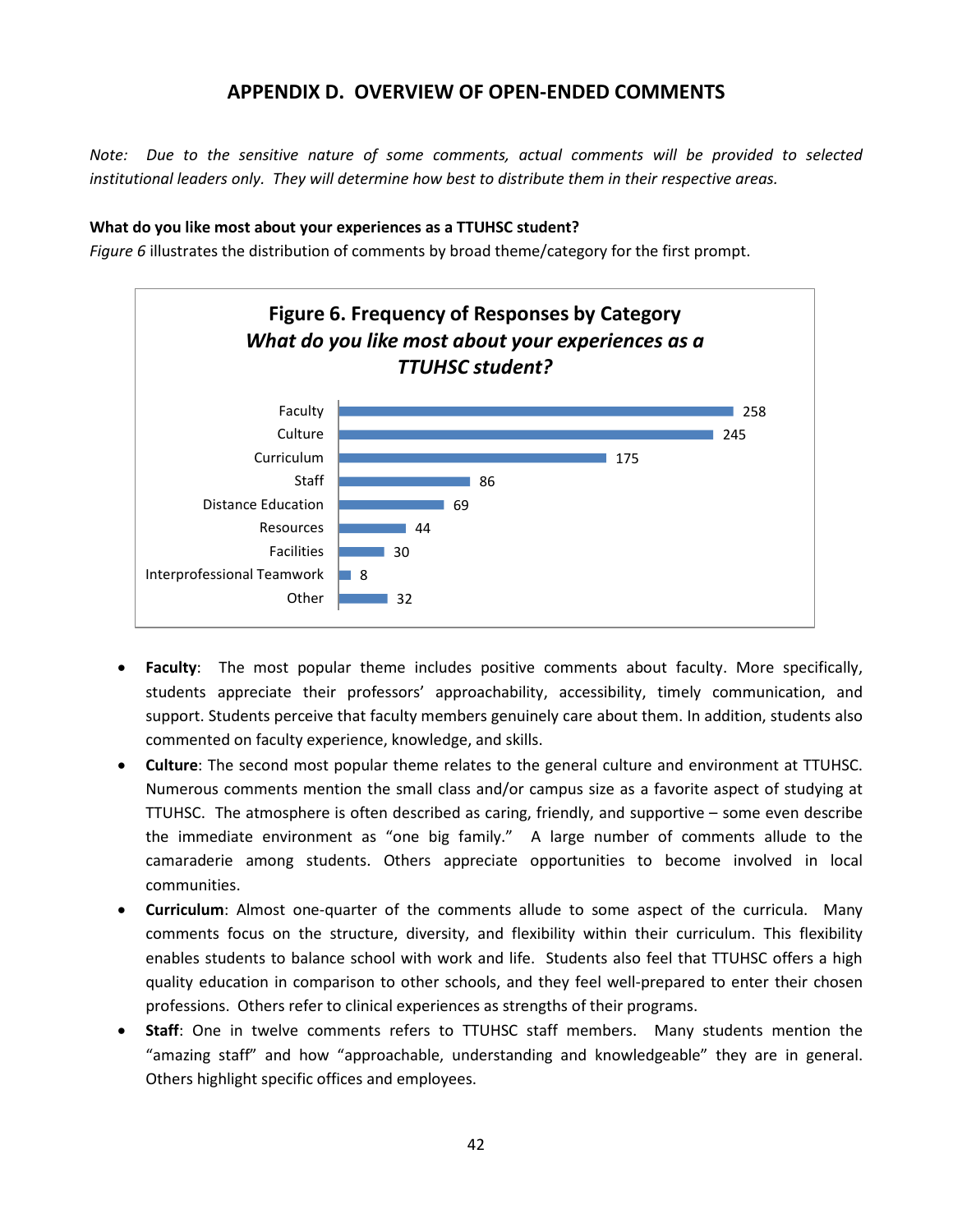# APPENDIX D. OVERVIEW OF OPEN-ENDED COMMENTS

*Note: Due to the sensitive nature of some comments, actual comments will be provided to selected institutional leaders only. They will determine how best to distribute them in their respective areas.*

**What do you like most about your experiences as a TTUHSC student?**

*Figure 6* illustrates the distribution of comments by broad theme/category for the first prompt.

**Figure 6. Frequency of Responses by Category**
***What do you like most about your experiences as a TTUHSC student?***

| Category | Frequency |
|---|---|
| Faculty | 258 |
| Culture | 245 |
| Curriculum | 175 |
| Staff | 86 |
| Distance Education | 69 |
| Resources | 44 |
| Facilities | 30 |
| Interprofessional Teamwork | 8 |
| Other | 32 |

- **Faculty**: The most popular theme includes positive comments about faculty. More specifically, students appreciate their professors' approachability, accessibility, timely communication, and support. Students perceive that faculty members genuinely care about them. In addition, students also commented on faculty experience, knowledge, and skills.
- **Culture**: The second most popular theme relates to the general culture and environment at TTUHSC. Numerous comments mention the small class and/or campus size as a favorite aspect of studying at TTUHSC. The atmosphere is often described as caring, friendly, and supportive – some even describe the immediate environment as "one big family." A large number of comments allude to the camaraderie among students. Others appreciate opportunities to become involved in local communities.
- **Curriculum**: Almost one-quarter of the comments allude to some aspect of the curricula. Many comments focus on the structure, diversity, and flexibility within their curriculum. This flexibility enables students to balance school with work and life. Students also feel that TTUHSC offers a high quality education in comparison to other schools, and they feel well-prepared to enter their chosen professions. Others refer to clinical experiences as strengths of their programs.
- **Staff**: One in twelve comments refers to TTUHSC staff members. Many students mention the "amazing staff" and how "approachable, understanding and knowledgeable" they are in general. Others highlight specific offices and employees.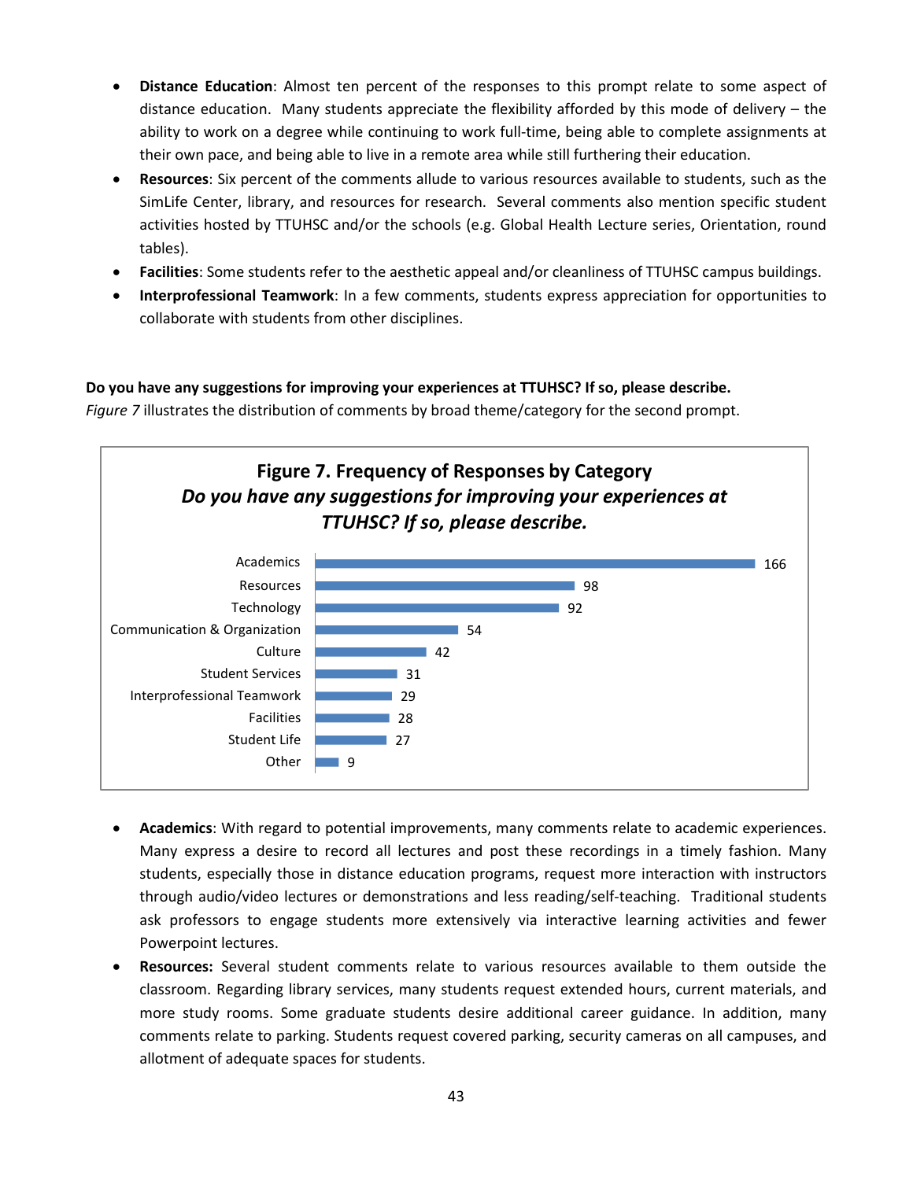- **Distance Education**: Almost ten percent of the responses to this prompt relate to some aspect of distance education. Many students appreciate the flexibility afforded by this mode of delivery – the ability to work on a degree while continuing to work full-time, being able to complete assignments at their own pace, and being able to live in a remote area while still furthering their education.
- **Resources**: Six percent of the comments allude to various resources available to students, such as the SimLife Center, library, and resources for research. Several comments also mention specific student activities hosted by TTUHSC and/or the schools (e.g. Global Health Lecture series, Orientation, round tables).
- **Facilities**: Some students refer to the aesthetic appeal and/or cleanliness of TTUHSC campus buildings.
- **Interprofessional Teamwork**: In a few comments, students express appreciation for opportunities to collaborate with students from other disciplines.

**Do you have any suggestions for improving your experiences at TTUHSC? If so, please describe.**
*Figure 7* illustrates the distribution of comments by broad theme/category for the second prompt.

**Figure 7. Frequency of Responses by Category**
***Do you have any suggestions for improving your experiences at TTUHSC? If so, please describe.***

| Category | Frequency |
|---|---|
| Academics | 166 |
| Resources | 98 |
| Technology | 92 |
| Communication & Organization | 54 |
| Culture | 42 |
| Student Services | 31 |
| Interprofessional Teamwork | 29 |
| Facilities | 28 |
| Student Life | 27 |
| Other | 9 |

- **Academics**: With regard to potential improvements, many comments relate to academic experiences. Many express a desire to record all lectures and post these recordings in a timely fashion. Many students, especially those in distance education programs, request more interaction with instructors through audio/video lectures or demonstrations and less reading/self-teaching. Traditional students ask professors to engage students more extensively via interactive learning activities and fewer Powerpoint lectures.
- **Resources:** Several student comments relate to various resources available to them outside the classroom. Regarding library services, many students request extended hours, current materials, and more study rooms. Some graduate students desire additional career guidance. In addition, many comments relate to parking. Students request covered parking, security cameras on all campuses, and allotment of adequate spaces for students.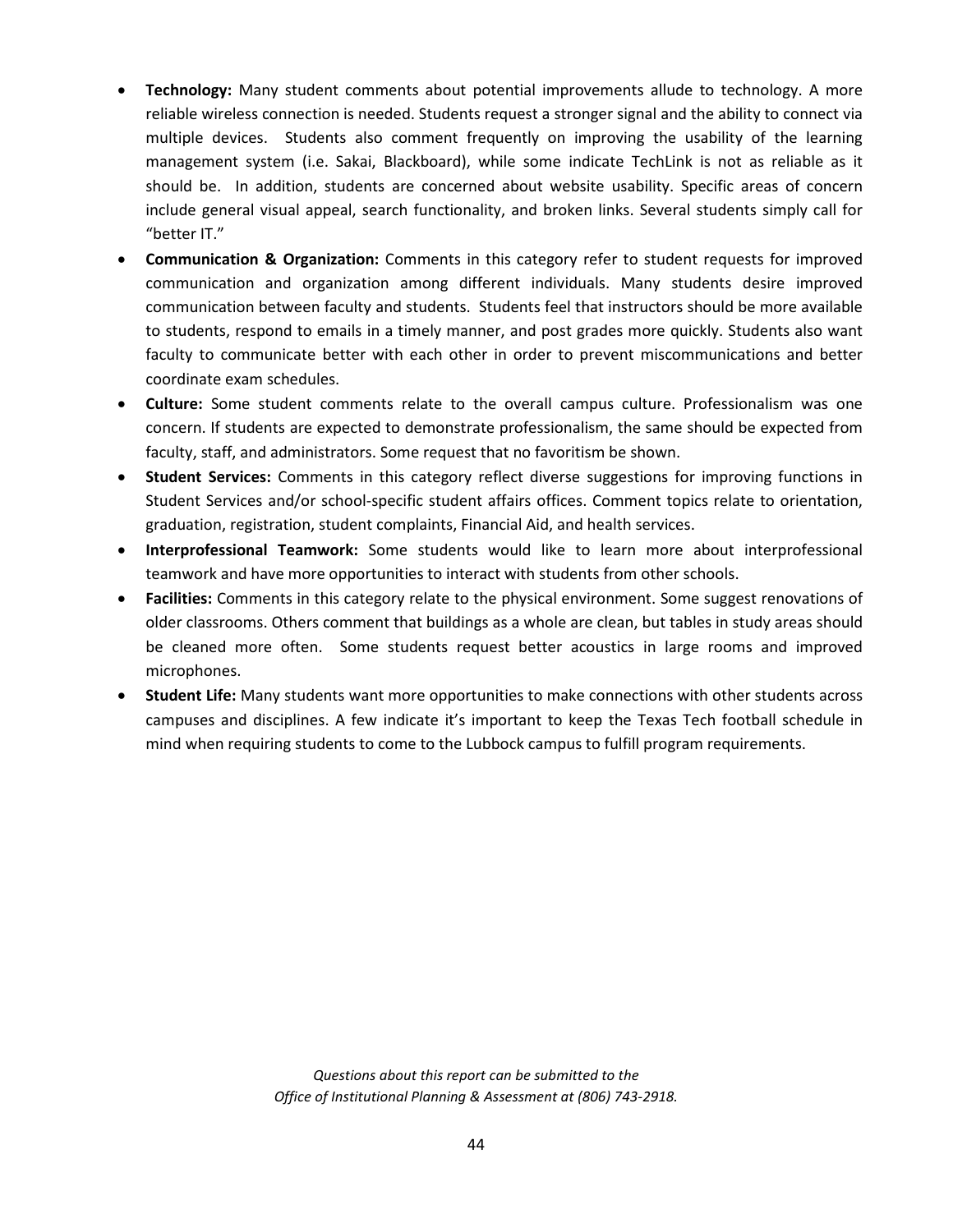- **Technology:** Many student comments about potential improvements allude to technology. A more reliable wireless connection is needed. Students request a stronger signal and the ability to connect via multiple devices. Students also comment frequently on improving the usability of the learning management system (i.e. Sakai, Blackboard), while some indicate TechLink is not as reliable as it should be. In addition, students are concerned about website usability. Specific areas of concern include general visual appeal, search functionality, and broken links. Several students simply call for "better IT."
- **Communication & Organization:** Comments in this category refer to student requests for improved communication and organization among different individuals. Many students desire improved communication between faculty and students. Students feel that instructors should be more available to students, respond to emails in a timely manner, and post grades more quickly. Students also want faculty to communicate better with each other in order to prevent miscommunications and better coordinate exam schedules.
- **Culture:** Some student comments relate to the overall campus culture. Professionalism was one concern. If students are expected to demonstrate professionalism, the same should be expected from faculty, staff, and administrators. Some request that no favoritism be shown.
- **Student Services:** Comments in this category reflect diverse suggestions for improving functions in Student Services and/or school-specific student affairs offices. Comment topics relate to orientation, graduation, registration, student complaints, Financial Aid, and health services.
- **Interprofessional Teamwork:** Some students would like to learn more about interprofessional teamwork and have more opportunities to interact with students from other schools.
- **Facilities:** Comments in this category relate to the physical environment. Some suggest renovations of older classrooms. Others comment that buildings as a whole are clean, but tables in study areas should be cleaned more often. Some students request better acoustics in large rooms and improved microphones.
- **Student Life:** Many students want more opportunities to make connections with other students across campuses and disciplines. A few indicate it's important to keep the Texas Tech football schedule in mind when requiring students to come to the Lubbock campus to fulfill program requirements.

*Questions about this report can be submitted to the Office of Institutional Planning & Assessment at (806) 743-2918.*